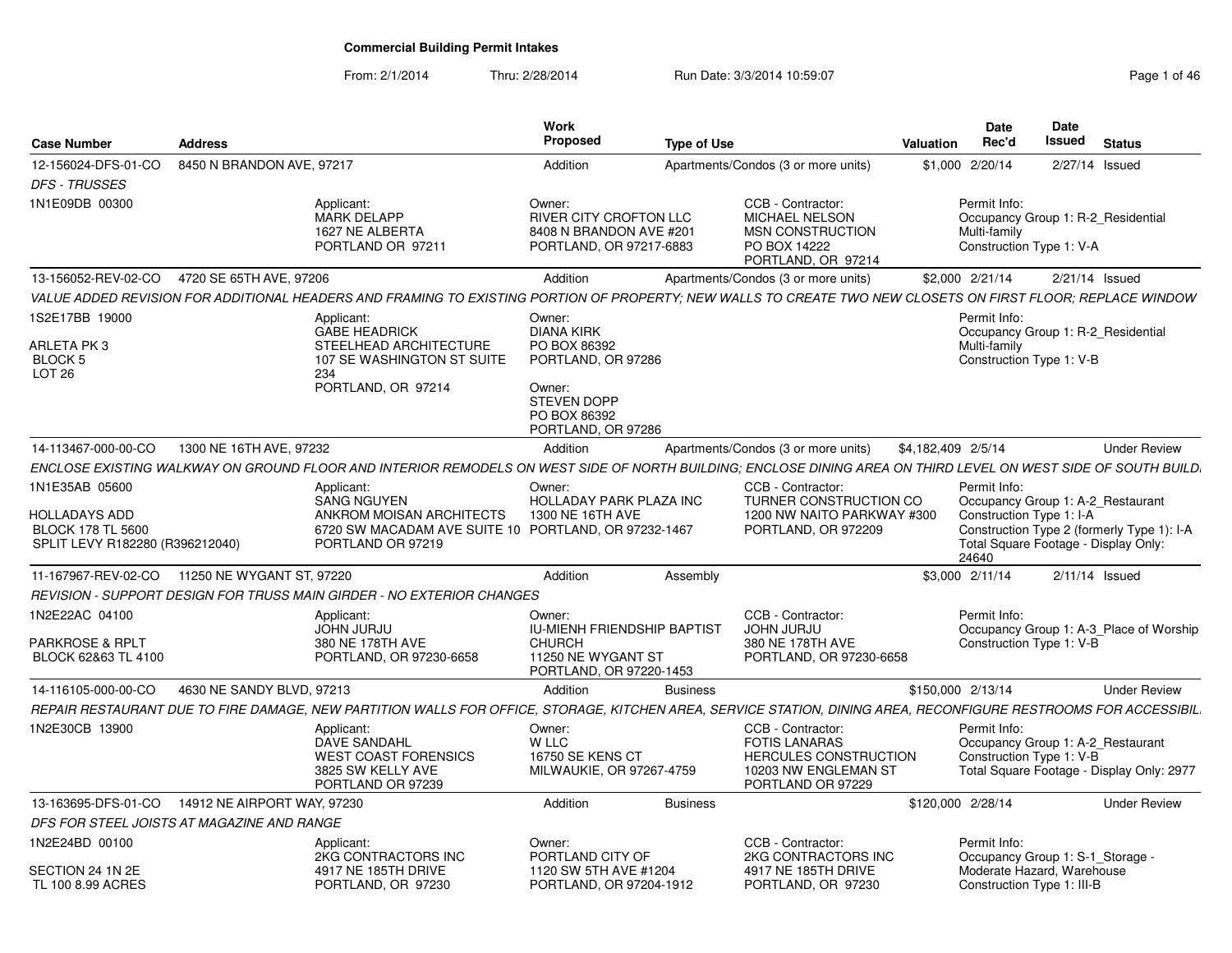# Commercial Building Permit Intakes

From: 2/1/2014 Thru: 2/28/2014 Run Date: 3/3/2014 10:59:07

| Case Number | Address | Work Proposed | Type of Use | Valuation | Date Rec'd | Date Issued | Status |
|---|---|---|---|---|---|---|---|
| 12-156024-DFS-01-CO | 8450 N BRANDON AVE, 97217 | Addition | Apartments/Condos (3 or more units) | $1,000 | 2/20/14 | 2/27/14 | Issued |

*DFS - TRUSSES*

1N1E09DB 00300

Applicant: MARK DELAPP, 1627 NE ALBERTA, PORTLAND OR 97211

Owner: RIVER CITY CROFTON LLC, 8408 N BRANDON AVE #201, PORTLAND, OR 97217-6883

CCB - Contractor: MICHAEL NELSON, MSN CONSTRUCTION, PO BOX 14222, PORTLAND, OR 97214

Permit Info: Occupancy Group 1: R-2_Residential Multi-family; Construction Type 1: V-A

---

| Case Number | Address | Work Proposed | Type of Use | Valuation | Date Rec'd | Date Issued | Status |
|---|---|---|---|---|---|---|---|
| 13-156052-REV-02-CO | 4720 SE 65TH AVE, 97206 | Addition | Apartments/Condos (3 or more units) | $2,000 | 2/21/14 | 2/21/14 | Issued |

*VALUE ADDED REVISION FOR ADDITIONAL HEADERS AND FRAMING TO EXISTING PORTION OF PROPERTY; NEW WALLS TO CREATE TWO NEW CLOSETS ON FIRST FLOOR; REPLACE WINDOW*

1S2E17BB 19000

ARLETA PK 3, BLOCK 5, LOT 26

Applicant: GABE HEADRICK, STEELHEAD ARCHITECTURE, 107 SE WASHINGTON ST SUITE 234, PORTLAND, OR 97214

Owner: DIANA KIRK, PO BOX 86392, PORTLAND, OR 97286

Owner: STEVEN DOPP, PO BOX 86392, PORTLAND, OR 97286

Permit Info: Occupancy Group 1: R-2_Residential Multi-family; Construction Type 1: V-B

---

| Case Number | Address | Work Proposed | Type of Use | Valuation | Date Rec'd | Date Issued | Status |
|---|---|---|---|---|---|---|---|
| 14-113467-000-00-CO | 1300 NE 16TH AVE, 97232 | Addition | Apartments/Condos (3 or more units) | $4,182,409 | 2/5/14 | | Under Review |

*ENCLOSE EXISTING WALKWAY ON GROUND FLOOR AND INTERIOR REMODELS ON WEST SIDE OF NORTH BUILDING; ENCLOSE DINING AREA ON THIRD LEVEL ON WEST SIDE OF SOUTH BUILD*

1N1E35AB 05600

HOLLADAYS ADD, BLOCK 178 TL 5600, SPLIT LEVY R182280 (R396212040)

Applicant: SANG NGUYEN, ANKROM MOISAN ARCHITECTS, 6720 SW MACADAM AVE SUITE 10, PORTLAND OR 97219

Owner: HOLLADAY PARK PLAZA INC, 1300 NE 16TH AVE, PORTLAND, OR 97232-1467

CCB - Contractor: TURNER CONSTRUCTION CO, 1200 NW NAITO PARKWAY #300, PORTLAND, OR 972209

Permit Info: Occupancy Group 1: A-2_Restaurant; Construction Type 1: I-A; Construction Type 2 (formerly Type 1): I-A; Total Square Footage - Display Only: 24640

---

| Case Number | Address | Work Proposed | Type of Use | Valuation | Date Rec'd | Date Issued | Status |
|---|---|---|---|---|---|---|---|
| 11-167967-REV-02-CO | 11250 NE WYGANT ST, 97220 | Addition | Assembly | $3,000 | 2/11/14 | 2/11/14 | Issued |

*REVISION - SUPPORT DESIGN FOR TRUSS MAIN GIRDER - NO EXTERIOR CHANGES*

1N2E22AC 04100

PARKROSE & RPLT, BLOCK 62&63 TL 4100

Applicant: JOHN JURJU, 380 NE 178TH AVE, PORTLAND, OR 97230-6658

Owner: IU-MIENH FRIENDSHIP BAPTIST CHURCH, 11250 NE WYGANT ST, PORTLAND, OR 97220-1453

CCB - Contractor: JOHN JURJU, 380 NE 178TH AVE, PORTLAND, OR 97230-6658

Permit Info: Occupancy Group 1: A-3_Place of Worship; Construction Type 1: V-B

---

| Case Number | Address | Work Proposed | Type of Use | Valuation | Date Rec'd | Date Issued | Status |
|---|---|---|---|---|---|---|---|
| 14-116105-000-00-CO | 4630 NE SANDY BLVD, 97213 | Addition | Business | $150,000 | 2/13/14 | | Under Review |

*REPAIR RESTAURANT DUE TO FIRE DAMAGE, NEW PARTITION WALLS FOR OFFICE, STORAGE, KITCHEN AREA, SERVICE STATION, DINING AREA, RECONFIGURE RESTROOMS FOR ACCESSIBIL*

1N2E30CB 13900

Applicant: DAVE SANDAHL, WEST COAST FORENSICS, 3825 SW KELLY AVE, PORTLAND OR 97239

Owner: W LLC, 16750 SE KENS CT, MILWAUKIE, OR 97267-4759

CCB - Contractor: FOTIS LANARAS, HERCULES CONSTRUCTION, 10203 NW ENGLEMAN ST, PORTLAND OR 97229

Permit Info: Occupancy Group 1: A-2_Restaurant; Construction Type 1: V-B; Total Square Footage - Display Only: 2977

---

| Case Number | Address | Work Proposed | Type of Use | Valuation | Date Rec'd | Date Issued | Status |
|---|---|---|---|---|---|---|---|
| 13-163695-DFS-01-CO | 14912 NE AIRPORT WAY, 97230 | Addition | Business | $120,000 | 2/28/14 | | Under Review |

*DFS FOR STEEL JOISTS AT MAGAZINE AND RANGE*

1N2E24BD 00100

SECTION 24 1N 2E, TL 100 8.99 ACRES

Applicant: 2KG CONTRACTORS INC, 4917 NE 185TH DRIVE, PORTLAND, OR 97230

Owner: PORTLAND CITY OF, 1120 SW 5TH AVE #1204, PORTLAND, OR 97204-1912

CCB - Contractor: 2KG CONTRACTORS INC, 4917 NE 185TH DRIVE, PORTLAND, OR 97230

Permit Info: Occupancy Group 1: S-1_Storage - Moderate Hazard, Warehouse; Construction Type 1: III-B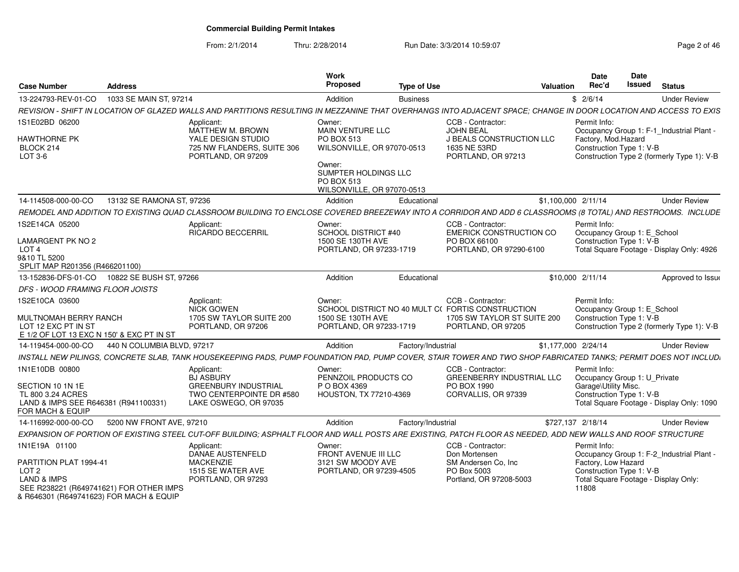# Commercial Building Permit Intakes

From: 2/1/2014 Thru: 2/28/2014 Run Date: 3/3/2014 10:59:07

| Case Number | Address | Work Proposed | Type of Use | Valuation | Date Rec'd | Date Issued | Status |
|---|---|---|---|---|---|---|---|
| 13-224793-REV-01-CO | 1033 SE MAIN ST, 97214 | Addition | Business | $ | 2/6/14 | | Under Review |

REVISION - SHIFT IN LOCATION OF GLAZED WALLS AND PARTITIONS RESULTING IN MEZZANINE THAT OVERHANGS INTO ADJACENT SPACE; CHANGE IN DOOR LOCATION AND ACCESS TO EXIS

1S1E02BD 06200
HAWTHORNE PK
BLOCK 214
LOT 3-6

Applicant:
MATTHEW M. BROWN
YALE DESIGN STUDIO
725 NW FLANDERS, SUITE 306
PORTLAND, OR 97209

Owner:
MAIN VENTURE LLC
PO BOX 513
WILSONVILLE, OR 97070-0513

Owner:
SUMPTER HOLDINGS LLC
PO BOX 513
WILSONVILLE, OR 97070-0513

CCB - Contractor:
JOHN BEAL
J BEALS CONSTRUCTION LLC
1635 NE 53RD
PORTLAND, OR 97213

Permit Info:
Occupancy Group 1: F-1_Industrial Plant - Factory, Mod.Hazard
Construction Type 1: V-B
Construction Type 2 (formerly Type 1): V-B

| Case Number | Address | Work Proposed | Type of Use | Valuation | Date Rec'd | Date Issued | Status |
|---|---|---|---|---|---|---|---|
| 14-114508-000-00-CO | 13132 SE RAMONA ST, 97236 | Addition | Educational | $1,100,000 | 2/11/14 | | Under Review |

REMODEL AND ADDITION TO EXISTING QUAD CLASSROOM BUILDING TO ENCLOSE COVERED BREEZEWAY INTO A CORRIDOR AND ADD 6 CLASSROOMS (8 TOTAL) AND RESTROOMS. INCLUDE

1S2E14CA 05200
LAMARGENT PK NO 2
LOT 4
9&10 TL 5200
SPLIT MAP R201356 (R466201100)

Applicant:
RICARDO BECCERRIL

Owner:
SCHOOL DISTRICT #40
1500 SE 130TH AVE
PORTLAND, OR 97233-1719

CCB - Contractor:
EMERICK CONSTRUCTION CO
PO BOX 66100
PORTLAND, OR 97290-6100

Permit Info:
Occupancy Group 1: E_School
Construction Type 1: V-B
Total Square Footage - Display Only: 4926

| Case Number | Address | Work Proposed | Type of Use | Valuation | Date Rec'd | Date Issued | Status |
|---|---|---|---|---|---|---|---|
| 13-152836-DFS-01-CO | 10822 SE BUSH ST, 97266 | Addition | Educational | $10,000 | 2/11/14 | | Approved to Issue |

DFS - WOOD FRAMING FLOOR JOISTS

1S2E10CA 03600
MULTNOMAH BERRY RANCH
LOT 12 EXC PT IN ST
E 1/2 OF LOT 13 EXC N 150' & EXC PT IN ST

Applicant:
NICK GOWEN
1705 SW TAYLOR SUITE 200
PORTLAND, OR 97206

Owner:
SCHOOL DISTRICT NO 40 MULT CO
1500 SE 130TH AVE
PORTLAND, OR 97233-1719

CCB - Contractor:
FORTIS CONSTRUCTION
1705 SW TAYLOR ST SUITE 200
PORTLAND, OR 97205

Permit Info:
Occupancy Group 1: E_School
Construction Type 1: V-B
Construction Type 2 (formerly Type 1): V-B

| Case Number | Address | Work Proposed | Type of Use | Valuation | Date Rec'd | Date Issued | Status |
|---|---|---|---|---|---|---|---|
| 14-119454-000-00-CO | 440 N COLUMBIA BLVD, 97217 | Addition | Factory/Industrial | $1,177,000 | 2/24/14 | | Under Review |

INSTALL NEW PILINGS, CONCRETE SLAB, TANK HOUSEKEEPING PADS, PUMP FOUNDATION PAD, PUMP COVER, STAIR TOWER AND TWO SHOP FABRICATED TANKS; PERMIT DOES NOT INCLUDI

1N1E10DB 00800
SECTION 10 1N 1E
TL 800 3.24 ACRES
LAND & IMPS SEE R646381 (R941100331) FOR MACH & EQUIP

Applicant:
BJ ASBURY
GREENBURY INDUSTRIAL
TWO CENTERPOINTE DR #580
LAKE OSWEGO, OR 97035

Owner:
PENNZOIL PRODUCTS CO
P O BOX 4369
HOUSTON, TX 77210-4369

CCB - Contractor:
GREENBERRY INDUSTRIAL LLC
PO BOX 1990
CORVALLIS, OR 97339

Permit Info:
Occupancy Group 1: U_Private Garage\Utility Misc.
Construction Type 1: V-B
Total Square Footage - Display Only: 1090

| Case Number | Address | Work Proposed | Type of Use | Valuation | Date Rec'd | Date Issued | Status |
|---|---|---|---|---|---|---|---|
| 14-116992-000-00-CO | 5200 NW FRONT AVE, 97210 | Addition | Factory/Industrial | $727,137 | 2/18/14 | | Under Review |

EXPANSION OF PORTION OF EXISTING STEEL CUT-OFF BUILDING; ASPHALT FLOOR AND WALL POSTS ARE EXISTING, PATCH FLOOR AS NEEDED, ADD NEW WALLS AND ROOF STRUCTURE

1N1E19A 01100
PARTITION PLAT 1994-41
LOT 2
LAND & IMPS
SEE R238221 (R649741621) FOR OTHER IMPS
& R646301 (R649741623) FOR MACH & EQUIP

Applicant:
DANAE AUSTENFELD
MACKENZIE
1515 SE WATER AVE
PORTLAND, OR 97293

Owner:
FRONT AVENUE III LLC
3121 SW MOODY AVE
PORTLAND, OR 97239-4505

CCB - Contractor:
Don Mortensen
SM Andersen Co, Inc
PO Box 5003
Portland, OR 97208-5003

Permit Info:
Occupancy Group 1: F-2_Industrial Plant - Factory, Low Hazard
Construction Type 1: V-B
Total Square Footage - Display Only: 11808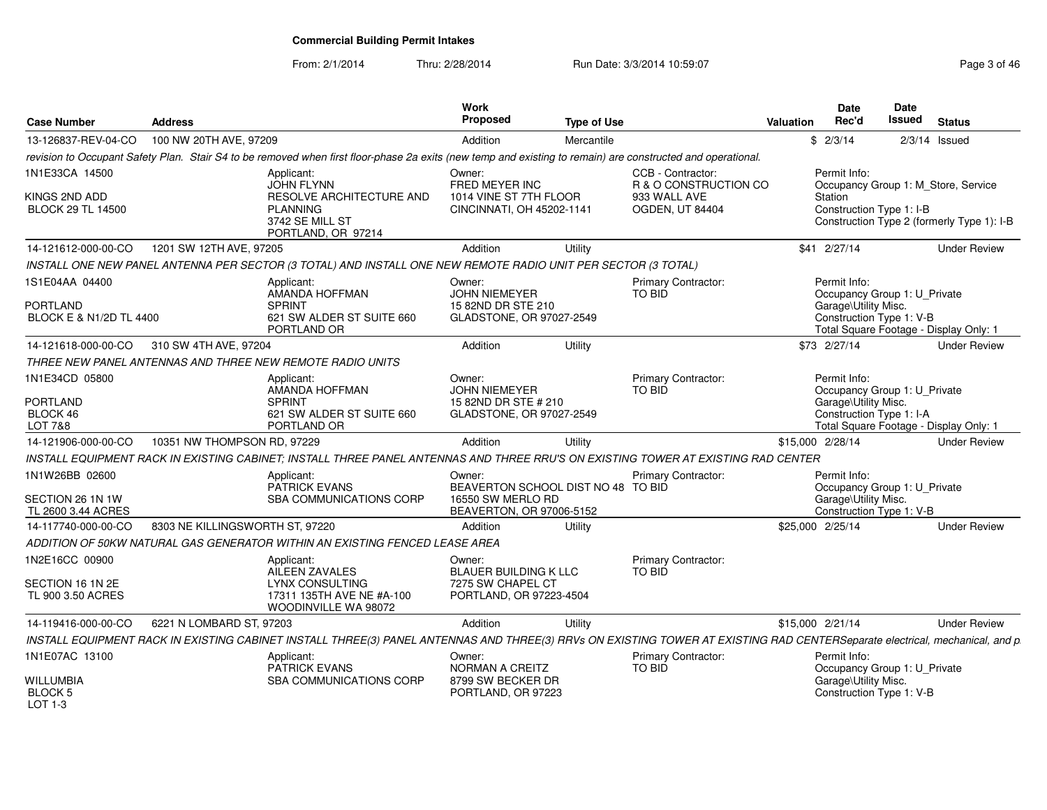**Commercial Building Permit Intakes**

From: 2/1/2014 Thru: 2/28/2014 Run Date: 3/3/2014 10:59:07

| Case Number | Address | Work Proposed | Type of Use | Valuation | Date Rec'd | Date Issued | Status |
|---|---|---|---|---|---|---|---|
| 13-126837-REV-04-CO | 100 NW 20TH AVE, 97209 | Addition | Mercantile | $ | 2/3/14 | 2/3/14 | Issued |

*revision to Occupant Safety Plan. Stair S4 to be removed when first floor-phase 2a exits (new temp and existing to remain) are constructed and operational.*

1N1E33CA 14500
KINGS 2ND ADD
BLOCK 29 TL 14500

Applicant: JOHN FLYNN, RESOLVE ARCHITECTURE AND PLANNING, 3742 SE MILL ST, PORTLAND, OR 97214

Owner: FRED MEYER INC, 1014 VINE ST 7TH FLOOR, CINCINNATI, OH 45202-1141

CCB - Contractor: R & O CONSTRUCTION CO, 933 WALL AVE, OGDEN, UT 84404

Permit Info: Occupancy Group 1: M_Store, Service Station; Construction Type 1: I-B; Construction Type 2 (formerly Type 1): I-B

---

| Case Number | Address | Work Proposed | Type of Use | Valuation | Date Rec'd | Date Issued | Status |
|---|---|---|---|---|---|---|---|
| 14-121612-000-00-CO | 1201 SW 12TH AVE, 97205 | Addition | Utility | $41 | 2/27/14 | | Under Review |

*INSTALL ONE NEW PANEL ANTENNA PER SECTOR (3 TOTAL) AND INSTALL ONE NEW REMOTE RADIO UNIT PER SECTOR (3 TOTAL)*

1S1E04AA 04400
PORTLAND
BLOCK E & N1/2D TL 4400

Applicant: AMANDA HOFFMAN, SPRINT, 621 SW ALDER ST SUITE 660, PORTLAND OR

Owner: JOHN NIEMEYER, 15 82ND DR STE 210, GLADSTONE, OR 97027-2549

Primary Contractor: TO BID

Permit Info: Occupancy Group 1: U_Private Garage\Utility Misc.; Construction Type 1: V-B; Total Square Footage - Display Only: 1

---

| Case Number | Address | Work Proposed | Type of Use | Valuation | Date Rec'd | Date Issued | Status |
|---|---|---|---|---|---|---|---|
| 14-121618-000-00-CO | 310 SW 4TH AVE, 97204 | Addition | Utility | $73 | 2/27/14 | | Under Review |

*THREE NEW PANEL ANTENNAS AND THREE NEW REMOTE RADIO UNITS*

1N1E34CD 05800
PORTLAND
BLOCK 46
LOT 7&8

Applicant: AMANDA HOFFMAN, SPRINT, 621 SW ALDER ST SUITE 660, PORTLAND OR

Owner: JOHN NIEMEYER, 15 82ND DR STE # 210, GLADSTONE, OR 97027-2549

Primary Contractor: TO BID

Permit Info: Occupancy Group 1: U_Private Garage\Utility Misc.; Construction Type 1: I-A; Total Square Footage - Display Only: 1

---

| Case Number | Address | Work Proposed | Type of Use | Valuation | Date Rec'd | Date Issued | Status |
|---|---|---|---|---|---|---|---|
| 14-121906-000-00-CO | 10351 NW THOMPSON RD, 97229 | Addition | Utility | $15,000 | 2/28/14 | | Under Review |

*INSTALL EQUIPMENT RACK IN EXISTING CABINET; INSTALL THREE PANEL ANTENNAS AND THREE RRU'S ON EXISTING TOWER AT EXISTING RAD CENTER*

1N1W26BB 02600
SECTION 26 1N 1W
TL 2600 3.44 ACRES

Applicant: PATRICK EVANS, SBA COMMUNICATIONS CORP

Owner: BEAVERTON SCHOOL DIST NO 48, 16550 SW MERLO RD, BEAVERTON, OR 97006-5152

Primary Contractor: TO BID

Permit Info: Occupancy Group 1: U_Private Garage\Utility Misc.; Construction Type 1: V-B

---

| Case Number | Address | Work Proposed | Type of Use | Valuation | Date Rec'd | Date Issued | Status |
|---|---|---|---|---|---|---|---|
| 14-117740-000-00-CO | 8303 NE KILLINGSWORTH ST, 97220 | Addition | Utility | $25,000 | 2/25/14 | | Under Review |

*ADDITION OF 50KW NATURAL GAS GENERATOR WITHIN AN EXISTING FENCED LEASE AREA*

1N2E16CC 00900
SECTION 16 1N 2E
TL 900 3.50 ACRES

Applicant: AILEEN ZAVALES, LYNX CONSULTING, 17311 135TH AVE NE #A-100, WOODINVILLE WA 98072

Owner: BLAUER BUILDING K LLC, 7275 SW CHAPEL CT, PORTLAND, OR 97223-4504

Primary Contractor: TO BID

---

| Case Number | Address | Work Proposed | Type of Use | Valuation | Date Rec'd | Date Issued | Status |
|---|---|---|---|---|---|---|---|
| 14-119416-000-00-CO | 6221 N LOMBARD ST, 97203 | Addition | Utility | $15,000 | 2/21/14 | | Under Review |

*INSTALL EQUIPMENT RACK IN EXISTING CABINET INSTALL THREE(3) PANEL ANTENNAS AND THREE(3) RRVs ON EXISTING TOWER AT EXISTING RAD CENTERSeparate electrical, mechanical, and p*

1N1E07AC 13100
WILLUMBIA
BLOCK 5
LOT 1-3

Applicant: PATRICK EVANS, SBA COMMUNICATIONS CORP

Owner: NORMAN A CREITZ, 8799 SW BECKER DR, PORTLAND, OR 97223

Primary Contractor: TO BID

Permit Info: Occupancy Group 1: U_Private Garage\Utility Misc.; Construction Type 1: V-B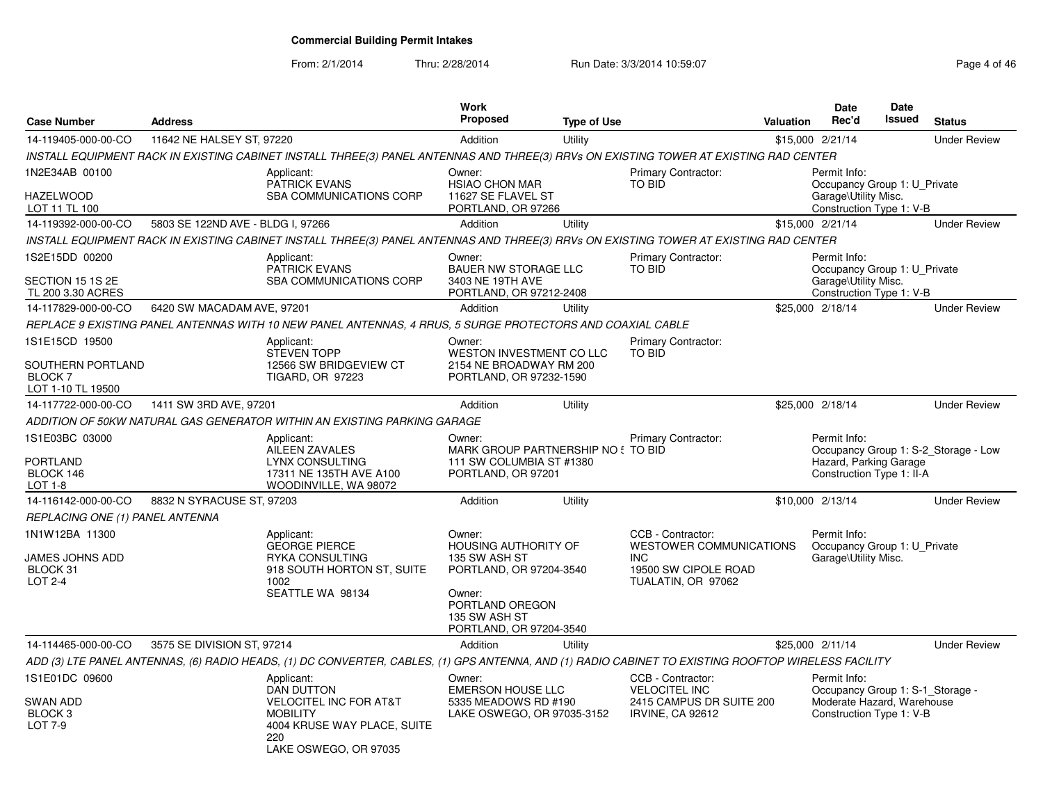# Commercial Building Permit Intakes

From: 2/1/2014 Thru: 2/28/2014 Run Date: 3/3/2014 10:59:07

| Case Number | Address | Work Proposed | Type of Use | Valuation | Date Rec'd | Date Issued | Status |
|---|---|---|---|---|---|---|---|
| 14-119405-000-00-CO | 11642 NE HALSEY ST, 97220 | Addition | Utility | $15,000 | 2/21/14 | | Under Review |

*INSTALL EQUIPMENT RACK IN EXISTING CABINET INSTALL THREE(3) PANEL ANTENNAS AND THREE(3) RRVs ON EXISTING TOWER AT EXISTING RAD CENTER*

- 1N2E34AB 00100 / HAZELWOOD / LOT 11 TL 100
- Applicant: PATRICK EVANS, SBA COMMUNICATIONS CORP
- Owner: HSIAO CHON MAR, 11627 SE FLAVEL ST, PORTLAND, OR 97266
- Primary Contractor: TO BID
- Permit Info: Occupancy Group 1: U_Private Garage\Utility Misc. Construction Type 1: V-B

| Case Number | Address | Work Proposed | Type of Use | Valuation | Date Rec'd | Date Issued | Status |
|---|---|---|---|---|---|---|---|
| 14-119392-000-00-CO | 5803 SE 122ND AVE - BLDG I, 97266 | Addition | Utility | $15,000 | 2/21/14 | | Under Review |

*INSTALL EQUIPMENT RACK IN EXISTING CABINET INSTALL THREE(3) PANEL ANTENNAS AND THREE(3) RRVs ON EXISTING TOWER AT EXISTING RAD CENTER*

- 1S2E15DD 00200 / SECTION 15 1S 2E / TL 200 3.30 ACRES
- Applicant: PATRICK EVANS, SBA COMMUNICATIONS CORP
- Owner: BAUER NW STORAGE LLC, 3403 NE 19TH AVE, PORTLAND, OR 97212-2408
- Primary Contractor: TO BID
- Permit Info: Occupancy Group 1: U_Private Garage\Utility Misc. Construction Type 1: V-B

| Case Number | Address | Work Proposed | Type of Use | Valuation | Date Rec'd | Date Issued | Status |
|---|---|---|---|---|---|---|---|
| 14-117829-000-00-CO | 6420 SW MACADAM AVE, 97201 | Addition | Utility | $25,000 | 2/18/14 | | Under Review |

*REPLACE 9 EXISTING PANEL ANTENNAS WITH 10 NEW PANEL ANTENNAS, 4 RRUS, 5 SURGE PROTECTORS AND COAXIAL CABLE*

- 1S1E15CD 19500 / SOUTHERN PORTLAND / BLOCK 7 / LOT 1-10 TL 19500
- Applicant: STEVEN TOPP, 12566 SW BRIDGEVIEW CT, TIGARD, OR 97223
- Owner: WESTON INVESTMENT CO LLC, 2154 NE BROADWAY RM 200, PORTLAND, OR 97232-1590
- Primary Contractor: TO BID

| Case Number | Address | Work Proposed | Type of Use | Valuation | Date Rec'd | Date Issued | Status |
|---|---|---|---|---|---|---|---|
| 14-117722-000-00-CO | 1411 SW 3RD AVE, 97201 | Addition | Utility | $25,000 | 2/18/14 | | Under Review |

*ADDITION OF 50KW NATURAL GAS GENERATOR WITHIN AN EXISTING PARKING GARAGE*

- 1S1E03BC 03000 / PORTLAND / BLOCK 146 / LOT 1-8
- Applicant: AILEEN ZAVALES, LYNX CONSULTING, 17311 NE 135TH AVE A100, WOODINVILLE, WA 98072
- Owner: MARK GROUP PARTNERSHIP NO 5, 111 SW COLUMBIA ST #1380, PORTLAND, OR 97201
- Primary Contractor: TO BID
- Permit Info: Occupancy Group 1: S-2_Storage - Low Hazard, Parking Garage Construction Type 1: II-A

| Case Number | Address | Work Proposed | Type of Use | Valuation | Date Rec'd | Date Issued | Status |
|---|---|---|---|---|---|---|---|
| 14-116142-000-00-CO | 8832 N SYRACUSE ST, 97203 | Addition | Utility | $10,000 | 2/13/14 | | Under Review |

*REPLACING ONE (1) PANEL ANTENNA*

- 1N1W12BA 11300 / JAMES JOHNS ADD / BLOCK 31 / LOT 2-4
- Applicant: GEORGE PIERCE, RYKA CONSULTING, 918 SOUTH HORTON ST, SUITE 1002, SEATTLE WA 98134
- Owner: HOUSING AUTHORITY OF, 135 SW ASH ST, PORTLAND, OR 97204-3540
- Owner: PORTLAND OREGON, 135 SW ASH ST, PORTLAND, OR 97204-3540
- CCB - Contractor: WESTOWER COMMUNICATIONS INC, 19500 SW CIPOLE ROAD, TUALATIN, OR 97062
- Permit Info: Occupancy Group 1: U_Private Garage\Utility Misc.

| Case Number | Address | Work Proposed | Type of Use | Valuation | Date Rec'd | Date Issued | Status |
|---|---|---|---|---|---|---|---|
| 14-114465-000-00-CO | 3575 SE DIVISION ST, 97214 | Addition | Utility | $25,000 | 2/11/14 | | Under Review |

*ADD (3) LTE PANEL ANTENNAS, (6) RADIO HEADS, (1) DC CONVERTER, CABLES, (1) GPS ANTENNA, AND (1) RADIO CABINET TO EXISTING ROOFTOP WIRELESS FACILITY*

- 1S1E01DC 09600 / SWAN ADD / BLOCK 3 / LOT 7-9
- Applicant: DAN DUTTON, VELOCITEL INC FOR AT&T MOBILITY, 4004 KRUSE WAY PLACE, SUITE 220, LAKE OSWEGO, OR 97035
- Owner: EMERSON HOUSE LLC, 5335 MEADOWS RD #190, LAKE OSWEGO, OR 97035-3152
- CCB - Contractor: VELOCITEL INC, 2415 CAMPUS DR SUITE 200, IRVINE, CA 92612
- Permit Info: Occupancy Group 1: S-1_Storage - Moderate Hazard, Warehouse Construction Type 1: V-B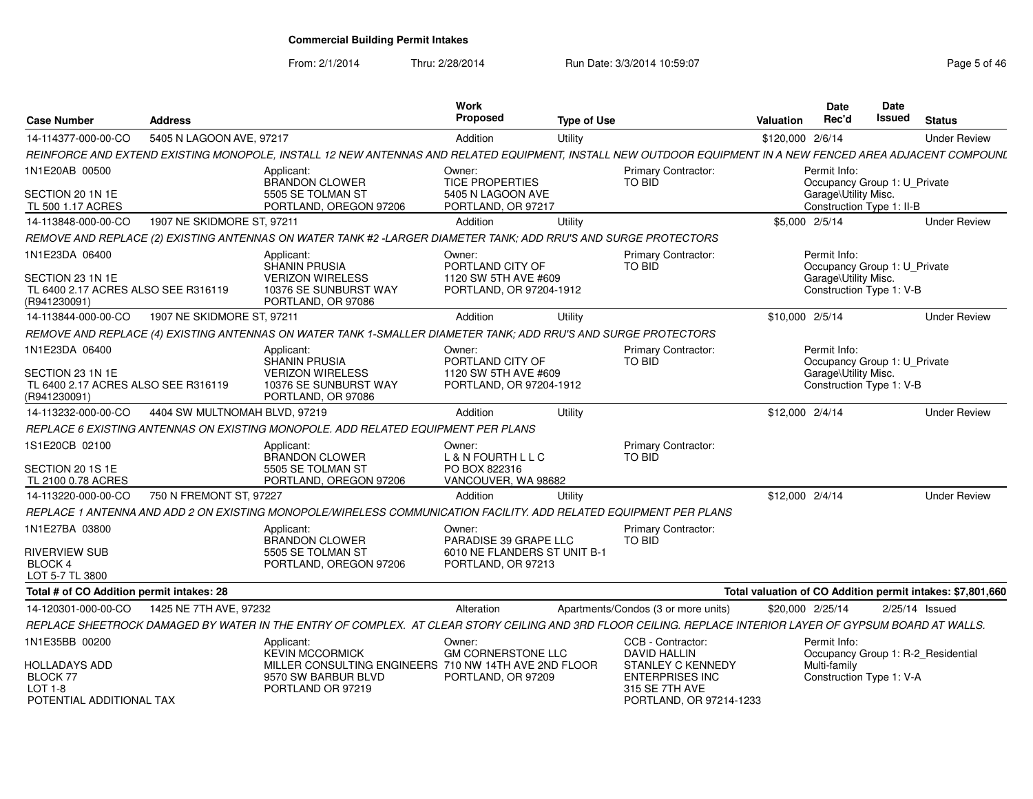**Commercial Building Permit Intakes**

From: 2/1/2014 Thru: 2/28/2014 Run Date: 3/3/2014 10:59:07

| Case Number | Address | Work Proposed | Type of Use | Valuation | Date Rec'd | Date Issued | Status |
|---|---|---|---|---|---|---|---|
| 14-114377-000-00-CO | 5405 N LAGOON AVE, 97217 | Addition | Utility | $120,000 | 2/6/14 | | Under Review |

REINFORCE AND EXTEND EXISTING MONOPOLE, INSTALL 12 NEW ANTENNAS AND RELATED EQUIPMENT, INSTALL NEW OUTDOOR EQUIPMENT IN A NEW FENCED AREA ADJACENT COMPOUNL

1N1E20AB 00500
SECTION 20 1N 1E
TL 500 1.17 ACRES

Applicant: BRANDON CLOWER, 5505 SE TOLMAN ST, PORTLAND, OREGON 97206

Owner: TICE PROPERTIES, 5405 N LAGOON AVE, PORTLAND, OR 97217

Primary Contractor: TO BID

Permit Info: Occupancy Group 1: U_Private Garage\Utility Misc. Construction Type 1: II-B

| Case Number | Address | Work Proposed | Type of Use | Valuation | Date Rec'd | Date Issued | Status |
|---|---|---|---|---|---|---|---|
| 14-113848-000-00-CO | 1907 NE SKIDMORE ST, 97211 | Addition | Utility | $5,000 | 2/5/14 | | Under Review |

REMOVE AND REPLACE (2) EXISTING ANTENNAS ON WATER TANK #2 -LARGER DIAMETER TANK; ADD RRU'S AND SURGE PROTECTORS

1N1E23DA 06400
SECTION 23 1N 1E
TL 6400 2.17 ACRES ALSO SEE R316119 (R941230091)

Applicant: SHANIN PRUSIA, VERIZON WIRELESS, 10376 SE SUNBURST WAY, PORTLAND, OR 97086

Owner: PORTLAND CITY OF, 1120 SW 5TH AVE #609, PORTLAND, OR 97204-1912

Primary Contractor: TO BID

Permit Info: Occupancy Group 1: U_Private Garage\Utility Misc. Construction Type 1: V-B

| Case Number | Address | Work Proposed | Type of Use | Valuation | Date Rec'd | Date Issued | Status |
|---|---|---|---|---|---|---|---|
| 14-113844-000-00-CO | 1907 NE SKIDMORE ST, 97211 | Addition | Utility | $10,000 | 2/5/14 | | Under Review |

REMOVE AND REPLACE (4) EXISTING ANTENNAS ON WATER TANK 1-SMALLER DIAMETER TANK; ADD RRU'S AND SURGE PROTECTORS

1N1E23DA 06400
SECTION 23 1N 1E
TL 6400 2.17 ACRES ALSO SEE R316119 (R941230091)

Applicant: SHANIN PRUSIA, VERIZON WIRELESS, 10376 SE SUNBURST WAY, PORTLAND, OR 97086

Owner: PORTLAND CITY OF, 1120 SW 5TH AVE #609, PORTLAND, OR 97204-1912

Primary Contractor: TO BID

Permit Info: Occupancy Group 1: U_Private Garage\Utility Misc. Construction Type 1: V-B

| Case Number | Address | Work Proposed | Type of Use | Valuation | Date Rec'd | Date Issued | Status |
|---|---|---|---|---|---|---|---|
| 14-113232-000-00-CO | 4404 SW MULTNOMAH BLVD, 97219 | Addition | Utility | $12,000 | 2/4/14 | | Under Review |

REPLACE 6 EXISTING ANTENNAS ON EXISTING MONOPOLE. ADD RELATED EQUIPMENT PER PLANS

1S1E20CB 02100
SECTION 20 1S 1E
TL 2100 0.78 ACRES

Applicant: BRANDON CLOWER, 5505 SE TOLMAN ST, PORTLAND, OREGON 97206

Owner: L & N FOURTH L L C, PO BOX 822316, VANCOUVER, WA 98682

Primary Contractor: TO BID

| Case Number | Address | Work Proposed | Type of Use | Valuation | Date Rec'd | Date Issued | Status |
|---|---|---|---|---|---|---|---|
| 14-113220-000-00-CO | 750 N FREMONT ST, 97227 | Addition | Utility | $12,000 | 2/4/14 | | Under Review |

REPLACE 1 ANTENNA AND ADD 2 ON EXISTING MONOPOLE/WIRELESS COMMUNICATION FACILITY. ADD RELATED EQUIPMENT PER PLANS

1N1E27BA 03800
RIVERVIEW SUB
BLOCK 4
LOT 5-7 TL 3800

Applicant: BRANDON CLOWER, 5505 SE TOLMAN ST, PORTLAND, OREGON 97206

Owner: PARADISE 39 GRAPE LLC, 6010 NE FLANDERS ST UNIT B-1, PORTLAND, OR 97213

Primary Contractor: TO BID

**Total # of CO Addition permit intakes: 28** — **Total valuation of CO Addition permit intakes: $7,801,660**

| Case Number | Address | Work Proposed | Type of Use | Valuation | Date Rec'd | Date Issued | Status |
|---|---|---|---|---|---|---|---|
| 14-120301-000-00-CO | 1425 NE 7TH AVE, 97232 | Alteration | Apartments/Condos (3 or more units) | $20,000 | 2/25/14 | 2/25/14 | Issued |

REPLACE SHEETROCK DAMAGED BY WATER IN THE ENTRY OF COMPLEX. AT CLEAR STORY CEILING AND 3RD FLOOR CEILING. REPLACE INTERIOR LAYER OF GYPSUM BOARD AT WALLS.

1N1E35BB 00200
HOLLADAYS ADD
BLOCK 77
LOT 1-8
POTENTIAL ADDITIONAL TAX

Applicant: KEVIN MCCORMICK, MILLER CONSULTING ENGINEERS, 9570 SW BARBUR BLVD, PORTLAND OR 97219

Owner: GM CORNERSTONE LLC, 710 NW 14TH AVE 2ND FLOOR, PORTLAND, OR 97209

CCB - Contractor: DAVID HALLIN, STANLEY C KENNEDY ENTERPRISES INC, 315 SE 7TH AVE, PORTLAND, OR 97214-1233

Permit Info: Occupancy Group 1: R-2_Residential Multi-family Construction Type 1: V-A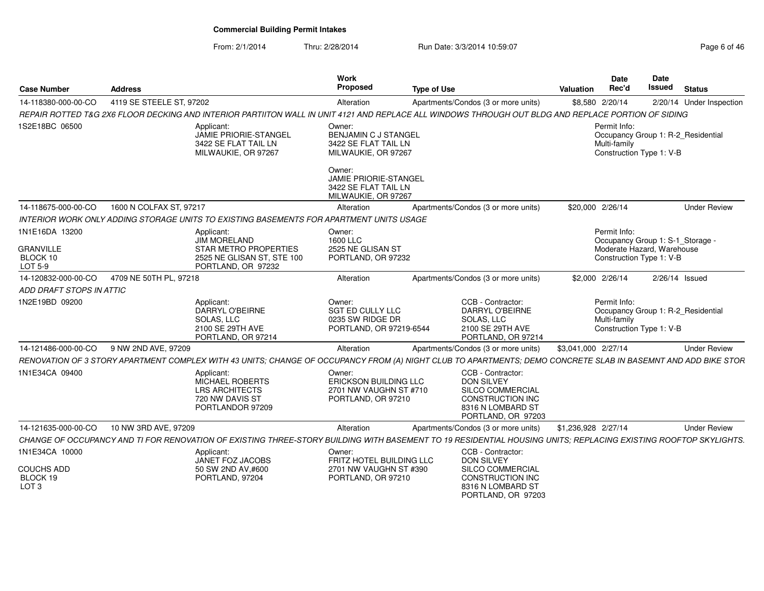# Commercial Building Permit Intakes

From: 2/1/2014 Thru: 2/28/2014 Run Date: 3/3/2014 10:59:07

| Case Number | Address | Work Proposed | Type of Use | Valuation | Date Rec'd | Date Issued | Status |
|---|---|---|---|---|---|---|---|
| 14-118380-000-00-CO | 4119 SE STEELE ST, 97202 | Alteration | Apartments/Condos (3 or more units) | $8,580 | 2/20/14 | 2/20/14 | Under Inspection |

*REPAIR ROTTED T&G 2X6 FLOOR DECKING AND INTERIOR PARTIITON WALL IN UNIT 4121 AND REPLACE ALL WINDOWS THROUGH OUT BLDG AND REPLACE PORTION OF SIDING*

1S2E18BC 06500

Applicant:
JAMIE PRIORIE-STANGEL
3422 SE FLAT TAIL LN
MILWAUKIE, OR 97267

Owner:
BENJAMIN C J STANGEL
3422 SE FLAT TAIL LN
MILWAUKIE, OR 97267

Owner:
JAMIE PRIORIE-STANGEL
3422 SE FLAT TAIL LN
MILWAUKIE, OR 97267

Permit Info:
Occupancy Group 1: R-2_Residential Multi-family
Construction Type 1: V-B

---

| Case Number | Address | Work Proposed | Type of Use | Valuation | Date Rec'd | Date Issued | Status |
|---|---|---|---|---|---|---|---|
| 14-118675-000-00-CO | 1600 N COLFAX ST, 97217 | Alteration | Apartments/Condos (3 or more units) | $20,000 | 2/26/14 | | Under Review |

*INTERIOR WORK ONLY ADDING STORAGE UNITS TO EXISTING BASEMENTS FOR APARTMENT UNITS USAGE*

1N1E16DA 13200
GRANVILLE
BLOCK 10
LOT 5-9

Applicant:
JIM MORELAND
STAR METRO PROPERTIES
2525 NE GLISAN ST, STE 100
PORTLAND, OR 97232

Owner:
1600 LLC
2525 NE GLISAN ST
PORTLAND, OR 97232

Permit Info:
Occupancy Group 1: S-1_Storage - Moderate Hazard, Warehouse
Construction Type 1: V-B

---

| Case Number | Address | Work Proposed | Type of Use | Valuation | Date Rec'd | Date Issued | Status |
|---|---|---|---|---|---|---|---|
| 14-120832-000-00-CO | 4709 NE 50TH PL, 97218 | Alteration | Apartments/Condos (3 or more units) | $2,000 | 2/26/14 | 2/26/14 | Issued |

*ADD DRAFT STOPS IN ATTIC*

1N2E19BD 09200

Applicant:
DARRYL O'BEIRNE
SOLAS, LLC
2100 SE 29TH AVE
PORTLAND, OR 97214

Owner:
SGT ED CULLY LLC
0235 SW RIDGE DR
PORTLAND, OR 97219-6544

CCB - Contractor:
DARRYL O'BEIRNE
SOLAS, LLC
2100 SE 29TH AVE
PORTLAND, OR 97214

Permit Info:
Occupancy Group 1: R-2_Residential Multi-family
Construction Type 1: V-B

---

| Case Number | Address | Work Proposed | Type of Use | Valuation | Date Rec'd | Date Issued | Status |
|---|---|---|---|---|---|---|---|
| 14-121486-000-00-CO | 9 NW 2ND AVE, 97209 | Alteration | Apartments/Condos (3 or more units) | $3,041,000 | 2/27/14 | | Under Review |

*RENOVATION OF 3 STORY APARTMENT COMPLEX WITH 43 UNITS; CHANGE OF OCCUPANCY FROM (A) NIGHT CLUB TO APARTMENTS; DEMO CONCRETE SLAB IN BASEMNT AND ADD BIKE STOR*

1N1E34CA 09400

Applicant:
MICHAEL ROBERTS
LRS ARCHITECTS
720 NW DAVIS ST
PORTLANDOR 97209

Owner:
ERICKSON BUILDING LLC
2701 NW VAUGHN ST #710
PORTLAND, OR 97210

CCB - Contractor:
DON SILVEY
SILCO COMMERCIAL CONSTRUCTION INC
8316 N LOMBARD ST
PORTLAND, OR 97203

---

| Case Number | Address | Work Proposed | Type of Use | Valuation | Date Rec'd | Date Issued | Status |
|---|---|---|---|---|---|---|---|
| 14-121635-000-00-CO | 10 NW 3RD AVE, 97209 | Alteration | Apartments/Condos (3 or more units) | $1,236,928 | 2/27/14 | | Under Review |

*CHANGE OF OCCUPANCY AND TI FOR RENOVATION OF EXISTING THREE-STORY BUILDING WITH BASEMENT TO 19 RESIDENTIAL HOUSING UNITS; REPLACING EXISTING ROOFTOP SKYLIGHTS.*

1N1E34CA 10000
COUCHS ADD
BLOCK 19
LOT 3

Applicant:
JANET FOZ JACOBS
50 SW 2ND AV,#600
PORTLAND, 97204

Owner:
FRITZ HOTEL BUILDING LLC
2701 NW VAUGHN ST #390
PORTLAND, OR 97210

CCB - Contractor:
DON SILVEY
SILCO COMMERCIAL CONSTRUCTION INC
8316 N LOMBARD ST
PORTLAND, OR 97203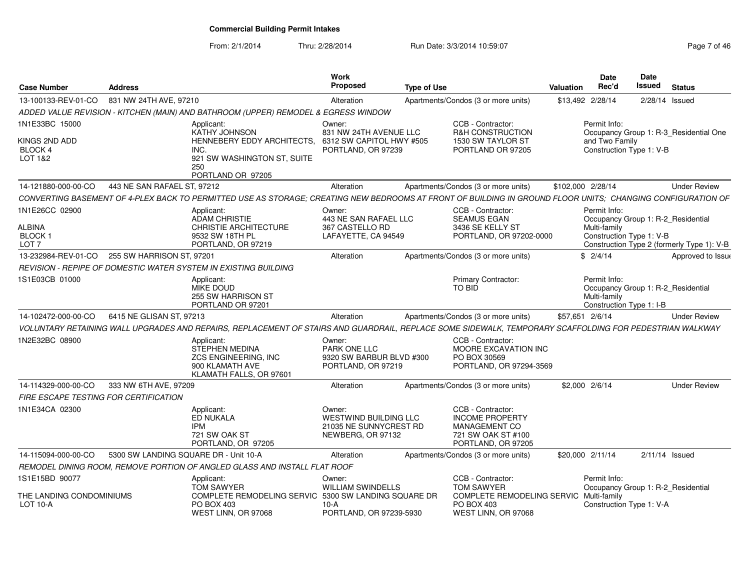# Commercial Building Permit Intakes

From: 2/1/2014 Thru: 2/28/2014 Run Date: 3/3/2014 10:59:07

| Case Number | Address | Work Proposed | Type of Use | Valuation | Date Rec'd | Date Issued | Status |
|---|---|---|---|---|---|---|---|
| 13-100133-REV-01-CO | 831 NW 24TH AVE, 97210 | Alteration | Apartments/Condos (3 or more units) | $13,492 | 2/28/14 | 2/28/14 | Issued |

*ADDED VALUE REVISION - KITCHEN (MAIN) AND BATHROOM (UPPER) REMODEL & EGRESS WINDOW*

1N1E33BC 15000
KINGS 2ND ADD
BLOCK 4
LOT 1&2

Applicant: KATHY JOHNSON, HENNEBERY EDDY ARCHITECTS, INC., 921 SW WASHINGTON ST, SUITE 250, PORTLAND OR 97205

Owner: 831 NW 24TH AVENUE LLC, 6312 SW CAPITOL HWY #505, PORTLAND, OR 97239

CCB - Contractor: R&H CONSTRUCTION, 1530 SW TAYLOR ST, PORTLAND OR 97205

Permit Info: Occupancy Group 1: R-3_Residential One and Two Family; Construction Type 1: V-B

---

| Case Number | Address | Work Proposed | Type of Use | Valuation | Date Rec'd | Date Issued | Status |
|---|---|---|---|---|---|---|---|
| 14-121880-000-00-CO | 443 NE SAN RAFAEL ST, 97212 | Alteration | Apartments/Condos (3 or more units) | $102,000 | 2/28/14 | | Under Review |

*CONVERTING BASEMENT OF 4-PLEX BACK TO PERMITTED USE AS STORAGE; CREATING NEW BEDROOMS AT FRONT OF BUILDING IN GROUND FLOOR UNITS; CHANGING CONFIGURATION OF*

1N1E26CC 02900
ALBINA
BLOCK 1
LOT 7

Applicant: ADAM CHRISTIE, CHRISTIE ARCHITECTURE, 9532 SW 18TH PL, PORTLAND, OR 97219

Owner: 443 NE SAN RAFAEL LLC, 367 CASTELLO RD, LAFAYETTE, CA 94549

CCB - Contractor: SEAMUS EGAN, 3436 SE KELLY ST, PORTLAND, OR 97202-0000

Permit Info: Occupancy Group 1: R-2_Residential Multi-family; Construction Type 1: V-B; Construction Type 2 (formerly Type 1): V-B

---

| Case Number | Address | Work Proposed | Type of Use | Valuation | Date Rec'd | Date Issued | Status |
|---|---|---|---|---|---|---|---|
| 13-232984-REV-01-CO | 255 SW HARRISON ST, 97201 | Alteration | Apartments/Condos (3 or more units) | $ | 2/4/14 | | Approved to Issue |

*REVISION - REPIPE OF DOMESTIC WATER SYSTEM IN EXISTING BUILDING*

1S1E03CB 01000

Applicant: MIKE DOUD, 255 SW HARRISON ST, PORTLAND OR 97201

Primary Contractor: TO BID

Permit Info: Occupancy Group 1: R-2_Residential Multi-family; Construction Type 1: I-B

---

| Case Number | Address | Work Proposed | Type of Use | Valuation | Date Rec'd | Date Issued | Status |
|---|---|---|---|---|---|---|---|
| 14-102472-000-00-CO | 6415 NE GLISAN ST, 97213 | Alteration | Apartments/Condos (3 or more units) | $57,651 | 2/6/14 | | Under Review |

*VOLUNTARY RETAINING WALL UPGRADES AND REPAIRS, REPLACEMENT OF STAIRS AND GUARDRAIL, REPLACE SOME SIDEWALK, TEMPORARY SCAFFOLDING FOR PEDESTRIAN WALKWAY*

1N2E32BC 08900

Applicant: STEPHEN MEDINA, ZCS ENGINEERING, INC, 900 KLAMATH AVE, KLAMATH FALLS, OR 97601

Owner: PARK ONE LLC, 9320 SW BARBUR BLVD #300, PORTLAND, OR 97219

CCB - Contractor: MOORE EXCAVATION INC, PO BOX 30569, PORTLAND, OR 97294-3569

---

| Case Number | Address | Work Proposed | Type of Use | Valuation | Date Rec'd | Date Issued | Status |
|---|---|---|---|---|---|---|---|
| 14-114329-000-00-CO | 333 NW 6TH AVE, 97209 | Alteration | Apartments/Condos (3 or more units) | $2,000 | 2/6/14 | | Under Review |

*FIRE ESCAPE TESTING FOR CERTIFICATION*

1N1E34CA 02300

Applicant: ED NUKALA, IPM, 721 SW OAK ST, PORTLAND, OR 97205

Owner: WESTWIND BUILDING LLC, 21035 NE SUNNYCREST RD, NEWBERG, OR 97132

CCB - Contractor: INCOME PROPERTY MANAGEMENT CO, 721 SW OAK ST #100, PORTLAND, OR 97205

---

| Case Number | Address | Work Proposed | Type of Use | Valuation | Date Rec'd | Date Issued | Status |
|---|---|---|---|---|---|---|---|
| 14-115094-000-00-CO | 5300 SW LANDING SQUARE DR - Unit 10-A | Alteration | Apartments/Condos (3 or more units) | $20,000 | 2/11/14 | 2/11/14 | Issued |

*REMODEL DINING ROOM, REMOVE PORTION OF ANGLED GLASS AND INSTALL FLAT ROOF*

1S1E15BD 90077
THE LANDING CONDOMINIUMS
LOT 10-A

Applicant: TOM SAWYER, COMPLETE REMODELING SERVIC, PO BOX 403, WEST LINN, OR 97068

Owner: WILLIAM SWINDELLS, 5300 SW LANDING SQUARE DR 10-A, PORTLAND, OR 97239-5930

CCB - Contractor: TOM SAWYER, COMPLETE REMODELING SERVIC, PO BOX 403, WEST LINN, OR 97068

Permit Info: Occupancy Group 1: R-2_Residential Multi-family; Construction Type 1: V-A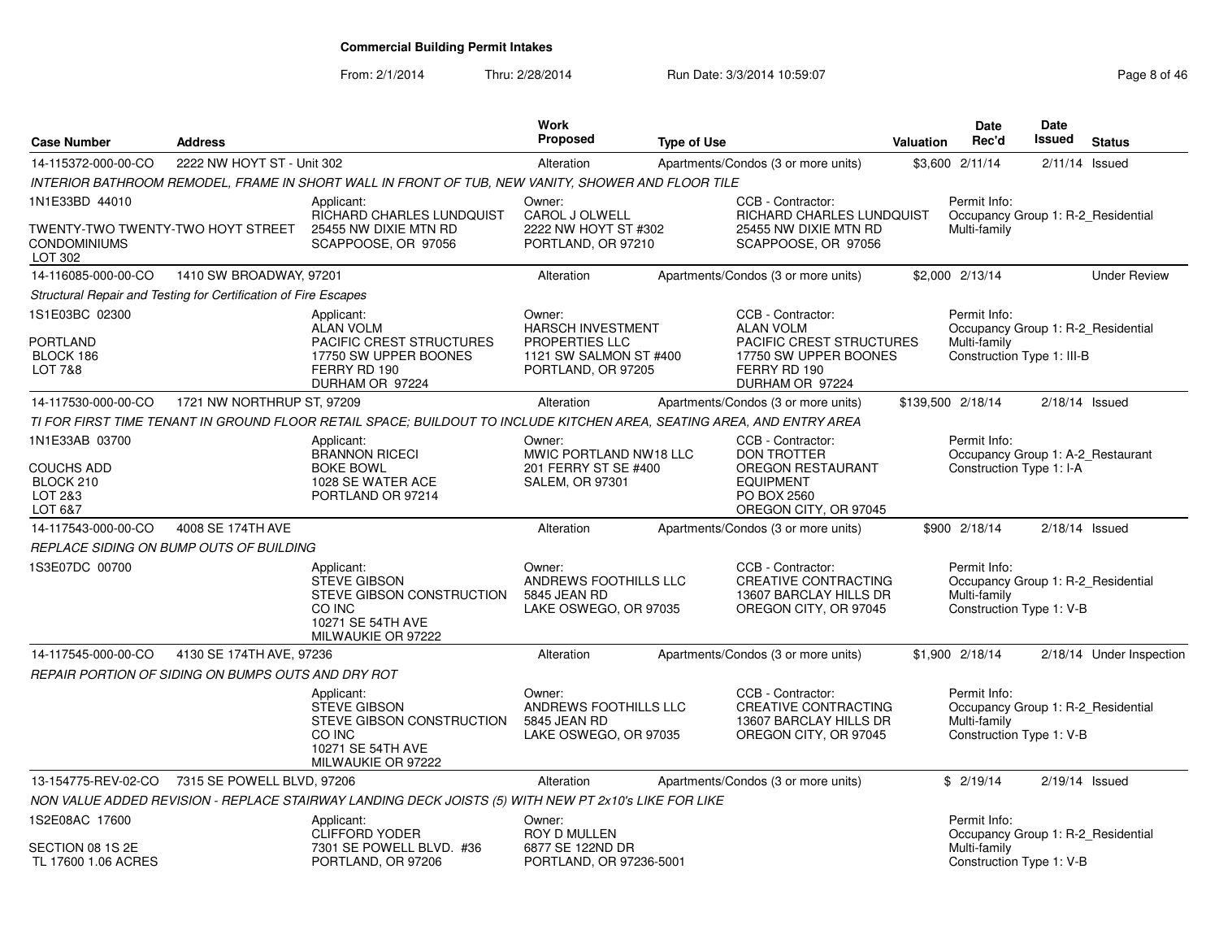**Commercial Building Permit Intakes**

From: 2/1/2014 Thru: 2/28/2014 Run Date: 3/3/2014 10:59:07

| Case Number | Address | Work Proposed | Type of Use | Valuation | Date Rec'd | Date Issued | Status |
|---|---|---|---|---|---|---|---|
| 14-115372-000-00-CO | 2222 NW HOYT ST - Unit 302 | Alteration | Apartments/Condos (3 or more units) | $3,600 | 2/11/14 | 2/11/14 | Issued |

*INTERIOR BATHROOM REMODEL, FRAME IN SHORT WALL IN FRONT OF TUB, NEW VANITY, SHOWER AND FLOOR TILE*

1N1E33BD 44010
TWENTY-TWO TWENTY-TWO HOYT STREET CONDOMINIUMS
LOT 302

Applicant: RICHARD CHARLES LUNDQUIST, 25455 NW DIXIE MTN RD, SCAPPOOSE, OR 97056
Owner: CAROL J OLWELL, 2222 NW HOYT ST #302, PORTLAND, OR 97210
CCB - Contractor: RICHARD CHARLES LUNDQUIST, 25455 NW DIXIE MTN RD, SCAPPOOSE, OR 97056
Permit Info: Occupancy Group 1: R-2_Residential Multi-family

| Case Number | Address | Work Proposed | Type of Use | Valuation | Date Rec'd | Date Issued | Status |
|---|---|---|---|---|---|---|---|
| 14-116085-000-00-CO | 1410 SW BROADWAY, 97201 | Alteration | Apartments/Condos (3 or more units) | $2,000 | 2/13/14 | | Under Review |

*Structural Repair and Testing for Certification of Fire Escapes*

1S1E03BC 02300
PORTLAND
BLOCK 186
LOT 7&8

Applicant: ALAN VOLM, PACIFIC CREST STRUCTURES, 17750 SW UPPER BOONES FERRY RD 190, DURHAM OR 97224
Owner: HARSCH INVESTMENT PROPERTIES LLC, 1121 SW SALMON ST #400, PORTLAND, OR 97205
CCB - Contractor: ALAN VOLM, PACIFIC CREST STRUCTURES, 17750 SW UPPER BOONES FERRY RD 190, DURHAM OR 97224
Permit Info: Occupancy Group 1: R-2_Residential Multi-family; Construction Type 1: III-B

| Case Number | Address | Work Proposed | Type of Use | Valuation | Date Rec'd | Date Issued | Status |
|---|---|---|---|---|---|---|---|
| 14-117530-000-00-CO | 1721 NW NORTHRUP ST, 97209 | Alteration | Apartments/Condos (3 or more units) | $139,500 | 2/18/14 | 2/18/14 | Issued |

*TI FOR FIRST TIME TENANT IN GROUND FLOOR RETAIL SPACE; BUILDOUT TO INCLUDE KITCHEN AREA, SEATING AREA, AND ENTRY AREA*

1N1E33AB 03700
COUCHS ADD
BLOCK 210
LOT 2&3
LOT 6&7

Applicant: BRANNON RICECI, BOKE BOWL, 1028 SE WATER ACE, PORTLAND OR 97214
Owner: MWIC PORTLAND NW18 LLC, 201 FERRY ST SE #400, SALEM, OR 97301
CCB - Contractor: DON TROTTER, OREGON RESTAURANT EQUIPMENT, PO BOX 2560, OREGON CITY, OR 97045
Permit Info: Occupancy Group 1: A-2_Restaurant; Construction Type 1: I-A

| Case Number | Address | Work Proposed | Type of Use | Valuation | Date Rec'd | Date Issued | Status |
|---|---|---|---|---|---|---|---|
| 14-117543-000-00-CO | 4008 SE 174TH AVE | Alteration | Apartments/Condos (3 or more units) | $900 | 2/18/14 | 2/18/14 | Issued |

*REPLACE SIDING ON BUMP OUTS OF BUILDING*

1S3E07DC 00700

Applicant: STEVE GIBSON, STEVE GIBSON CONSTRUCTION CO INC, 10271 SE 54TH AVE, MILWAUKIE OR 97222
Owner: ANDREWS FOOTHILLS LLC, 5845 JEAN RD, LAKE OSWEGO, OR 97035
CCB - Contractor: CREATIVE CONTRACTING, 13607 BARCLAY HILLS DR, OREGON CITY, OR 97045
Permit Info: Occupancy Group 1: R-2_Residential Multi-family; Construction Type 1: V-B

| Case Number | Address | Work Proposed | Type of Use | Valuation | Date Rec'd | Date Issued | Status |
|---|---|---|---|---|---|---|---|
| 14-117545-000-00-CO | 4130 SE 174TH AVE, 97236 | Alteration | Apartments/Condos (3 or more units) | $1,900 | 2/18/14 | 2/18/14 | Under Inspection |

*REPAIR PORTION OF SIDING ON BUMPS OUTS AND DRY ROT*

Applicant: STEVE GIBSON, STEVE GIBSON CONSTRUCTION CO INC, 10271 SE 54TH AVE, MILWAUKIE OR 97222
Owner: ANDREWS FOOTHILLS LLC, 5845 JEAN RD, LAKE OSWEGO, OR 97035
CCB - Contractor: CREATIVE CONTRACTING, 13607 BARCLAY HILLS DR, OREGON CITY, OR 97045
Permit Info: Occupancy Group 1: R-2_Residential Multi-family; Construction Type 1: V-B

| Case Number | Address | Work Proposed | Type of Use | Valuation | Date Rec'd | Date Issued | Status |
|---|---|---|---|---|---|---|---|
| 13-154775-REV-02-CO | 7315 SE POWELL BLVD, 97206 | Alteration | Apartments/Condos (3 or more units) | $ | 2/19/14 | 2/19/14 | Issued |

*NON VALUE ADDED REVISION - REPLACE STAIRWAY LANDING DECK JOISTS (5) WITH NEW PT 2x10's LIKE FOR LIKE*

1S2E08AC 17600
SECTION 08 1S 2E
TL 17600 1.06 ACRES

Applicant: CLIFFORD YODER, 7301 SE POWELL BLVD. #36, PORTLAND, OR 97206
Owner: ROY D MULLEN, 6877 SE 122ND DR, PORTLAND, OR 97236-5001
Permit Info: Occupancy Group 1: R-2_Residential Multi-family; Construction Type 1: V-B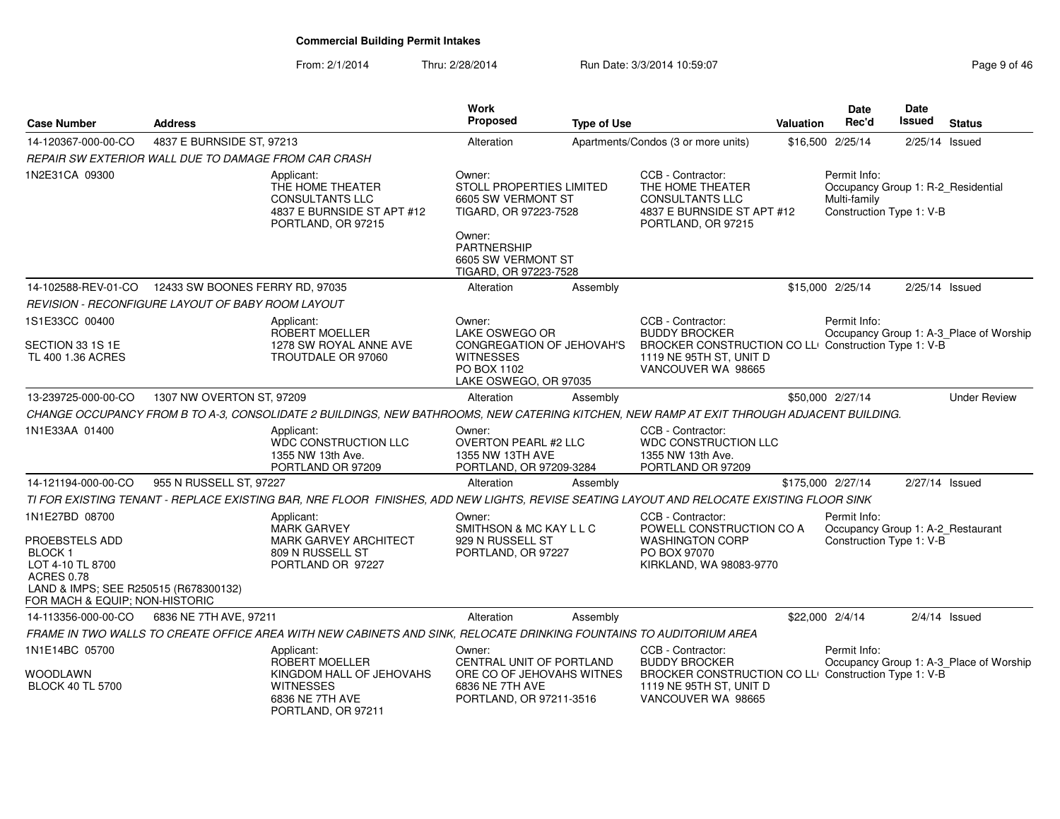# Commercial Building Permit Intakes

From: 2/1/2014 Thru: 2/28/2014 Run Date: 3/3/2014 10:59:07

| Case Number | Address | Work Proposed | Type of Use | Valuation | Date Rec'd | Date Issued | Status |
|---|---|---|---|---|---|---|---|
| 14-120367-000-00-CO | 4837 E BURNSIDE ST, 97213 | Alteration | Apartments/Condos (3 or more units) | $16,500 | 2/25/14 | 2/25/14 | Issued |

*REPAIR SW EXTERIOR WALL DUE TO DAMAGE FROM CAR CRASH*

1N2E31CA 09300

Applicant: THE HOME THEATER CONSULTANTS LLC, 4837 E BURNSIDE ST APT #12, PORTLAND, OR 97215

Owner: STOLL PROPERTIES LIMITED, 6605 SW VERMONT ST, TIGARD, OR 97223-7528

Owner: PARTNERSHIP, 6605 SW VERMONT ST, TIGARD, OR 97223-7528

CCB - Contractor: THE HOME THEATER CONSULTANTS LLC, 4837 E BURNSIDE ST APT #12, PORTLAND, OR 97215

Permit Info: Occupancy Group 1: R-2_Residential Multi-family; Construction Type 1: V-B

---

| Case Number | Address | Work Proposed | Type of Use | Valuation | Date Rec'd | Date Issued | Status |
|---|---|---|---|---|---|---|---|
| 14-102588-REV-01-CO | 12433 SW BOONES FERRY RD, 97035 | Alteration | Assembly | $15,000 | 2/25/14 | 2/25/14 | Issued |

*REVISION - RECONFIGURE LAYOUT OF BABY ROOM LAYOUT*

1S1E33CC 00400

SECTION 33 1S 1E
TL 400 1.36 ACRES

Applicant: ROBERT MOELLER, 1278 SW ROYAL ANNE AVE, TROUTDALE OR 97060

Owner: LAKE OSWEGO OR CONGREGATION OF JEHOVAH'S WITNESSES, PO BOX 1102, LAKE OSWEGO, OR 97035

CCB - Contractor: BUDDY BROCKER, BROCKER CONSTRUCTION CO LL, 1119 NE 95TH ST, UNIT D, VANCOUVER WA 98665

Permit Info: Occupancy Group 1: A-3_Place of Worship; Construction Type 1: V-B

---

| Case Number | Address | Work Proposed | Type of Use | Valuation | Date Rec'd | Date Issued | Status |
|---|---|---|---|---|---|---|---|
| 13-239725-000-00-CO | 1307 NW OVERTON ST, 97209 | Alteration | Assembly | $50,000 | 2/27/14 | | Under Review |

*CHANGE OCCUPANCY FROM B TO A-3, CONSOLIDATE 2 BUILDINGS, NEW BATHROOMS, NEW CATERING KITCHEN, NEW RAMP AT EXIT THROUGH ADJACENT BUILDING.*

1N1E33AA 01400

Applicant: WDC CONSTRUCTION LLC, 1355 NW 13th Ave., PORTLAND OR 97209

Owner: OVERTON PEARL #2 LLC, 1355 NW 13TH AVE, PORTLAND, OR 97209-3284

CCB - Contractor: WDC CONSTRUCTION LLC, 1355 NW 13th Ave., PORTLAND OR 97209

---

| Case Number | Address | Work Proposed | Type of Use | Valuation | Date Rec'd | Date Issued | Status |
|---|---|---|---|---|---|---|---|
| 14-121194-000-00-CO | 955 N RUSSELL ST, 97227 | Alteration | Assembly | $175,000 | 2/27/14 | 2/27/14 | Issued |

*TI FOR EXISTING TENANT - REPLACE EXISTING BAR, NRE FLOOR FINISHES, ADD NEW LIGHTS, REVISE SEATING LAYOUT AND RELOCATE EXISTING FLOOR SINK*

1N1E27BD 08700

PROEBSTELS ADD
BLOCK 1
LOT 4-10 TL 8700
ACRES 0.78
LAND & IMPS; SEE R250515 (R678300132) FOR MACH & EQUIP; NON-HISTORIC

Applicant: MARK GARVEY, MARK GARVEY ARCHITECT, 809 N RUSSELL ST, PORTLAND OR 97227

Owner: SMITHSON & MC KAY L L C, 929 N RUSSELL ST, PORTLAND, OR 97227

CCB - Contractor: POWELL CONSTRUCTION CO A WASHINGTON CORP, PO BOX 97070, KIRKLAND, WA 98083-9770

Permit Info: Occupancy Group 1: A-2_Restaurant; Construction Type 1: V-B

---

| Case Number | Address | Work Proposed | Type of Use | Valuation | Date Rec'd | Date Issued | Status |
|---|---|---|---|---|---|---|---|
| 14-113356-000-00-CO | 6836 NE 7TH AVE, 97211 | Alteration | Assembly | $22,000 | 2/4/14 | 2/4/14 | Issued |

*FRAME IN TWO WALLS TO CREATE OFFICE AREA WITH NEW CABINETS AND SINK, RELOCATE DRINKING FOUNTAINS TO AUDITORIUM AREA*

1N1E14BC 05700

WOODLAWN
BLOCK 40 TL 5700

Applicant: ROBERT MOELLER, KINGDOM HALL OF JEHOVAHS WITNESSES, 6836 NE 7TH AVE, PORTLAND, OR 97211

Owner: CENTRAL UNIT OF PORTLAND ORE CO OF JEHOVAHS WITNES, 6836 NE 7TH AVE, PORTLAND, OR 97211-3516

CCB - Contractor: BUDDY BROCKER, BROCKER CONSTRUCTION CO LL, 1119 NE 95TH ST, UNIT D, VANCOUVER WA 98665

Permit Info: Occupancy Group 1: A-3_Place of Worship; Construction Type 1: V-B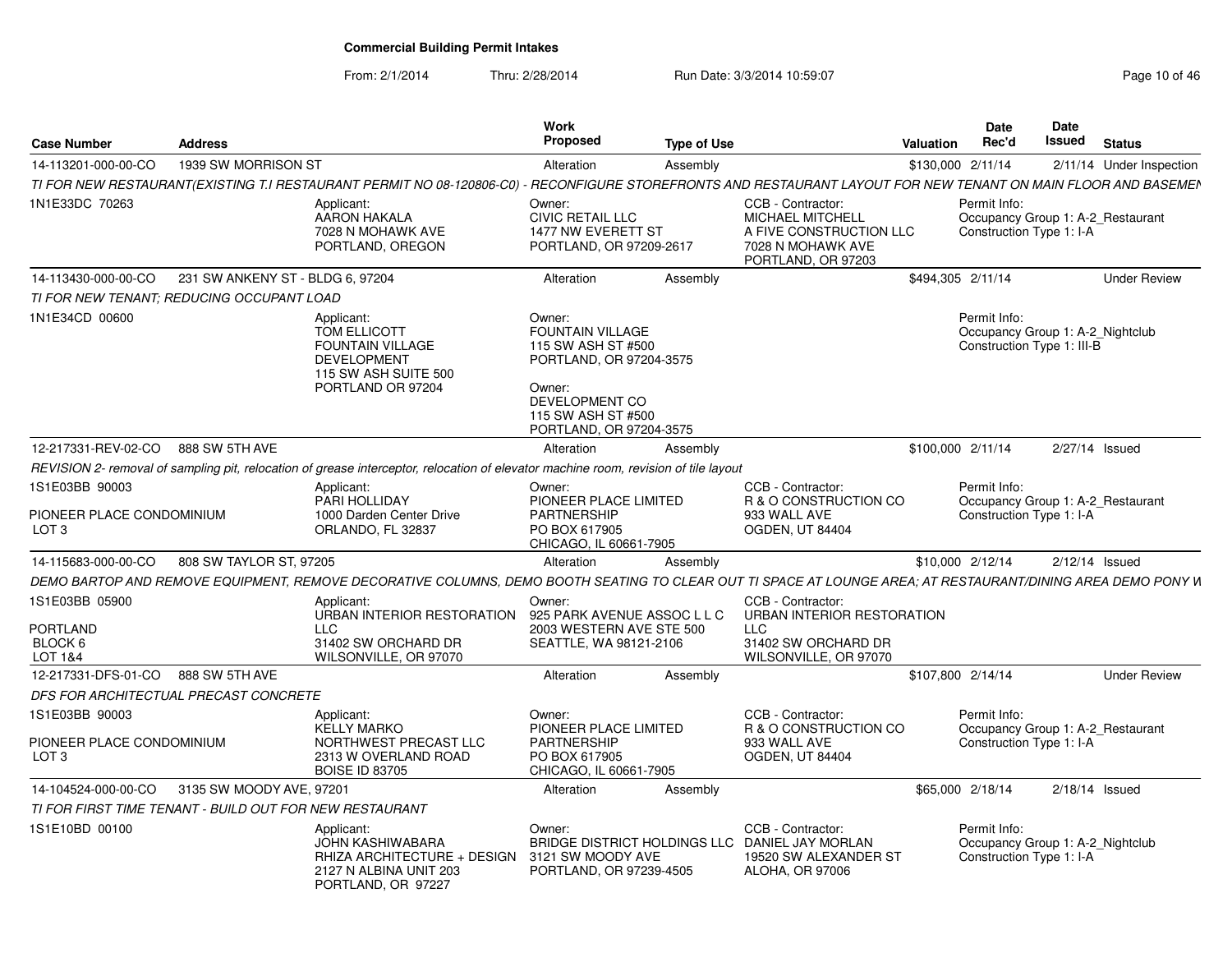**Commercial Building Permit Intakes**

From: 2/1/2014 Thru: 2/28/2014 Run Date: 3/3/2014 10:59:07

| Case Number | Address | Work Proposed | Type of Use | Valuation | Date Rec'd | Date Issued | Status |
|---|---|---|---|---|---|---|---|
| 14-113201-000-00-CO | 1939 SW MORRISON ST | Alteration | Assembly | $130,000 | 2/11/14 | 2/11/14 | Under Inspection |

TI FOR NEW RESTAURANT(EXISTING T.I RESTAURANT PERMIT NO 08-120806-C0) - RECONFIGURE STOREFRONTS AND RESTAURANT LAYOUT FOR NEW TENANT ON MAIN FLOOR AND BASEMEN

1N1E33DC 70263

Applicant: AARON HAKALA, 7028 N MOHAWK AVE, PORTLAND, OREGON

Owner: CIVIC RETAIL LLC, 1477 NW EVERETT ST, PORTLAND, OR 97209-2617

CCB - Contractor: MICHAEL MITCHELL, A FIVE CONSTRUCTION LLC, 7028 N MOHAWK AVE, PORTLAND, OR 97203

Permit Info: Occupancy Group 1: A-2_Restaurant; Construction Type 1: I-A

| Case Number | Address | Work Proposed | Type of Use | Valuation | Date Rec'd | Date Issued | Status |
|---|---|---|---|---|---|---|---|
| 14-113430-000-00-CO | 231 SW ANKENY ST - BLDG 6, 97204 | Alteration | Assembly | $494,305 | 2/11/14 | | Under Review |

TI FOR NEW TENANT; REDUCING OCCUPANT LOAD

1N1E34CD 00600

Applicant: TOM ELLICOTT, FOUNTAIN VILLAGE DEVELOPMENT, 115 SW ASH SUITE 500, PORTLAND OR 97204

Owner: FOUNTAIN VILLAGE, 115 SW ASH ST #500, PORTLAND, OR 97204-3575

Owner: DEVELOPMENT CO, 115 SW ASH ST #500, PORTLAND, OR 97204-3575

Permit Info: Occupancy Group 1: A-2_Nightclub; Construction Type 1: III-B

| Case Number | Address | Work Proposed | Type of Use | Valuation | Date Rec'd | Date Issued | Status |
|---|---|---|---|---|---|---|---|
| 12-217331-REV-02-CO | 888 SW 5TH AVE | Alteration | Assembly | $100,000 | 2/11/14 | 2/27/14 | Issued |

REVISION 2- removal of sampling pit, relocation of grease interceptor, relocation of elevator machine room, revision of tile layout

1S1E03BB 90003, PIONEER PLACE CONDOMINIUM, LOT 3

Applicant: PARI HOLLIDAY, 1000 Darden Center Drive, ORLANDO, FL 32837

Owner: PIONEER PLACE LIMITED PARTNERSHIP, PO BOX 617905, CHICAGO, IL 60661-7905

CCB - Contractor: R & O CONSTRUCTION CO, 933 WALL AVE, OGDEN, UT 84404

Permit Info: Occupancy Group 1: A-2_Restaurant; Construction Type 1: I-A

| Case Number | Address | Work Proposed | Type of Use | Valuation | Date Rec'd | Date Issued | Status |
|---|---|---|---|---|---|---|---|
| 14-115683-000-00-CO | 808 SW TAYLOR ST, 97205 | Alteration | Assembly | $10,000 | 2/12/14 | 2/12/14 | Issued |

DEMO BARTOP AND REMOVE EQUIPMENT, REMOVE DECORATIVE COLUMNS, DEMO BOOTH SEATING TO CLEAR OUT TI SPACE AT LOUNGE AREA; AT RESTAURANT/DINING AREA DEMO PONY W

1S1E03BB 05900, PORTLAND, BLOCK 6, LOT 1&4

Applicant: URBAN INTERIOR RESTORATION LLC, 31402 SW ORCHARD DR, WILSONVILLE, OR 97070

Owner: 925 PARK AVENUE ASSOC L L C, 2003 WESTERN AVE STE 500, SEATTLE, WA 98121-2106

CCB - Contractor: URBAN INTERIOR RESTORATION LLC, 31402 SW ORCHARD DR, WILSONVILLE, OR 97070

| Case Number | Address | Work Proposed | Type of Use | Valuation | Date Rec'd | Date Issued | Status |
|---|---|---|---|---|---|---|---|
| 12-217331-DFS-01-CO | 888 SW 5TH AVE | Alteration | Assembly | $107,800 | 2/14/14 | | Under Review |

DFS FOR ARCHITECTUAL PRECAST CONCRETE

1S1E03BB 90003, PIONEER PLACE CONDOMINIUM, LOT 3

Applicant: KELLY MARKO, NORTHWEST PRECAST LLC, 2313 W OVERLAND ROAD, BOISE ID 83705

Owner: PIONEER PLACE LIMITED PARTNERSHIP, PO BOX 617905, CHICAGO, IL 60661-7905

CCB - Contractor: R & O CONSTRUCTION CO, 933 WALL AVE, OGDEN, UT 84404

Permit Info: Occupancy Group 1: A-2_Restaurant; Construction Type 1: I-A

| Case Number | Address | Work Proposed | Type of Use | Valuation | Date Rec'd | Date Issued | Status |
|---|---|---|---|---|---|---|---|
| 14-104524-000-00-CO | 3135 SW MOODY AVE, 97201 | Alteration | Assembly | $65,000 | 2/18/14 | 2/18/14 | Issued |

TI FOR FIRST TIME TENANT - BUILD OUT FOR NEW RESTAURANT

1S1E10BD 00100

Applicant: JOHN KASHIWABARA, RHIZA ARCHITECTURE + DESIGN, 2127 N ALBINA UNIT 203, PORTLAND, OR 97227

Owner: BRIDGE DISTRICT HOLDINGS LLC, 3121 SW MOODY AVE, PORTLAND, OR 97239-4505

CCB - Contractor: DANIEL JAY MORLAN, 19520 SW ALEXANDER ST, ALOHA, OR 97006

Permit Info: Occupancy Group 1: A-2_Nightclub; Construction Type 1: I-A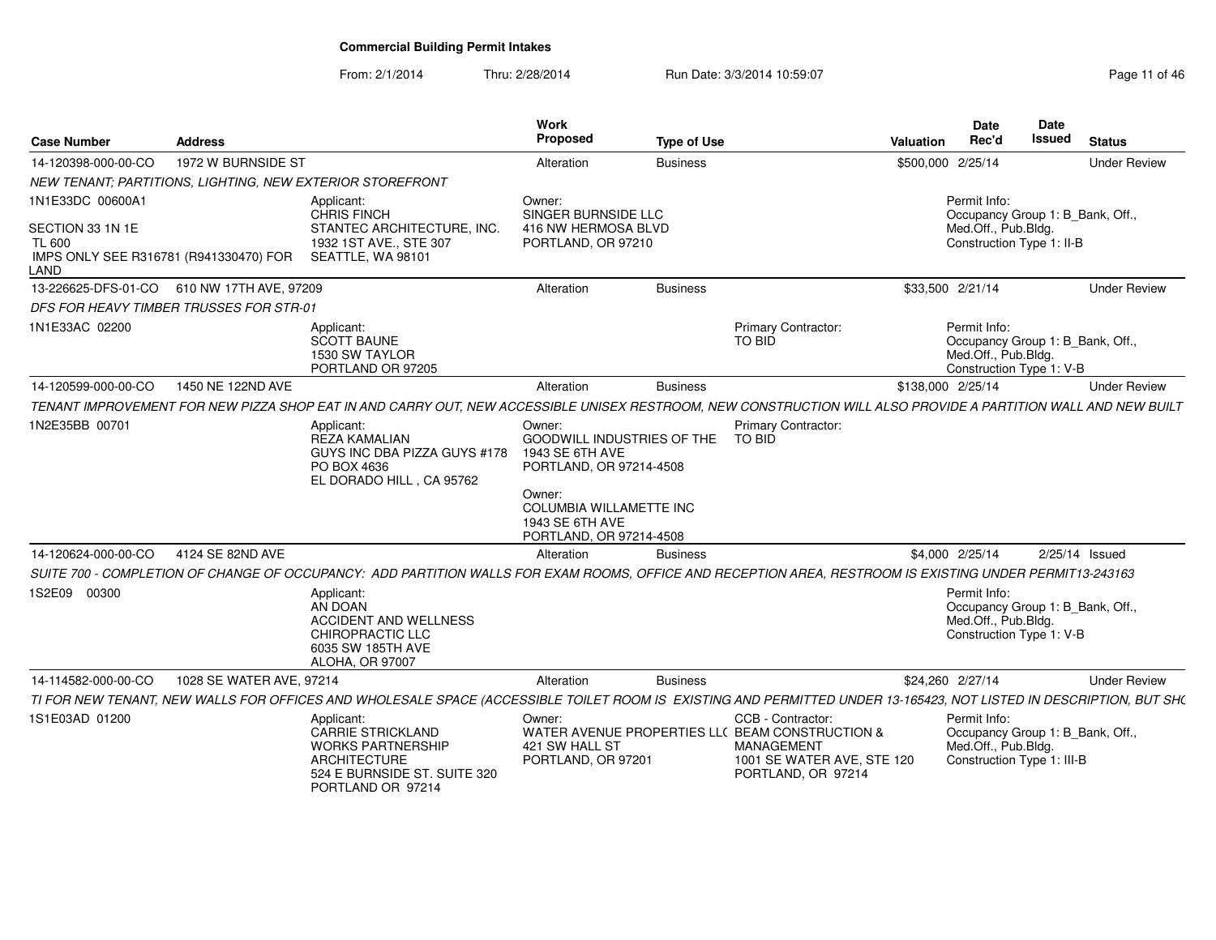**Commercial Building Permit Intakes**

From: 2/1/2014 Thru: 2/28/2014 Run Date: 3/3/2014 10:59:07

| Case Number | Address | Work Proposed | Type of Use | Valuation | Date Rec'd | Date Issued | Status |
|---|---|---|---|---|---|---|---|
| 14-120398-000-00-CO | 1972 W BURNSIDE ST | Alteration | Business | $500,000 | 2/25/14 | | Under Review |

NEW TENANT; PARTITIONS, LIGHTING, NEW EXTERIOR STOREFRONT

1N1E33DC 00600A1
SECTION 33 1N 1E
TL 600
IMPS ONLY SEE R316781 (R941330470) FOR LAND

Applicant: CHRIS FINCH, STANTEC ARCHITECTURE, INC., 1932 1ST AVE., STE 307, SEATTLE, WA 98101

Owner: SINGER BURNSIDE LLC, 416 NW HERMOSA BLVD, PORTLAND, OR 97210

Permit Info: Occupancy Group 1: B_Bank, Off., Med.Off., Pub.Bldg. Construction Type 1: II-B

---

| Case Number | Address | Work Proposed | Type of Use | Valuation | Date Rec'd | Date Issued | Status |
|---|---|---|---|---|---|---|---|
| 13-226625-DFS-01-CO | 610 NW 17TH AVE, 97209 | Alteration | Business | $33,500 | 2/21/14 | | Under Review |

DFS FOR HEAVY TIMBER TRUSSES FOR STR-01

1N1E33AC 02200

Applicant: SCOTT BAUNE, 1530 SW TAYLOR, PORTLAND OR 97205

Primary Contractor: TO BID

Permit Info: Occupancy Group 1: B_Bank, Off., Med.Off., Pub.Bldg. Construction Type 1: V-B

---

| Case Number | Address | Work Proposed | Type of Use | Valuation | Date Rec'd | Date Issued | Status |
|---|---|---|---|---|---|---|---|
| 14-120599-000-00-CO | 1450 NE 122ND AVE | Alteration | Business | $138,000 | 2/25/14 | | Under Review |

TENANT IMPROVEMENT FOR NEW PIZZA SHOP EAT IN AND CARRY OUT, NEW ACCESSIBLE UNISEX RESTROOM, NEW CONSTRUCTION WILL ALSO PROVIDE A PARTITION WALL AND NEW BUILT

1N2E35BB 00701

Applicant: REZA KAMALIAN, GUYS INC DBA PIZZA GUYS #178, PO BOX 4636, EL DORADO HILL , CA 95762

Owner: GOODWILL INDUSTRIES OF THE, 1943 SE 6TH AVE, PORTLAND, OR 97214-4508

Owner: COLUMBIA WILLAMETTE INC, 1943 SE 6TH AVE, PORTLAND, OR 97214-4508

Primary Contractor: TO BID

---

| Case Number | Address | Work Proposed | Type of Use | Valuation | Date Rec'd | Date Issued | Status |
|---|---|---|---|---|---|---|---|
| 14-120624-000-00-CO | 4124 SE 82ND AVE | Alteration | Business | $4,000 | 2/25/14 | 2/25/14 | Issued |

SUITE 700 - COMPLETION OF CHANGE OF OCCUPANCY: ADD PARTITION WALLS FOR EXAM ROOMS, OFFICE AND RECEPTION AREA, RESTROOM IS EXISTING UNDER PERMIT13-243163

1S2E09 00300

Applicant: AN DOAN, ACCIDENT AND WELLNESS CHIROPRACTIC LLC, 6035 SW 185TH AVE, ALOHA, OR 97007

Permit Info: Occupancy Group 1: B_Bank, Off., Med.Off., Pub.Bldg. Construction Type 1: V-B

---

| Case Number | Address | Work Proposed | Type of Use | Valuation | Date Rec'd | Date Issued | Status |
|---|---|---|---|---|---|---|---|
| 14-114582-000-00-CO | 1028 SE WATER AVE, 97214 | Alteration | Business | $24,260 | 2/27/14 | | Under Review |

TI FOR NEW TENANT, NEW WALLS FOR OFFICES AND WHOLESALE SPACE (ACCESSIBLE TOILET ROOM IS EXISTING AND PERMITTED UNDER 13-165423, NOT LISTED IN DESCRIPTION, BUT SHO

1S1E03AD 01200

Applicant: CARRIE STRICKLAND, WORKS PARTNERSHIP ARCHITECTURE, 524 E BURNSIDE ST. SUITE 320, PORTLAND OR 97214

Owner: WATER AVENUE PROPERTIES LLC, 421 SW HALL ST, PORTLAND, OR 97201

CCB - Contractor: BEAM CONSTRUCTION & MANAGEMENT, 1001 SE WATER AVE, STE 120, PORTLAND, OR 97214

Permit Info: Occupancy Group 1: B_Bank, Off., Med.Off., Pub.Bldg. Construction Type 1: III-B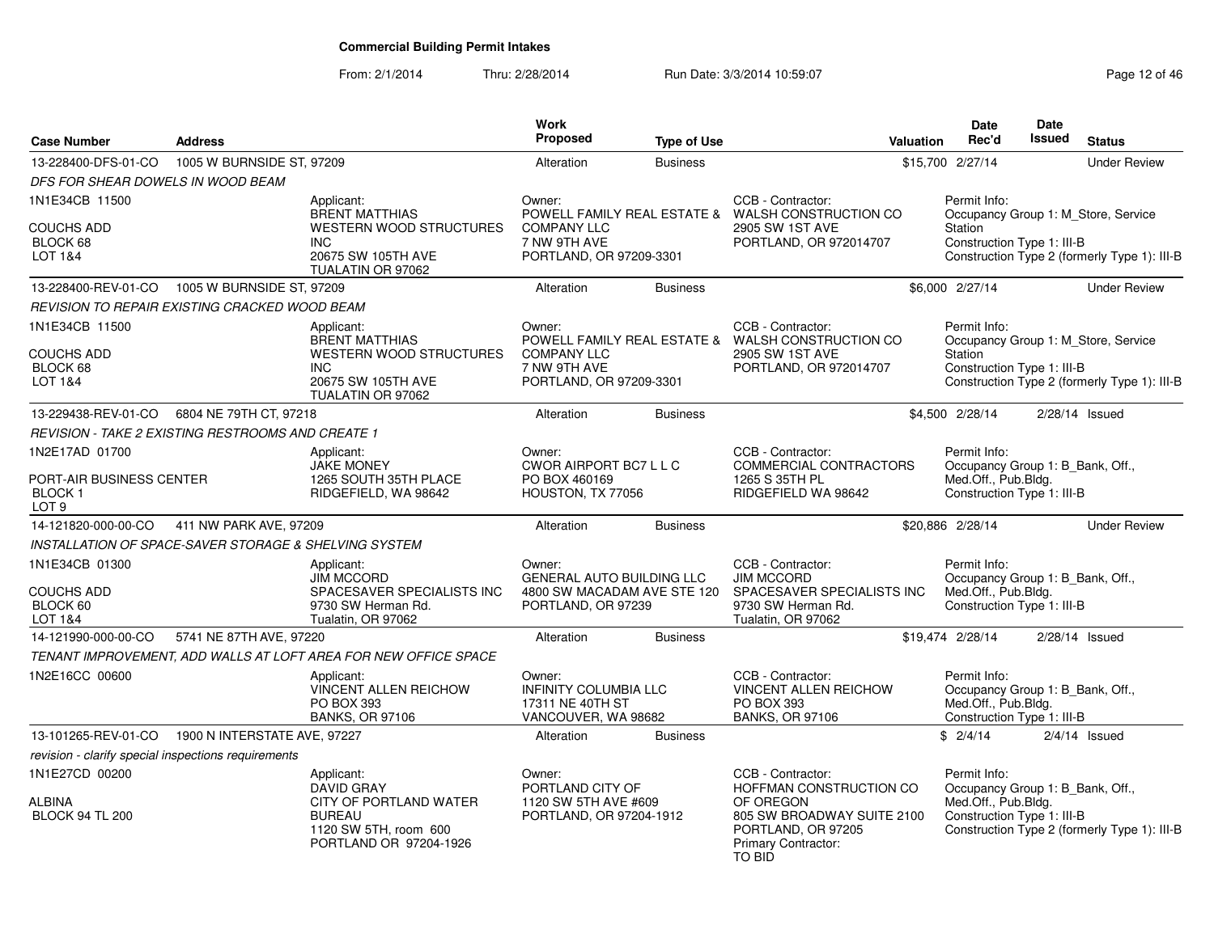# Commercial Building Permit Intakes

From: 2/1/2014 Thru: 2/28/2014 Run Date: 3/3/2014 10:59:07

| Case Number | Address | | Work Proposed | Type of Use | | Valuation | Date Rec'd | Date Issued | Status |
|---|---|---|---|---|---|---|---|---|---|
| 13-228400-DFS-01-CO | 1005 W BURNSIDE ST, 97209 | | Alteration | Business | | $15,700 | 2/27/14 | | Under Review |
| *DFS FOR SHEAR DOWELS IN WOOD BEAM* | | | | | | | | | |
| 1N1E34CB 11500<br><br>COUCHS ADD<br>BLOCK 68<br>LOT 1&4 | | Applicant:<br>BRENT MATTHIAS<br>WESTERN WOOD STRUCTURES INC<br>20675 SW 105TH AVE<br>TUALATIN OR 97062 | Owner:<br>POWELL FAMILY REAL ESTATE & COMPANY LLC<br>7 NW 9TH AVE<br>PORTLAND, OR 97209-3301 | | CCB - Contractor:<br>WALSH CONSTRUCTION CO<br>2905 SW 1ST AVE<br>PORTLAND, OR 972014707 | | Permit Info:<br>Occupancy Group 1: M_Store, Service Station<br>Construction Type 1: III-B<br>Construction Type 2 (formerly Type 1): III-B | | |
| 13-228400-REV-01-CO | 1005 W BURNSIDE ST, 97209 | | Alteration | Business | | $6,000 | 2/27/14 | | Under Review |
| *REVISION TO REPAIR EXISTING CRACKED WOOD BEAM* | | | | | | | | | |
| 1N1E34CB 11500<br><br>COUCHS ADD<br>BLOCK 68<br>LOT 1&4 | | Applicant:<br>BRENT MATTHIAS<br>WESTERN WOOD STRUCTURES INC<br>20675 SW 105TH AVE<br>TUALATIN OR 97062 | Owner:<br>POWELL FAMILY REAL ESTATE & COMPANY LLC<br>7 NW 9TH AVE<br>PORTLAND, OR 97209-3301 | | CCB - Contractor:<br>WALSH CONSTRUCTION CO<br>2905 SW 1ST AVE<br>PORTLAND, OR 972014707 | | Permit Info:<br>Occupancy Group 1: M_Store, Service Station<br>Construction Type 1: III-B<br>Construction Type 2 (formerly Type 1): III-B | | |
| 13-229438-REV-01-CO | 6804 NE 79TH CT, 97218 | | Alteration | Business | | $4,500 | 2/28/14 | 2/28/14 | Issued |
| *REVISION - TAKE 2 EXISTING RESTROOMS AND CREATE 1* | | | | | | | | | |
| 1N2E17AD 01700<br><br>PORT-AIR BUSINESS CENTER<br>BLOCK 1<br>LOT 9 | | Applicant:<br>JAKE MONEY<br>1265 SOUTH 35TH PLACE<br>RIDGEFIELD, WA 98642 | Owner:<br>CWOR AIRPORT BC7 L L C<br>PO BOX 460169<br>HOUSTON, TX 77056 | | CCB - Contractor:<br>COMMERCIAL CONTRACTORS<br>1265 S 35TH PL<br>RIDGEFIELD WA 98642 | | Permit Info:<br>Occupancy Group 1: B_Bank, Off., Med.Off., Pub.Bldg.<br>Construction Type 1: III-B | | |
| 14-121820-000-00-CO | 411 NW PARK AVE, 97209 | | Alteration | Business | | $20,886 | 2/28/14 | | Under Review |
| *INSTALLATION OF SPACE-SAVER STORAGE & SHELVING SYSTEM* | | | | | | | | | |
| 1N1E34CB 01300<br><br>COUCHS ADD<br>BLOCK 60<br>LOT 1&4 | | Applicant:<br>JIM MCCORD<br>SPACESAVER SPECIALISTS INC<br>9730 SW Herman Rd.<br>Tualatin, OR 97062 | Owner:<br>GENERAL AUTO BUILDING LLC<br>4800 SW MACADAM AVE STE 120<br>PORTLAND, OR 97239 | | CCB - Contractor:<br>JIM MCCORD<br>SPACESAVER SPECIALISTS INC<br>9730 SW Herman Rd.<br>Tualatin, OR 97062 | | Permit Info:<br>Occupancy Group 1: B_Bank, Off., Med.Off., Pub.Bldg.<br>Construction Type 1: III-B | | |
| 14-121990-000-00-CO | 5741 NE 87TH AVE, 97220 | | Alteration | Business | | $19,474 | 2/28/14 | 2/28/14 | Issued |
| *TENANT IMPROVEMENT, ADD WALLS AT LOFT AREA FOR NEW OFFICE SPACE* | | | | | | | | | |
| 1N2E16CC 00600 | | Applicant:<br>VINCENT ALLEN REICHOW<br>PO BOX 393<br>BANKS, OR 97106 | Owner:<br>INFINITY COLUMBIA LLC<br>17311 NE 40TH ST<br>VANCOUVER, WA 98682 | | CCB - Contractor:<br>VINCENT ALLEN REICHOW<br>PO BOX 393<br>BANKS, OR 97106 | | Permit Info:<br>Occupancy Group 1: B_Bank, Off., Med.Off., Pub.Bldg.<br>Construction Type 1: III-B | | |
| 13-101265-REV-01-CO | 1900 N INTERSTATE AVE, 97227 | | Alteration | Business | | $ | 2/4/14 | 2/4/14 | Issued |
| *revision - clarify special inspections requirements* | | | | | | | | | |
| 1N1E27CD 00200<br><br>ALBINA<br>BLOCK 94 TL 200 | | Applicant:<br>DAVID GRAY<br>CITY OF PORTLAND WATER BUREAU<br>1120 SW 5TH, room 600<br>PORTLAND OR 97204-1926 | Owner:<br>PORTLAND CITY OF<br>1120 SW 5TH AVE #609<br>PORTLAND, OR 97204-1912 | | CCB - Contractor:<br>HOFFMAN CONSTRUCTION CO OF OREGON<br>805 SW BROADWAY SUITE 2100<br>PORTLAND, OR 97205<br>Primary Contractor:<br>TO BID | | Permit Info:<br>Occupancy Group 1: B_Bank, Off., Med.Off., Pub.Bldg.<br>Construction Type 1: III-B<br>Construction Type 2 (formerly Type 1): III-B | | |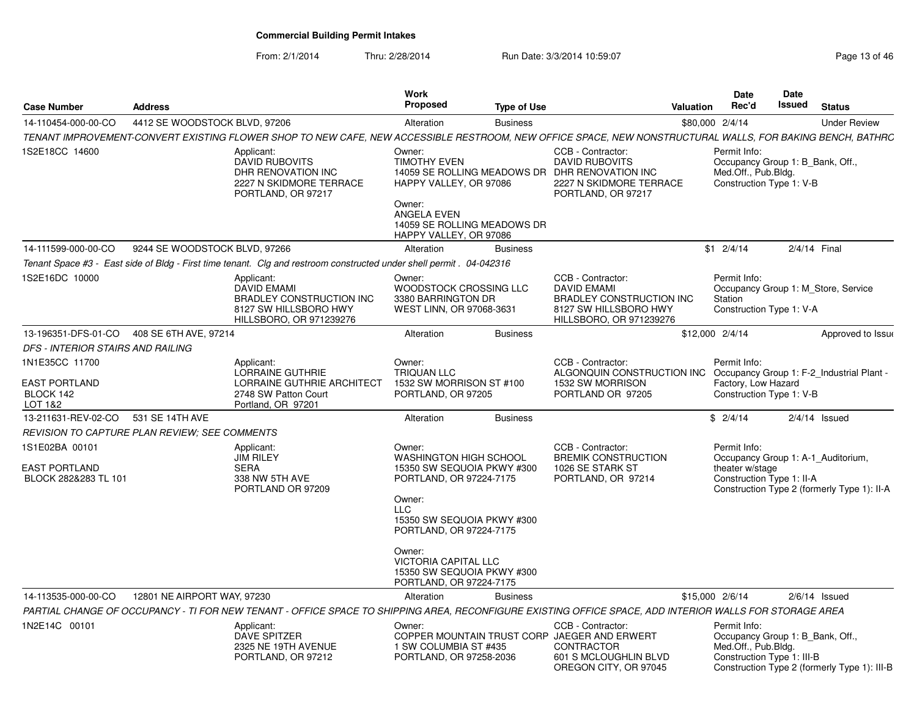**Commercial Building Permit Intakes**

From: 2/1/2014 Thru: 2/28/2014 Run Date: 3/3/2014 10:59:07

| Case Number | Address | Work Proposed | Type of Use | Valuation | Date Rec'd | Date Issued | Status |
|---|---|---|---|---|---|---|---|
| 14-110454-000-00-CO | 4412 SE WOODSTOCK BLVD, 97206 | Alteration | Business | $80,000 | 2/4/14 | | Under Review |

TENANT IMPROVEMENT-CONVERT EXISTING FLOWER SHOP TO NEW CAFE, NEW ACCESSIBLE RESTROOM, NEW OFFICE SPACE, NEW NONSTRUCTURAL WALLS, FOR BAKING BENCH, BATHRC

1S2E18CC 14600

Applicant: DAVID RUBOVITS, DHR RENOVATION INC, 2227 N SKIDMORE TERRACE, PORTLAND, OR 97217

Owner: TIMOTHY EVEN, 14059 SE ROLLING MEADOWS DR, HAPPY VALLEY, OR 97086

Owner: ANGELA EVEN, 14059 SE ROLLING MEADOWS DR, HAPPY VALLEY, OR 97086

CCB - Contractor: DAVID RUBOVITS, DHR RENOVATION INC, 2227 N SKIDMORE TERRACE, PORTLAND, OR 97217

Permit Info: Occupancy Group 1: B_Bank, Off., Med.Off., Pub.Bldg. Construction Type 1: V-B

---

| Case Number | Address | Work Proposed | Type of Use | Valuation | Date Rec'd | Date Issued | Status |
|---|---|---|---|---|---|---|---|
| 14-111599-000-00-CO | 9244 SE WOODSTOCK BLVD, 97266 | Alteration | Business | $1 | 2/4/14 | 2/4/14 | Final |

Tenant Space #3 - East side of Bldg - First time tenant. Clg and restroom constructed under shell permit . 04-042316

1S2E16DC 10000

Applicant: DAVID EMAMI, BRADLEY CONSTRUCTION INC, 8127 SW HILLSBORO HWY, HILLSBORO, OR 971239276

Owner: WOODSTOCK CROSSING LLC, 3380 BARRINGTON DR, WEST LINN, OR 97068-3631

CCB - Contractor: DAVID EMAMI, BRADLEY CONSTRUCTION INC, 8127 SW HILLSBORO HWY, HILLSBORO, OR 971239276

Permit Info: Occupancy Group 1: M_Store, Service Station. Construction Type 1: V-A

---

| Case Number | Address | Work Proposed | Type of Use | Valuation | Date Rec'd | Date Issued | Status |
|---|---|---|---|---|---|---|---|
| 13-196351-DFS-01-CO | 408 SE 6TH AVE, 97214 | Alteration | Business | $12,000 | 2/4/14 | | Approved to Issue |

DFS - INTERIOR STAIRS AND RAILING

1N1E35CC 11700, EAST PORTLAND, BLOCK 142, LOT 1&2

Applicant: LORRAINE GUTHRIE, LORRAINE GUTHRIE ARCHITECT, 2748 SW Patton Court, Portland, OR 97201

Owner: TRIQUAN LLC, 1532 SW MORRISON ST #100, PORTLAND, OR 97205

CCB - Contractor: ALGONQUIN CONSTRUCTION INC, 1532 SW MORRISON, PORTLAND OR 97205

Permit Info: Occupancy Group 1: F-2_Industrial Plant - Factory, Low Hazard. Construction Type 1: V-B

---

| Case Number | Address | Work Proposed | Type of Use | Valuation | Date Rec'd | Date Issued | Status |
|---|---|---|---|---|---|---|---|
| 13-211631-REV-02-CO | 531 SE 14TH AVE | Alteration | Business | $ | 2/4/14 | 2/4/14 | Issued |

REVISION TO CAPTURE PLAN REVIEW; SEE COMMENTS

1S1E02BA 00101, EAST PORTLAND, BLOCK 282&283 TL 101

Applicant: JIM RILEY, SERA, 338 NW 5TH AVE, PORTLAND OR 97209

Owner: WASHINGTON HIGH SCHOOL, 15350 SW SEQUOIA PKWY #300, PORTLAND, OR 97224-7175

Owner: LLC, 15350 SW SEQUOIA PKWY #300, PORTLAND, OR 97224-7175

Owner: VICTORIA CAPITAL LLC, 15350 SW SEQUOIA PKWY #300, PORTLAND, OR 97224-7175

CCB - Contractor: BREMIK CONSTRUCTION, 1026 SE STARK ST, PORTLAND, OR 97214

Permit Info: Occupancy Group 1: A-1_Auditorium, theater w/stage. Construction Type 1: II-A. Construction Type 2 (formerly Type 1): II-A

---

| Case Number | Address | Work Proposed | Type of Use | Valuation | Date Rec'd | Date Issued | Status |
|---|---|---|---|---|---|---|---|
| 14-113535-000-00-CO | 12801 NE AIRPORT WAY, 97230 | Alteration | Business | $15,000 | 2/6/14 | 2/6/14 | Issued |

PARTIAL CHANGE OF OCCUPANCY - TI FOR NEW TENANT - OFFICE SPACE TO SHIPPING AREA, RECONFIGURE EXISTING OFFICE SPACE, ADD INTERIOR WALLS FOR STORAGE AREA

1N2E14C 00101

Applicant: DAVE SPITZER, 2325 NE 19TH AVENUE, PORTLAND, OR 97212

Owner: COPPER MOUNTAIN TRUST CORP, 1 SW COLUMBIA ST #435, PORTLAND, OR 97258-2036

CCB - Contractor: JAEGER AND ERWERT CONTRACTOR, 601 S MCLOUGHLIN BLVD, OREGON CITY, OR 97045

Permit Info: Occupancy Group 1: B_Bank, Off., Med.Off., Pub.Bldg. Construction Type 1: III-B. Construction Type 2 (formerly Type 1): III-B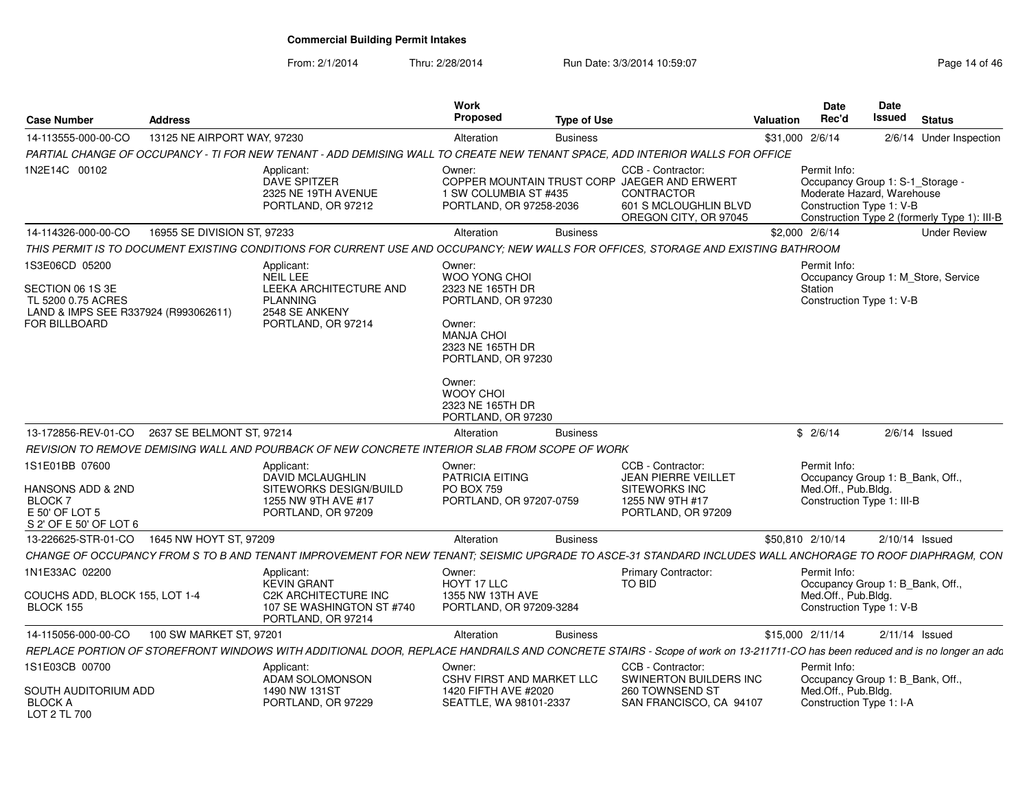# Commercial Building Permit Intakes

From: 2/1/2014 Thru: 2/28/2014 Run Date: 3/3/2014 10:59:07

| Case Number | Address | Work Proposed | Type of Use | Valuation | Date Rec'd | Date Issued | Status |
|---|---|---|---|---|---|---|---|
| 14-113555-000-00-CO | 13125 NE AIRPORT WAY, 97230 | Alteration | Business | $31,000 | 2/6/14 | 2/6/14 | Under Inspection |

*PARTIAL CHANGE OF OCCUPANCY - TI FOR NEW TENANT - ADD DEMISING WALL TO CREATE NEW TENANT SPACE, ADD INTERIOR WALLS FOR OFFICE*

1N2E14C 00102

Applicant: DAVE SPITZER, 2325 NE 19TH AVENUE, PORTLAND, OR 97212

Owner: COPPER MOUNTAIN TRUST CORP, 1 SW COLUMBIA ST #435, PORTLAND, OR 97258-2036

CCB - Contractor: JAEGER AND ERWERT CONTRACTOR, 601 S MCLOUGHLIN BLVD, OREGON CITY, OR 97045

Permit Info: Occupancy Group 1: S-1_Storage - Moderate Hazard, Warehouse; Construction Type 1: V-B; Construction Type 2 (formerly Type 1): III-B

| Case Number | Address | Work Proposed | Type of Use | Valuation | Date Rec'd | Date Issued | Status |
|---|---|---|---|---|---|---|---|
| 14-114326-000-00-CO | 16955 SE DIVISION ST, 97233 | Alteration | Business | $2,000 | 2/6/14 | | Under Review |

*THIS PERMIT IS TO DOCUMENT EXISTING CONDITIONS FOR CURRENT USE AND OCCUPANCY; NEW WALLS FOR OFFICES, STORAGE AND EXISTING BATHROOM*

1S3E06CD 05200

SECTION 06 1S 3E
TL 5200 0.75 ACRES
LAND & IMPS SEE R337924 (R993062611) FOR BILLBOARD

Applicant: NEIL LEE, LEEKA ARCHITECTURE AND PLANNING, 2548 SE ANKENY, PORTLAND, OR 97214

Owner: WOO YONG CHOI, 2323 NE 165TH DR, PORTLAND, OR 97230

Owner: MANJA CHOI, 2323 NE 165TH DR, PORTLAND, OR 97230

Owner: WOOY CHOI, 2323 NE 165TH DR, PORTLAND, OR 97230

Permit Info: Occupancy Group 1: M_Store, Service Station; Construction Type 1: V-B

| Case Number | Address | Work Proposed | Type of Use | Valuation | Date Rec'd | Date Issued | Status |
|---|---|---|---|---|---|---|---|
| 13-172856-REV-01-CO | 2637 SE BELMONT ST, 97214 | Alteration | Business | $ | 2/6/14 | 2/6/14 | Issued |

*REVISION TO REMOVE DEMISING WALL AND POURBACK OF NEW CONCRETE INTERIOR SLAB FROM SCOPE OF WORK*

1S1E01BB 07600

HANSONS ADD & 2ND
BLOCK 7
E 50' OF LOT 5
S 2' OF E 50' OF LOT 6

Applicant: DAVID MCLAUGHLIN, SITEWORKS DESIGN/BUILD, 1255 NW 9TH AVE #17, PORTLAND, OR 97209

Owner: PATRICIA EITING, PO BOX 759, PORTLAND, OR 97207-0759

CCB - Contractor: JEAN PIERRE VEILLET, SITEWORKS INC, 1255 NW 9TH #17, PORTLAND, OR 97209

Permit Info: Occupancy Group 1: B_Bank, Off., Med.Off., Pub.Bldg.; Construction Type 1: III-B

| Case Number | Address | Work Proposed | Type of Use | Valuation | Date Rec'd | Date Issued | Status |
|---|---|---|---|---|---|---|---|
| 13-226625-STR-01-CO | 1645 NW HOYT ST, 97209 | Alteration | Business | $50,810 | 2/10/14 | 2/10/14 | Issued |

*CHANGE OF OCCUPANCY FROM S TO B AND TENANT IMPROVEMENT FOR NEW TENANT; SEISMIC UPGRADE TO ASCE-31 STANDARD INCLUDES WALL ANCHORAGE TO ROOF DIAPHRAGM, CON*

1N1E33AC 02200

COUCHS ADD, BLOCK 155, LOT 1-4
BLOCK 155

Applicant: KEVIN GRANT, C2K ARCHITECTURE INC, 107 SE WASHINGTON ST #740, PORTLAND, OR 97214

Owner: HOYT 17 LLC, 1355 NW 13TH AVE, PORTLAND, OR 97209-3284

Primary Contractor: TO BID

Permit Info: Occupancy Group 1: B_Bank, Off., Med.Off., Pub.Bldg.; Construction Type 1: V-B

| Case Number | Address | Work Proposed | Type of Use | Valuation | Date Rec'd | Date Issued | Status |
|---|---|---|---|---|---|---|---|
| 14-115056-000-00-CO | 100 SW MARKET ST, 97201 | Alteration | Business | $15,000 | 2/11/14 | 2/11/14 | Issued |

*REPLACE PORTION OF STOREFRONT WINDOWS WITH ADDITIONAL DOOR, REPLACE HANDRAILS AND CONCRETE STAIRS - Scope of work on 13-211711-CO has been reduced and is no longer an add*

1S1E03CB 00700

SOUTH AUDITORIUM ADD
BLOCK A
LOT 2 TL 700

Applicant: ADAM SOLOMONSON, 1490 NW 131ST, PORTLAND, OR 97229

Owner: CSHV FIRST AND MARKET LLC, 1420 FIFTH AVE #2020, SEATTLE, WA 98101-2337

CCB - Contractor: SWINERTON BUILDERS INC, 260 TOWNSEND ST, SAN FRANCISCO, CA 94107

Permit Info: Occupancy Group 1: B_Bank, Off., Med.Off., Pub.Bldg.; Construction Type 1: I-A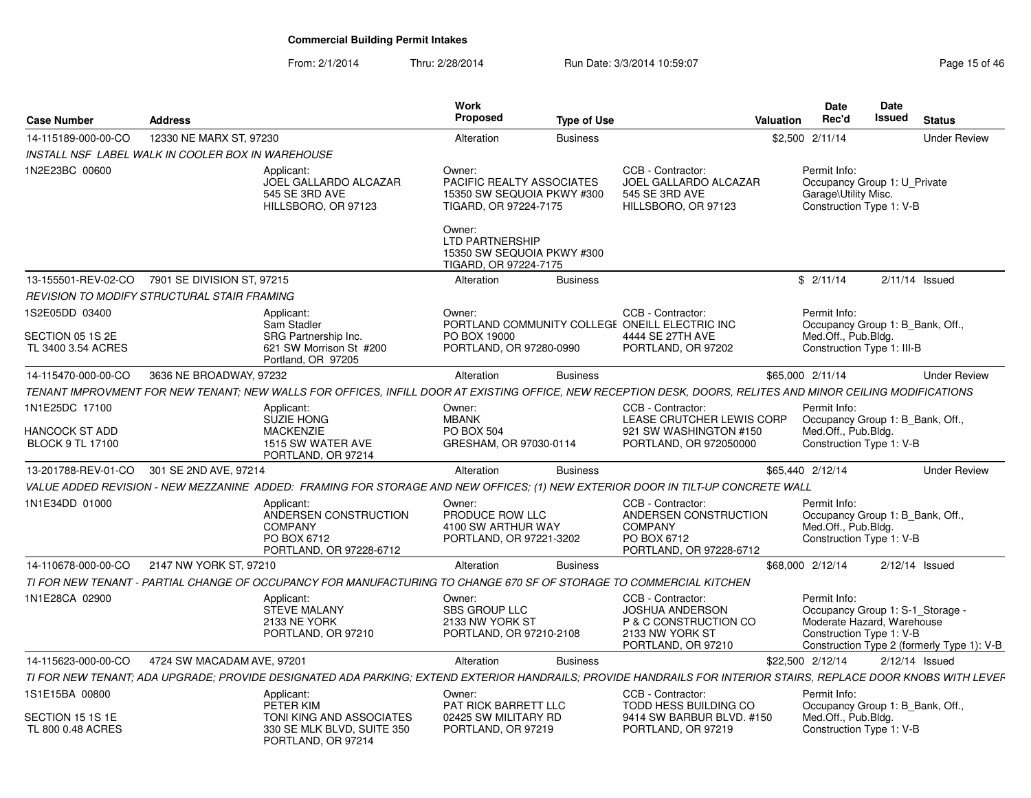# Commercial Building Permit Intakes

From: 2/1/2014 Thru: 2/28/2014 Run Date: 3/3/2014 10:59:07

| Case Number | Address | Work Proposed | Type of Use | Valuation | Date Rec'd | Date Issued | Status |
|---|---|---|---|---|---|---|---|
| 14-115189-000-00-CO | 12330 NE MARX ST, 97230 | Alteration | Business | $2,500 | 2/11/14 | | Under Review |

*INSTALL NSF LABEL WALK IN COOLER BOX IN WAREHOUSE*

1N2E23BC 00600

Applicant:
JOEL GALLARDO ALCAZAR
545 SE 3RD AVE
HILLSBORO, OR 97123

Owner:
PACIFIC REALTY ASSOCIATES
15350 SW SEQUOIA PKWY #300
TIGARD, OR 97224-7175

Owner:
LTD PARTNERSHIP
15350 SW SEQUOIA PKWY #300
TIGARD, OR 97224-7175

CCB - Contractor:
JOEL GALLARDO ALCAZAR
545 SE 3RD AVE
HILLSBORO, OR 97123

Permit Info:
Occupancy Group 1: U_Private Garage\Utility Misc.
Construction Type 1: V-B

---

| Case Number | Address | Work Proposed | Type of Use | Valuation | Date Rec'd | Date Issued | Status |
|---|---|---|---|---|---|---|---|
| 13-155501-REV-02-CO | 7901 SE DIVISION ST, 97215 | Alteration | Business | $ | 2/11/14 | 2/11/14 | Issued |

*REVISION TO MODIFY STRUCTURAL STAIR FRAMING*

1S2E05DD 03400

SECTION 05 1S 2E
TL 3400 3.54 ACRES

Applicant:
Sam Stadler
SRG Partnership Inc.
621 SW Morrison St #200
Portland, OR 97205

Owner:
PORTLAND COMMUNITY COLLEGE
PO BOX 19000
PORTLAND, OR 97280-0990

CCB - Contractor:
ONEILL ELECTRIC INC
4444 SE 27TH AVE
PORTLAND, OR 97202

Permit Info:
Occupancy Group 1: B_Bank, Off., Med.Off., Pub.Bldg.
Construction Type 1: III-B

---

| Case Number | Address | Work Proposed | Type of Use | Valuation | Date Rec'd | Date Issued | Status |
|---|---|---|---|---|---|---|---|
| 14-115470-000-00-CO | 3636 NE BROADWAY, 97232 | Alteration | Business | $65,000 | 2/11/14 | | Under Review |

*TENANT IMPROVMENT FOR NEW TENANT; NEW WALLS FOR OFFICES, INFILL DOOR AT EXISTING OFFICE, NEW RECEPTION DESK, DOORS, RELITES AND MINOR CEILING MODIFICATIONS*

1N1E25DC 17100

HANCOCK ST ADD
BLOCK 9 TL 17100

Applicant:
SUZIE HONG
MACKENZIE
1515 SW WATER AVE
PORTLAND, OR 97214

Owner:
MBANK
PO BOX 504
GRESHAM, OR 97030-0114

CCB - Contractor:
LEASE CRUTCHER LEWIS CORP
921 SW WASHINGTON #150
PORTLAND, OR 972050000

Permit Info:
Occupancy Group 1: B_Bank, Off., Med.Off., Pub.Bldg.
Construction Type 1: V-B

---

| Case Number | Address | Work Proposed | Type of Use | Valuation | Date Rec'd | Date Issued | Status |
|---|---|---|---|---|---|---|---|
| 13-201788-REV-01-CO | 301 SE 2ND AVE, 97214 | Alteration | Business | $65,440 | 2/12/14 | | Under Review |

*VALUE ADDED REVISION - NEW MEZZANINE ADDED: FRAMING FOR STORAGE AND NEW OFFICES; (1) NEW EXTERIOR DOOR IN TILT-UP CONCRETE WALL*

1N1E34DD 01000

Applicant:
ANDERSEN CONSTRUCTION COMPANY
PO BOX 6712
PORTLAND, OR 97228-6712

Owner:
PRODUCE ROW LLC
4100 SW ARTHUR WAY
PORTLAND, OR 97221-3202

CCB - Contractor:
ANDERSEN CONSTRUCTION COMPANY
PO BOX 6712
PORTLAND, OR 97228-6712

Permit Info:
Occupancy Group 1: B_Bank, Off., Med.Off., Pub.Bldg.
Construction Type 1: V-B

---

| Case Number | Address | Work Proposed | Type of Use | Valuation | Date Rec'd | Date Issued | Status |
|---|---|---|---|---|---|---|---|
| 14-110678-000-00-CO | 2147 NW YORK ST, 97210 | Alteration | Business | $68,000 | 2/12/14 | 2/12/14 | Issued |

*TI FOR NEW TENANT - PARTIAL CHANGE OF OCCUPANCY FOR MANUFACTURING TO CHANGE 670 SF OF STORAGE TO COMMERCIAL KITCHEN*

1N1E28CA 02900

Applicant:
STEVE MALANY
2133 NE YORK
PORTLAND, OR 97210

Owner:
SBS GROUP LLC
2133 NW YORK ST
PORTLAND, OR 97210-2108

CCB - Contractor:
JOSHUA ANDERSON
P & C CONSTRUCTION CO
2133 NW YORK ST
PORTLAND, OR 97210

Permit Info:
Occupancy Group 1: S-1_Storage - Moderate Hazard, Warehouse
Construction Type 1: V-B
Construction Type 2 (formerly Type 1): V-B

---

| Case Number | Address | Work Proposed | Type of Use | Valuation | Date Rec'd | Date Issued | Status |
|---|---|---|---|---|---|---|---|
| 14-115623-000-00-CO | 4724 SW MACADAM AVE, 97201 | Alteration | Business | $22,500 | 2/12/14 | 2/12/14 | Issued |

*TI FOR NEW TENANT; ADA UPGRADE; PROVIDE DESIGNATED ADA PARKING; EXTEND EXTERIOR HANDRAILS; PROVIDE HANDRAILS FOR INTERIOR STAIRS, REPLACE DOOR KNOBS WITH LEVEF*

1S1E15BA 00800

SECTION 15 1S 1E
TL 800 0.48 ACRES

Applicant:
PETER KIM
TONI KING AND ASSOCIATES
330 SE MLK BLVD, SUITE 350
PORTLAND, OR 97214

Owner:
PAT RICK BARRETT LLC
02425 SW MILITARY RD
PORTLAND, OR 97219

CCB - Contractor:
TODD HESS BUILDING CO
9414 SW BARBUR BLVD. #150
PORTLAND, OR 97219

Permit Info:
Occupancy Group 1: B_Bank, Off., Med.Off., Pub.Bldg.
Construction Type 1: V-B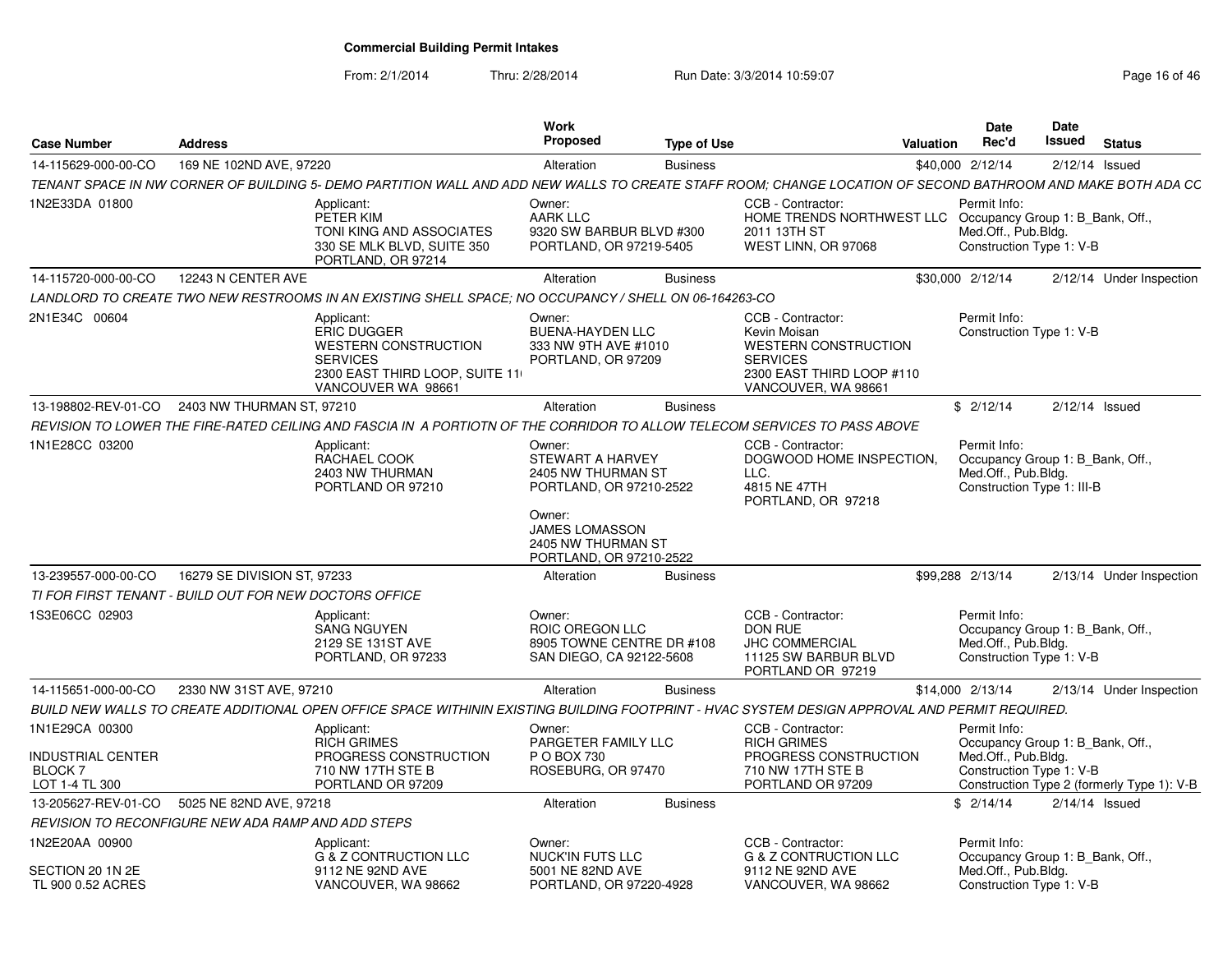# Commercial Building Permit Intakes

From: 2/1/2014 Thru: 2/28/2014 Run Date: 3/3/2014 10:59:07

| Case Number | Address | Work Proposed | Type of Use | Valuation | Date Rec'd | Date Issued | Status |
|---|---|---|---|---|---|---|---|
| 14-115629-000-00-CO | 169 NE 102ND AVE, 97220 | Alteration | Business | $40,000 | 2/12/14 | 2/12/14 | Issued |

TENANT SPACE IN NW CORNER OF BUILDING 5- DEMO PARTITION WALL AND ADD NEW WALLS TO CREATE STAFF ROOM; CHANGE LOCATION OF SECOND BATHROOM AND MAKE BOTH ADA CC

1N2E33DA 01800

Applicant: PETER KIM, TONI KING AND ASSOCIATES, 330 SE MLK BLVD, SUITE 350, PORTLAND, OR 97214

Owner: AARK LLC, 9320 SW BARBUR BLVD #300, PORTLAND, OR 97219-5405

CCB - Contractor: HOME TRENDS NORTHWEST LLC, 2011 13TH ST, WEST LINN, OR 97068

Permit Info: Occupancy Group 1: B_Bank, Off., Med.Off., Pub.Bldg. Construction Type 1: V-B

| Case Number | Address | Work Proposed | Type of Use | Valuation | Date Rec'd | Date Issued | Status |
|---|---|---|---|---|---|---|---|
| 14-115720-000-00-CO | 12243 N CENTER AVE | Alteration | Business | $30,000 | 2/12/14 | 2/12/14 | Under Inspection |

LANDLORD TO CREATE TWO NEW RESTROOMS IN AN EXISTING SHELL SPACE; NO OCCUPANCY / SHELL ON 06-164263-CO

2N1E34C 00604

Applicant: ERIC DUGGER, WESTERN CONSTRUCTION SERVICES, 2300 EAST THIRD LOOP, SUITE 11, VANCOUVER WA 98661

Owner: BUENA-HAYDEN LLC, 333 NW 9TH AVE #1010, PORTLAND, OR 97209

CCB - Contractor: Kevin Moisan, WESTERN CONSTRUCTION SERVICES, 2300 EAST THIRD LOOP #110, VANCOUVER, WA 98661

Permit Info: Construction Type 1: V-B

| Case Number | Address | Work Proposed | Type of Use | Valuation | Date Rec'd | Date Issued | Status |
|---|---|---|---|---|---|---|---|
| 13-198802-REV-01-CO | 2403 NW THURMAN ST, 97210 | Alteration | Business | $ | 2/12/14 | 2/12/14 | Issued |

REVISION TO LOWER THE FIRE-RATED CEILING AND FASCIA IN A PORTIOTN OF THE CORRIDOR TO ALLOW TELECOM SERVICES TO PASS ABOVE

1N1E28CC 03200

Applicant: RACHAEL COOK, 2403 NW THURMAN, PORTLAND OR 97210

Owner: STEWART A HARVEY, 2405 NW THURMAN ST, PORTLAND, OR 97210-2522

Owner: JAMES LOMASSON, 2405 NW THURMAN ST, PORTLAND, OR 97210-2522

CCB - Contractor: DOGWOOD HOME INSPECTION, LLC., 4815 NE 47TH, PORTLAND, OR 97218

Permit Info: Occupancy Group 1: B_Bank, Off., Med.Off., Pub.Bldg. Construction Type 1: III-B

| Case Number | Address | Work Proposed | Type of Use | Valuation | Date Rec'd | Date Issued | Status |
|---|---|---|---|---|---|---|---|
| 13-239557-000-00-CO | 16279 SE DIVISION ST, 97233 | Alteration | Business | $99,288 | 2/13/14 | 2/13/14 | Under Inspection |

TI FOR FIRST TENANT - BUILD OUT FOR NEW DOCTORS OFFICE

1S3E06CC 02903

Applicant: SANG NGUYEN, 2129 SE 131ST AVE, PORTLAND, OR 97233

Owner: ROIC OREGON LLC, 8905 TOWNE CENTRE DR #108, SAN DIEGO, CA 92122-5608

CCB - Contractor: DON RUE, JHC COMMERCIAL, 11125 SW BARBUR BLVD, PORTLAND OR 97219

Permit Info: Occupancy Group 1: B_Bank, Off., Med.Off., Pub.Bldg. Construction Type 1: V-B

| Case Number | Address | Work Proposed | Type of Use | Valuation | Date Rec'd | Date Issued | Status |
|---|---|---|---|---|---|---|---|
| 14-115651-000-00-CO | 2330 NW 31ST AVE, 97210 | Alteration | Business | $14,000 | 2/13/14 | 2/13/14 | Under Inspection |

BUILD NEW WALLS TO CREATE ADDITIONAL OPEN OFFICE SPACE WITHININ EXISTING BUILDING FOOTPRINT - HVAC SYSTEM DESIGN APPROVAL AND PERMIT REQUIRED.

1N1E29CA 00300, INDUSTRIAL CENTER, BLOCK 7, LOT 1-4 TL 300

Applicant: RICH GRIMES, PROGRESS CONSTRUCTION, 710 NW 17TH STE B, PORTLAND OR 97209

Owner: PARGETER FAMILY LLC, P O BOX 730, ROSEBURG, OR 97470

CCB - Contractor: RICH GRIMES, PROGRESS CONSTRUCTION, 710 NW 17TH STE B, PORTLAND OR 97209

Permit Info: Occupancy Group 1: B_Bank, Off., Med.Off., Pub.Bldg. Construction Type 1: V-B, Construction Type 2 (formerly Type 1): V-B

| Case Number | Address | Work Proposed | Type of Use | Valuation | Date Rec'd | Date Issued | Status |
|---|---|---|---|---|---|---|---|
| 13-205627-REV-01-CO | 5025 NE 82ND AVE, 97218 | Alteration | Business | $ | 2/14/14 | 2/14/14 | Issued |

REVISION TO RECONFIGURE NEW ADA RAMP AND ADD STEPS

1N2E20AA 00900, SECTION 20 1N 2E, TL 900 0.52 ACRES

Applicant: G & Z CONTRUCTION LLC, 9112 NE 92ND AVE, VANCOUVER, WA 98662

Owner: NUCK'IN FUTS LLC, 5001 NE 82ND AVE, PORTLAND, OR 97220-4928

CCB - Contractor: G & Z CONTRUCTION LLC, 9112 NE 92ND AVE, VANCOUVER, WA 98662

Permit Info: Occupancy Group 1: B_Bank, Off., Med.Off., Pub.Bldg. Construction Type 1: V-B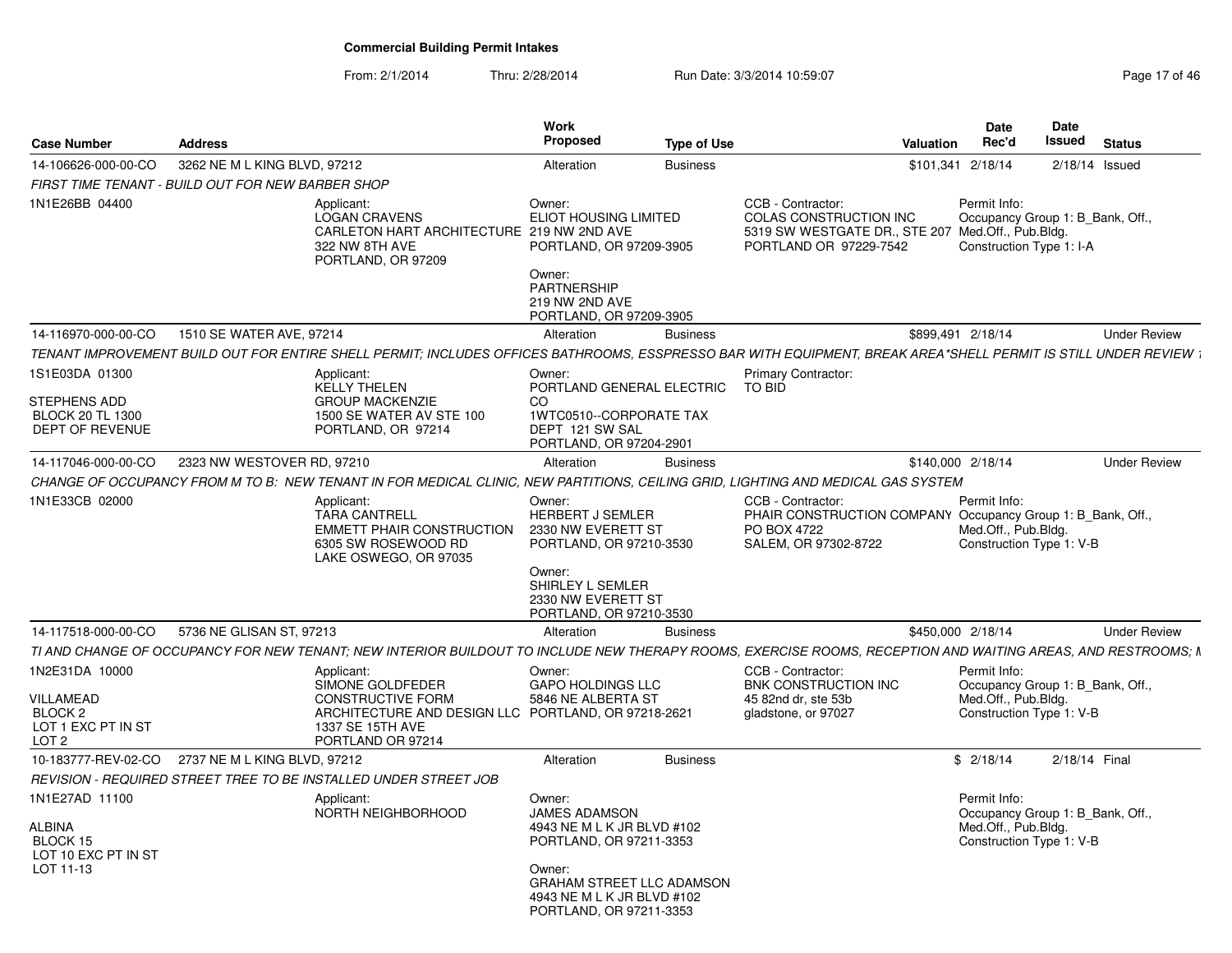**Commercial Building Permit Intakes**

From: 2/1/2014 Thru: 2/28/2014 Run Date: 3/3/2014 10:59:07

| Case Number | Address | Work Proposed | Type of Use | Valuation | Date Rec'd | Date Issued | Status |
|---|---|---|---|---|---|---|---|
| 14-106626-000-00-CO | 3262 NE M L KING BLVD, 97212 | Alteration | Business | $101,341 | 2/18/14 | 2/18/14 | Issued |

*FIRST TIME TENANT - BUILD OUT FOR NEW BARBER SHOP*

- 1N1E26BB 04400
- Applicant: LOGAN CRAVENS, CARLETON HART ARCHITECTURE, 322 NW 8TH AVE, PORTLAND, OR 97209
- Owner: ELIOT HOUSING LIMITED, 219 NW 2ND AVE, PORTLAND, OR 97209-3905
- Owner: PARTNERSHIP, 219 NW 2ND AVE, PORTLAND, OR 97209-3905
- CCB - Contractor: COLAS CONSTRUCTION INC, 5319 SW WESTGATE DR., STE 207, PORTLAND OR 97229-7542
- Permit Info: Occupancy Group 1: B_Bank, Off., Med.Off., Pub.Bldg. Construction Type 1: I-A

| Case Number | Address | Work Proposed | Type of Use | Valuation | Date Rec'd | Date Issued | Status |
|---|---|---|---|---|---|---|---|
| 14-116970-000-00-CO | 1510 SE WATER AVE, 97214 | Alteration | Business | $899,491 | 2/18/14 | | Under Review |

*TENANT IMPROVEMENT BUILD OUT FOR ENTIRE SHELL PERMIT; INCLUDES OFFICES BATHROOMS, ESSPRESSO BAR WITH EQUIPMENT, BREAK AREA*SHELL PERMIT IS STILL UNDER REVIEW*

- 1S1E03DA 01300
- STEPHENS ADD, BLOCK 20 TL 1300, DEPT OF REVENUE
- Applicant: KELLY THELEN, GROUP MACKENZIE, 1500 SE WATER AV STE 100, PORTLAND, OR 97214
- Owner: PORTLAND GENERAL ELECTRIC CO, 1WTC0510--CORPORATE TAX, DEPT 121 SW SAL, PORTLAND, OR 97204-2901
- Primary Contractor: TO BID

| Case Number | Address | Work Proposed | Type of Use | Valuation | Date Rec'd | Date Issued | Status |
|---|---|---|---|---|---|---|---|
| 14-117046-000-00-CO | 2323 NW WESTOVER RD, 97210 | Alteration | Business | $140,000 | 2/18/14 | | Under Review |

*CHANGE OF OCCUPANCY FROM M TO B: NEW TENANT IN FOR MEDICAL CLINIC, NEW PARTITIONS, CEILING GRID, LIGHTING AND MEDICAL GAS SYSTEM*

- 1N1E33CB 02000
- Applicant: TARA CANTRELL, EMMETT PHAIR CONSTRUCTION, 6305 SW ROSEWOOD RD, LAKE OSWEGO, OR 97035
- Owner: HERBERT J SEMLER, 2330 NW EVERETT ST, PORTLAND, OR 97210-3530
- Owner: SHIRLEY L SEMLER, 2330 NW EVERETT ST, PORTLAND, OR 97210-3530
- CCB - Contractor: PHAIR CONSTRUCTION COMPANY, PO BOX 4722, SALEM, OR 97302-8722
- Permit Info: Occupancy Group 1: B_Bank, Off., Med.Off., Pub.Bldg. Construction Type 1: V-B

| Case Number | Address | Work Proposed | Type of Use | Valuation | Date Rec'd | Date Issued | Status |
|---|---|---|---|---|---|---|---|
| 14-117518-000-00-CO | 5736 NE GLISAN ST, 97213 | Alteration | Business | $450,000 | 2/18/14 | | Under Review |

*TI AND CHANGE OF OCCUPANCY FOR NEW TENANT; NEW INTERIOR BUILDOUT TO INCLUDE NEW THERAPY ROOMS, EXERCISE ROOMS, RECEPTION AND WAITING AREAS, AND RESTROOMS;*

- 1N2E31DA 10000
- VILLAMEAD, BLOCK 2, LOT 1 EXC PT IN ST, LOT 2
- Applicant: SIMONE GOLDFEDER, CONSTRUCTIVE FORM ARCHITECTURE AND DESIGN LLC, 1337 SE 15TH AVE, PORTLAND OR 97214
- Owner: GAPO HOLDINGS LLC, 5846 NE ALBERTA ST, PORTLAND, OR 97218-2621
- CCB - Contractor: BNK CONSTRUCTION INC, 45 82nd dr, ste 53b, gladstone, or 97027
- Permit Info: Occupancy Group 1: B_Bank, Off., Med.Off., Pub.Bldg. Construction Type 1: V-B

| Case Number | Address | Work Proposed | Type of Use | Valuation | Date Rec'd | Date Issued | Status |
|---|---|---|---|---|---|---|---|
| 10-183777-REV-02-CO | 2737 NE M L KING BLVD, 97212 | Alteration | Business | $ | 2/18/14 | 2/18/14 | Final |

*REVISION - REQUIRED STREET TREE TO BE INSTALLED UNDER STREET JOB*

- 1N1E27AD 11100
- ALBINA, BLOCK 15, LOT 10 EXC PT IN ST, LOT 11-13
- Applicant: NORTH NEIGHBORHOOD
- Owner: JAMES ADAMSON, 4943 NE M L K JR BLVD #102, PORTLAND, OR 97211-3353
- Owner: GRAHAM STREET LLC ADAMSON, 4943 NE M L K JR BLVD #102, PORTLAND, OR 97211-3353
- Permit Info: Occupancy Group 1: B_Bank, Off., Med.Off., Pub.Bldg. Construction Type 1: V-B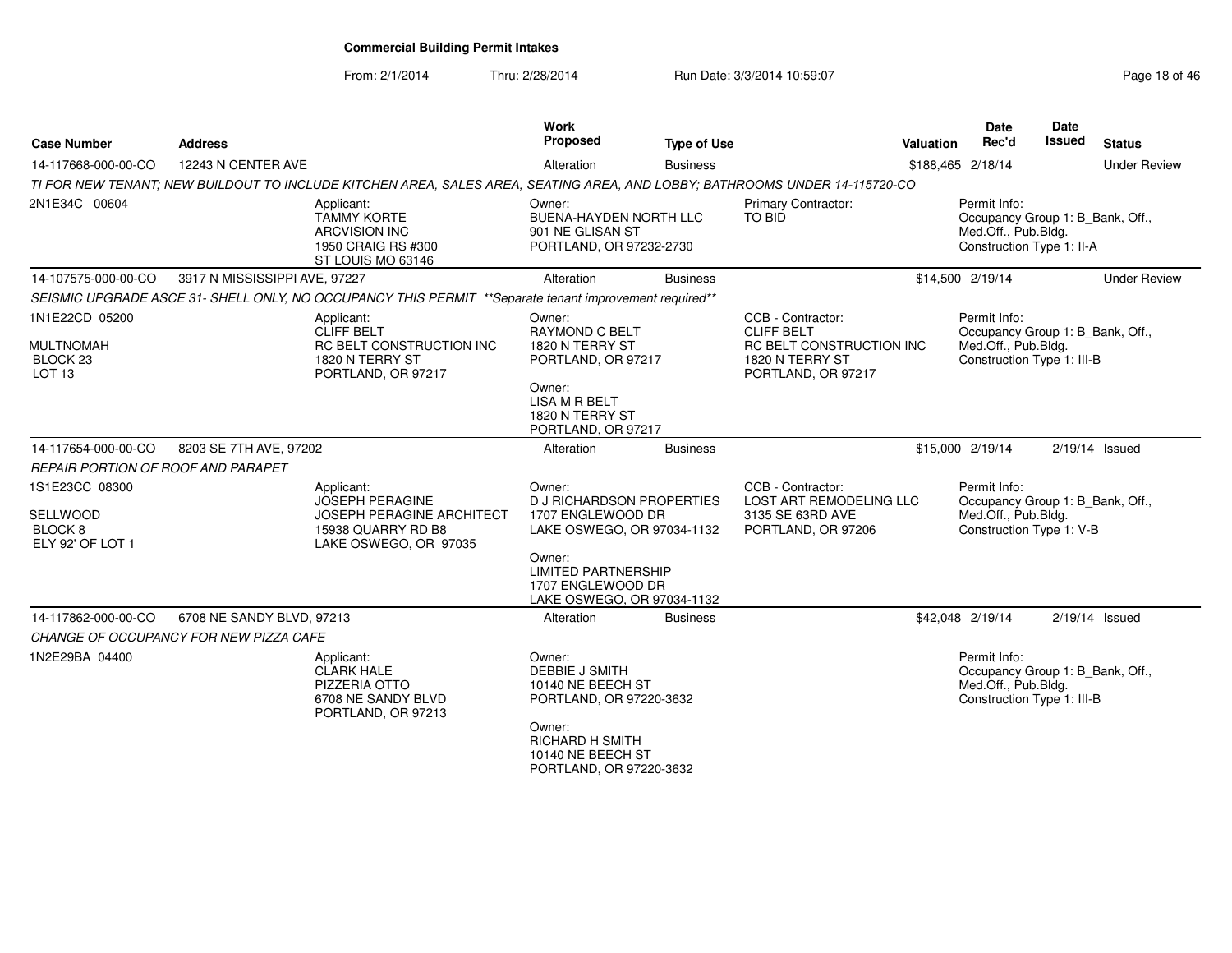**Commercial Building Permit Intakes**

From: 2/1/2014 Thru: 2/28/2014 Run Date: 3/3/2014 10:59:07

| Case Number | Address | Work Proposed | Type of Use | Valuation | Date Rec'd | Date Issued | Status |
|---|---|---|---|---|---|---|---|
| 14-117668-000-00-CO | 12243 N CENTER AVE | Alteration | Business | $188,465 | 2/18/14 | | Under Review |

*TI FOR NEW TENANT; NEW BUILDOUT TO INCLUDE KITCHEN AREA, SALES AREA, SEATING AREA, AND LOBBY; BATHROOMS UNDER 14-115720-CO*

2N1E34C 00604

Applicant: TAMMY KORTE, ARCVISION INC, 1950 CRAIG RS #300, ST LOUIS MO 63146

Owner: BUENA-HAYDEN NORTH LLC, 901 NE GLISAN ST, PORTLAND, OR 97232-2730

Primary Contractor: TO BID

Permit Info: Occupancy Group 1: B_Bank, Off., Med.Off., Pub.Bldg. Construction Type 1: II-A

| Case Number | Address | Work Proposed | Type of Use | Valuation | Date Rec'd | Date Issued | Status |
|---|---|---|---|---|---|---|---|
| 14-107575-000-00-CO | 3917 N MISSISSIPPI AVE, 97227 | Alteration | Business | $14,500 | 2/19/14 | | Under Review |

*SEISMIC UPGRADE ASCE 31- SHELL ONLY, NO OCCUPANCY THIS PERMIT **Separate tenant improvement required***

1N1E22CD 05200

MULTNOMAH
BLOCK 23
LOT 13

Applicant: CLIFF BELT, RC BELT CONSTRUCTION INC, 1820 N TERRY ST, PORTLAND, OR 97217

Owner: RAYMOND C BELT, 1820 N TERRY ST, PORTLAND, OR 97217

Owner: LISA M R BELT, 1820 N TERRY ST, PORTLAND, OR 97217

CCB - Contractor: CLIFF BELT, RC BELT CONSTRUCTION INC, 1820 N TERRY ST, PORTLAND, OR 97217

Permit Info: Occupancy Group 1: B_Bank, Off., Med.Off., Pub.Bldg. Construction Type 1: III-B

| Case Number | Address | Work Proposed | Type of Use | Valuation | Date Rec'd | Date Issued | Status |
|---|---|---|---|---|---|---|---|
| 14-117654-000-00-CO | 8203 SE 7TH AVE, 97202 | Alteration | Business | $15,000 | 2/19/14 | 2/19/14 | Issued |

*REPAIR PORTION OF ROOF AND PARAPET*

1S1E23CC 08300

SELLWOOD
BLOCK 8
ELY 92' OF LOT 1

Applicant: JOSEPH PERAGINE, JOSEPH PERAGINE ARCHITECT, 15938 QUARRY RD B8, LAKE OSWEGO, OR 97035

Owner: D J RICHARDSON PROPERTIES, 1707 ENGLEWOOD DR, LAKE OSWEGO, OR 97034-1132

Owner: LIMITED PARTNERSHIP, 1707 ENGLEWOOD DR, LAKE OSWEGO, OR 97034-1132

CCB - Contractor: LOST ART REMODELING LLC, 3135 SE 63RD AVE, PORTLAND, OR 97206

Permit Info: Occupancy Group 1: B_Bank, Off., Med.Off., Pub.Bldg. Construction Type 1: V-B

| Case Number | Address | Work Proposed | Type of Use | Valuation | Date Rec'd | Date Issued | Status |
|---|---|---|---|---|---|---|---|
| 14-117862-000-00-CO | 6708 NE SANDY BLVD, 97213 | Alteration | Business | $42,048 | 2/19/14 | 2/19/14 | Issued |

*CHANGE OF OCCUPANCY FOR NEW PIZZA CAFE*

1N2E29BA 04400

Applicant: CLARK HALE, PIZZERIA OTTO, 6708 NE SANDY BLVD, PORTLAND, OR 97213

Owner: DEBBIE J SMITH, 10140 NE BEECH ST, PORTLAND, OR 97220-3632

Owner: RICHARD H SMITH, 10140 NE BEECH ST, PORTLAND, OR 97220-3632

Permit Info: Occupancy Group 1: B_Bank, Off., Med.Off., Pub.Bldg. Construction Type 1: III-B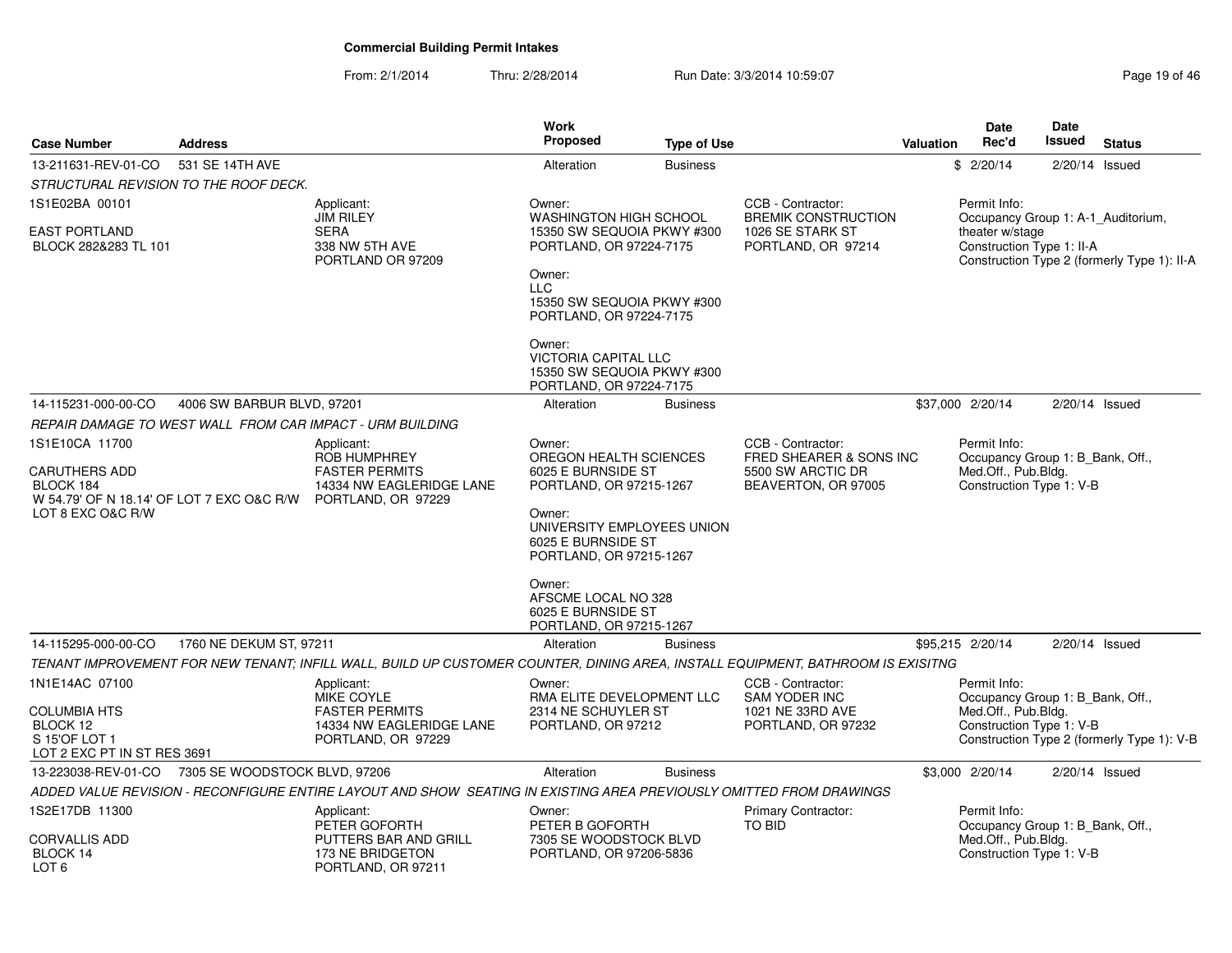**Commercial Building Permit Intakes**

From: 2/1/2014 Thru: 2/28/2014 Run Date: 3/3/2014 10:59:07

| Case Number | Address | Work Proposed | Type of Use | Valuation | Date Rec'd | Date Issued | Status |
|---|---|---|---|---|---|---|---|
| 13-211631-REV-01-CO | 531 SE 14TH AVE | Alteration | Business | $ | 2/20/14 | 2/20/14 | Issued |

*STRUCTURAL REVISION TO THE ROOF DECK.*

1S1E02BA 00101

EAST PORTLAND
BLOCK 282&283 TL 101

Applicant:
JIM RILEY
SERA
338 NW 5TH AVE
PORTLAND OR 97209

Owner:
WASHINGTON HIGH SCHOOL
15350 SW SEQUOIA PKWY #300
PORTLAND, OR 97224-7175

Owner:
LLC
15350 SW SEQUOIA PKWY #300
PORTLAND, OR 97224-7175

Owner:
VICTORIA CAPITAL LLC
15350 SW SEQUOIA PKWY #300
PORTLAND, OR 97224-7175

CCB - Contractor:
BREMIK CONSTRUCTION
1026 SE STARK ST
PORTLAND, OR 97214

Permit Info:
Occupancy Group 1: A-1_Auditorium, theater w/stage
Construction Type 1: II-A
Construction Type 2 (formerly Type 1): II-A

---

| Case Number | Address | Work Proposed | Type of Use | Valuation | Date Rec'd | Date Issued | Status |
|---|---|---|---|---|---|---|---|
| 14-115231-000-00-CO | 4006 SW BARBUR BLVD, 97201 | Alteration | Business | $37,000 | 2/20/14 | 2/20/14 | Issued |

*REPAIR DAMAGE TO WEST WALL FROM CAR IMPACT - URM BUILDING*

1S1E10CA 11700

CARUTHERS ADD
BLOCK 184
W 54.79' OF N 18.14' OF LOT 7 EXC O&C R/W
LOT 8 EXC O&C R/W

Applicant:
ROB HUMPHREY
FASTER PERMITS
14334 NW EAGLERIDGE LANE
PORTLAND, OR 97229

Owner:
OREGON HEALTH SCIENCES
6025 E BURNSIDE ST
PORTLAND, OR 97215-1267

Owner:
UNIVERSITY EMPLOYEES UNION
6025 E BURNSIDE ST
PORTLAND, OR 97215-1267

Owner:
AFSCME LOCAL NO 328
6025 E BURNSIDE ST
PORTLAND, OR 97215-1267

CCB - Contractor:
FRED SHEARER & SONS INC
5500 SW ARCTIC DR
BEAVERTON, OR 97005

Permit Info:
Occupancy Group 1: B_Bank, Off., Med.Off., Pub.Bldg.
Construction Type 1: V-B

---

| Case Number | Address | Work Proposed | Type of Use | Valuation | Date Rec'd | Date Issued | Status |
|---|---|---|---|---|---|---|---|
| 14-115295-000-00-CO | 1760 NE DEKUM ST, 97211 | Alteration | Business | $95,215 | 2/20/14 | 2/20/14 | Issued |

*TENANT IMPROVEMENT FOR NEW TENANT; INFILL WALL, BUILD UP CUSTOMER COUNTER, DINING AREA, INSTALL EQUIPMENT, BATHROOM IS EXISITNG*

1N1E14AC 07100

COLUMBIA HTS
BLOCK 12
S 15'OF LOT 1
LOT 2 EXC PT IN ST RES 3691

Applicant:
MIKE COYLE
FASTER PERMITS
14334 NW EAGLERIDGE LANE
PORTLAND, OR 97229

Owner:
RMA ELITE DEVELOPMENT LLC
2314 NE SCHUYLER ST
PORTLAND, OR 97212

CCB - Contractor:
SAM YODER INC
1021 NE 33RD AVE
PORTLAND, OR 97232

Permit Info:
Occupancy Group 1: B_Bank, Off., Med.Off., Pub.Bldg.
Construction Type 1: V-B
Construction Type 2 (formerly Type 1): V-B

---

| Case Number | Address | Work Proposed | Type of Use | Valuation | Date Rec'd | Date Issued | Status |
|---|---|---|---|---|---|---|---|
| 13-223038-REV-01-CO | 7305 SE WOODSTOCK BLVD, 97206 | Alteration | Business | $3,000 | 2/20/14 | 2/20/14 | Issued |

*ADDED VALUE REVISION - RECONFIGURE ENTIRE LAYOUT AND SHOW SEATING IN EXISTING AREA PREVIOUSLY OMITTED FROM DRAWINGS*

1S2E17DB 11300

CORVALLIS ADD
BLOCK 14
LOT 6

Applicant:
PETER GOFORTH
PUTTERS BAR AND GRILL
173 NE BRIDGETON
PORTLAND, OR 97211

Owner:
PETER B GOFORTH
7305 SE WOODSTOCK BLVD
PORTLAND, OR 97206-5836

Primary Contractor:
TO BID

Permit Info:
Occupancy Group 1: B_Bank, Off., Med.Off., Pub.Bldg.
Construction Type 1: V-B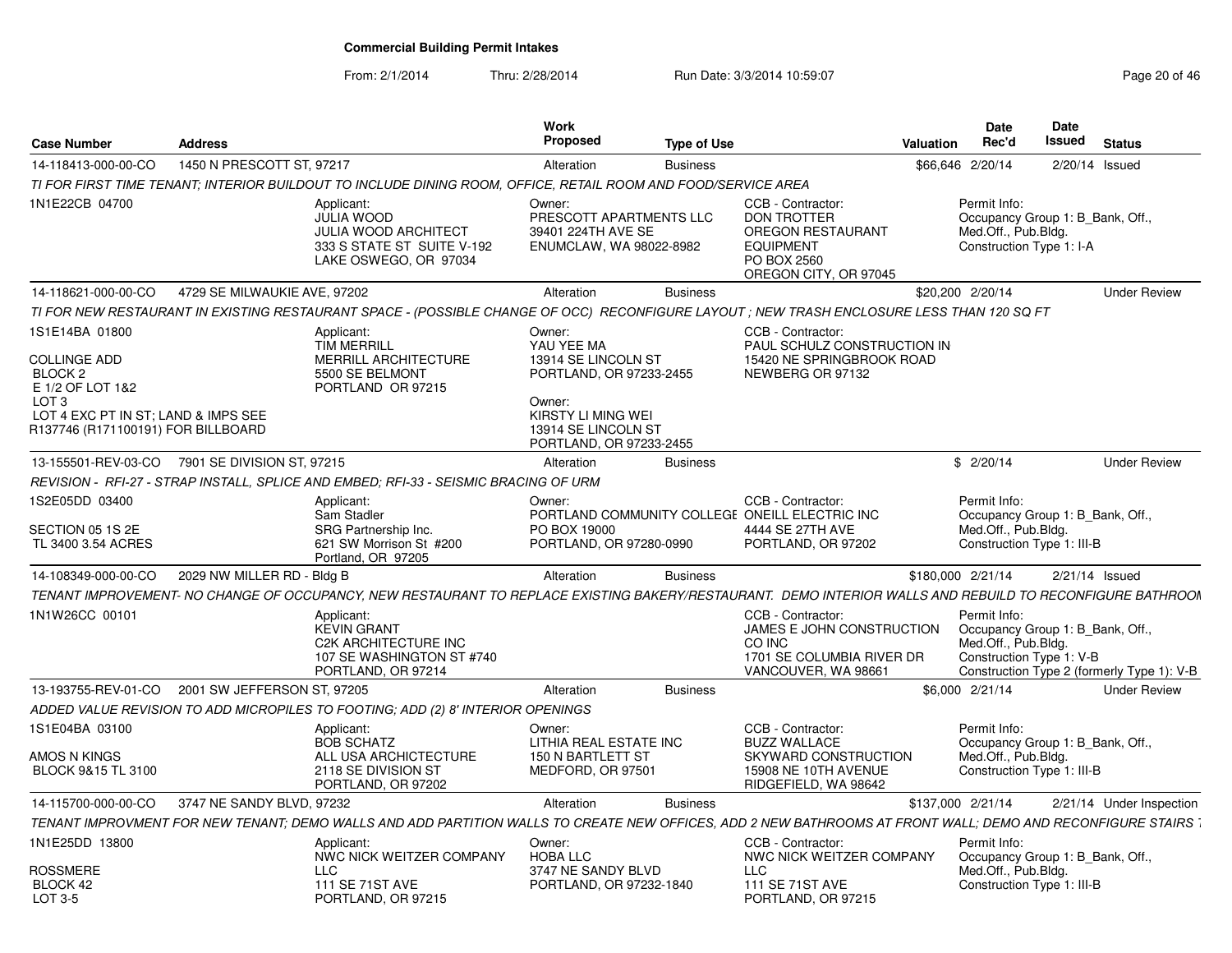# Commercial Building Permit Intakes

From: 2/1/2014 Thru: 2/28/2014 Run Date: 3/3/2014 10:59:07

| Case Number | Address | Work Proposed | Type of Use | Valuation | Date Rec'd | Date Issued | Status |
|---|---|---|---|---|---|---|---|
| 14-118413-000-00-CO | 1450 N PRESCOTT ST, 97217 | Alteration | Business | $66,646 | 2/20/14 | 2/20/14 | Issued |

*TI FOR FIRST TIME TENANT; INTERIOR BUILDOUT TO INCLUDE DINING ROOM, OFFICE, RETAIL ROOM AND FOOD/SERVICE AREA*

1N1E22CB 04700

Applicant: JULIA WOOD, JULIA WOOD ARCHITECT, 333 S STATE ST SUITE V-192, LAKE OSWEGO, OR 97034

Owner: PRESCOTT APARTMENTS LLC, 39401 224TH AVE SE, ENUMCLAW, WA 98022-8982

CCB - Contractor: DON TROTTER, OREGON RESTAURANT EQUIPMENT, PO BOX 2560, OREGON CITY, OR 97045

Permit Info: Occupancy Group 1: B_Bank, Off., Med.Off., Pub.Bldg.; Construction Type 1: I-A

---

| Case Number | Address | Work Proposed | Type of Use | Valuation | Date Rec'd | Date Issued | Status |
|---|---|---|---|---|---|---|---|
| 14-118621-000-00-CO | 4729 SE MILWAUKIE AVE, 97202 | Alteration | Business | $20,200 | 2/20/14 | | Under Review |

*TI FOR NEW RESTAURANT IN EXISTING RESTAURANT SPACE - (POSSIBLE CHANGE OF OCC) RECONFIGURE LAYOUT ; NEW TRASH ENCLOSURE LESS THAN 120 SQ FT*

1S1E14BA 01800

COLLINGE ADD
BLOCK 2
E 1/2 OF LOT 1&2
LOT 3
LOT 4 EXC PT IN ST; LAND & IMPS SEE R137746 (R171100191) FOR BILLBOARD

Applicant: TIM MERRILL, MERRILL ARCHITECTURE, 5500 SE BELMONT, PORTLAND OR 97215

Owner: YAU YEE MA, 13914 SE LINCOLN ST, PORTLAND, OR 97233-2455

Owner: KIRSTY LI MING WEI, 13914 SE LINCOLN ST, PORTLAND, OR 97233-2455

CCB - Contractor: PAUL SCHULZ CONSTRUCTION IN, 15420 NE SPRINGBROOK ROAD, NEWBERG OR 97132

---

| Case Number | Address | Work Proposed | Type of Use | Valuation | Date Rec'd | Date Issued | Status |
|---|---|---|---|---|---|---|---|
| 13-155501-REV-03-CO | 7901 SE DIVISION ST, 97215 | Alteration | Business | $ | 2/20/14 | | Under Review |

*REVISION - RFI-27 - STRAP INSTALL, SPLICE AND EMBED; RFI-33 - SEISMIC BRACING OF URM*

1S2E05DD 03400

SECTION 05 1S 2E
TL 3400 3.54 ACRES

Applicant: Sam Stadler, SRG Partnership Inc., 621 SW Morrison St #200, Portland, OR 97205

Owner: PORTLAND COMMUNITY COLLEGE, PO BOX 19000, PORTLAND, OR 97280-0990

CCB - Contractor: ONEILL ELECTRIC INC, 4444 SE 27TH AVE, PORTLAND, OR 97202

Permit Info: Occupancy Group 1: B_Bank, Off., Med.Off., Pub.Bldg.; Construction Type 1: III-B

---

| Case Number | Address | Work Proposed | Type of Use | Valuation | Date Rec'd | Date Issued | Status |
|---|---|---|---|---|---|---|---|
| 14-108349-000-00-CO | 2029 NW MILLER RD - Bldg B | Alteration | Business | $180,000 | 2/21/14 | 2/21/14 | Issued |

*TENANT IMPROVEMENT- NO CHANGE OF OCCUPANCY, NEW RESTAURANT TO REPLACE EXISTING BAKERY/RESTAURANT. DEMO INTERIOR WALLS AND REBUILD TO RECONFIGURE BATHROOM*

1N1W26CC 00101

Applicant: KEVIN GRANT, C2K ARCHITECTURE INC, 107 SE WASHINGTON ST #740, PORTLAND, OR 97214

CCB - Contractor: JAMES E JOHN CONSTRUCTION CO INC, 1701 SE COLUMBIA RIVER DR, VANCOUVER, WA 98661

Permit Info: Occupancy Group 1: B_Bank, Off., Med.Off., Pub.Bldg.; Construction Type 1: V-B; Construction Type 2 (formerly Type 1): V-B

---

| Case Number | Address | Work Proposed | Type of Use | Valuation | Date Rec'd | Date Issued | Status |
|---|---|---|---|---|---|---|---|
| 13-193755-REV-01-CO | 2001 SW JEFFERSON ST, 97205 | Alteration | Business | $6,000 | 2/21/14 | | Under Review |

*ADDED VALUE REVISION TO ADD MICROPILES TO FOOTING; ADD (2) 8' INTERIOR OPENINGS*

1S1E04BA 03100

AMOS N KINGS
BLOCK 9&15 TL 3100

Applicant: BOB SCHATZ, ALL USA ARCHICTECTURE, 2118 SE DIVISION ST, PORTLAND, OR 97202

Owner: LITHIA REAL ESTATE INC, 150 N BARTLETT ST, MEDFORD, OR 97501

CCB - Contractor: BUZZ WALLACE, SKYWARD CONSTRUCTION, 15908 NE 10TH AVENUE, RIDGEFIELD, WA 98642

Permit Info: Occupancy Group 1: B_Bank, Off., Med.Off., Pub.Bldg.; Construction Type 1: III-B

---

| Case Number | Address | Work Proposed | Type of Use | Valuation | Date Rec'd | Date Issued | Status |
|---|---|---|---|---|---|---|---|
| 14-115700-000-00-CO | 3747 NE SANDY BLVD, 97232 | Alteration | Business | $137,000 | 2/21/14 | 2/21/14 | Under Inspection |

*TENANT IMPROVMENT FOR NEW TENANT; DEMO WALLS AND ADD PARTITION WALLS TO CREATE NEW OFFICES, ADD 2 NEW BATHROOMS AT FRONT WALL; DEMO AND RECONFIGURE STAIRS*

1N1E25DD 13800

ROSSMERE
BLOCK 42
LOT 3-5

Applicant: NWC NICK WEITZER COMPANY LLC, 111 SE 71ST AVE, PORTLAND, OR 97215

Owner: HOBA LLC, 3747 NE SANDY BLVD, PORTLAND, OR 97232-1840

CCB - Contractor: NWC NICK WEITZER COMPANY LLC, 111 SE 71ST AVE, PORTLAND, OR 97215

Permit Info: Occupancy Group 1: B_Bank, Off., Med.Off., Pub.Bldg.; Construction Type 1: III-B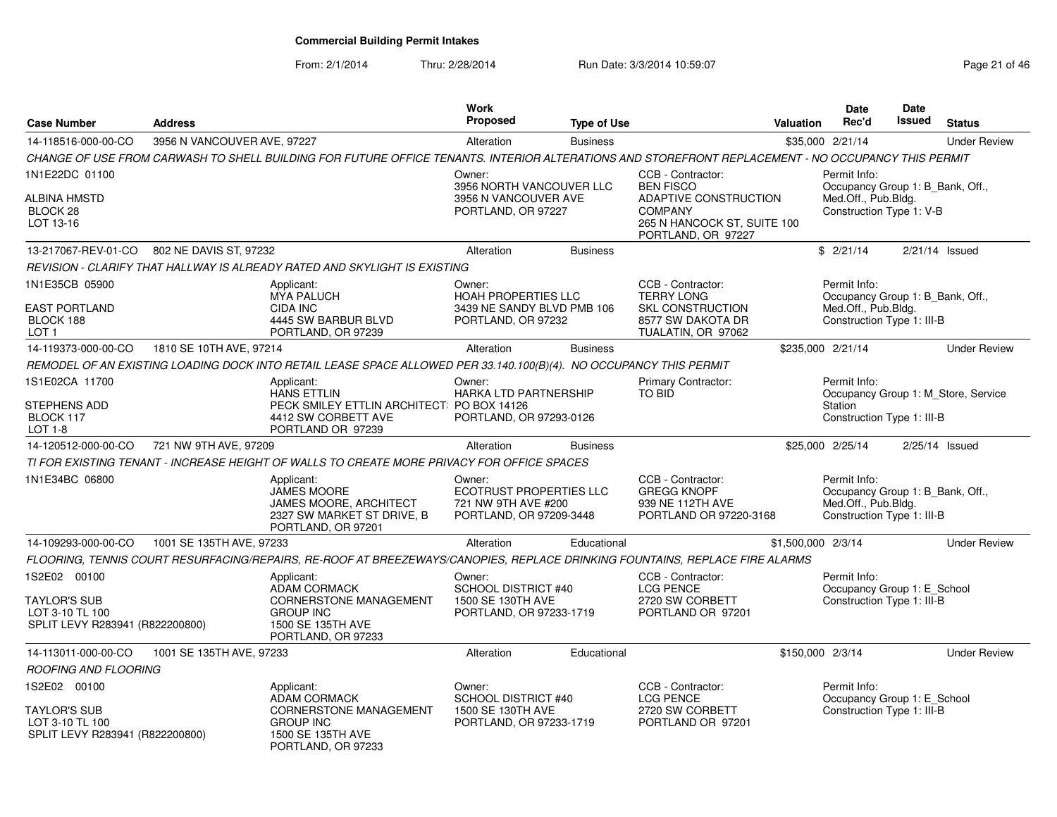# Commercial Building Permit Intakes

From: 2/1/2014 Thru: 2/28/2014 Run Date: 3/3/2014 10:59:07

| Case Number | Address | Work Proposed | Type of Use | Valuation | Date Rec'd | Date Issued | Status |
|---|---|---|---|---|---|---|---|
| 14-118516-000-00-CO | 3956 N VANCOUVER AVE, 97227 | Alteration | Business | $35,000 | 2/21/14 | | Under Review |

*CHANGE OF USE FROM CARWASH TO SHELL BUILDING FOR FUTURE OFFICE TENANTS. INTERIOR ALTERATIONS AND STOREFRONT REPLACEMENT - NO OCCUPANCY THIS PERMIT*

1N1E22DC 01100
ALBINA HMSTD
BLOCK 28
LOT 13-16

Owner: 3956 NORTH VANCOUVER LLC, 3956 N VANCOUVER AVE, PORTLAND, OR 97227

CCB - Contractor: BEN FISCO, ADAPTIVE CONSTRUCTION COMPANY, 265 N HANCOCK ST, SUITE 100, PORTLAND, OR 97227

Permit Info: Occupancy Group 1: B_Bank, Off., Med.Off., Pub.Bldg. Construction Type 1: V-B

---

| Case Number | Address | Work Proposed | Type of Use | Valuation | Date Rec'd | Date Issued | Status |
|---|---|---|---|---|---|---|---|
| 13-217067-REV-01-CO | 802 NE DAVIS ST, 97232 | Alteration | Business | $ | 2/21/14 | 2/21/14 | Issued |

*REVISION - CLARIFY THAT HALLWAY IS ALREADY RATED AND SKYLIGHT IS EXISTING*

1N1E35CB 05900
EAST PORTLAND
BLOCK 188
LOT 1

Applicant: MYA PALUCH, CIDA INC, 4445 SW BARBUR BLVD, PORTLAND, OR 97239

Owner: HOAH PROPERTIES LLC, 3439 NE SANDY BLVD PMB 106, PORTLAND, OR 97232

CCB - Contractor: TERRY LONG, SKL CONSTRUCTION, 8577 SW DAKOTA DR, TUALATIN, OR 97062

Permit Info: Occupancy Group 1: B_Bank, Off., Med.Off., Pub.Bldg. Construction Type 1: III-B

---

| Case Number | Address | Work Proposed | Type of Use | Valuation | Date Rec'd | Date Issued | Status |
|---|---|---|---|---|---|---|---|
| 14-119373-000-00-CO | 1810 SE 10TH AVE, 97214 | Alteration | Business | $235,000 | 2/21/14 | | Under Review |

*REMODEL OF AN EXISTING LOADING DOCK INTO RETAIL LEASE SPACE ALLOWED PER 33.140.100(B)(4). NO OCCUPANCY THIS PERMIT*

1S1E02CA 11700
STEPHENS ADD
BLOCK 117
LOT 1-8

Applicant: HANS ETTLIN, PECK SMILEY ETTLIN ARCHITECT, 4412 SW CORBETT AVE, PORTLAND OR 97239

Owner: HARKA LTD PARTNERSHIP, PO BOX 14126, PORTLAND, OR 97293-0126

Primary Contractor: TO BID

Permit Info: Occupancy Group 1: M_Store, Service Station. Construction Type 1: III-B

---

| Case Number | Address | Work Proposed | Type of Use | Valuation | Date Rec'd | Date Issued | Status |
|---|---|---|---|---|---|---|---|
| 14-120512-000-00-CO | 721 NW 9TH AVE, 97209 | Alteration | Business | $25,000 | 2/25/14 | 2/25/14 | Issued |

*TI FOR EXISTING TENANT - INCREASE HEIGHT OF WALLS TO CREATE MORE PRIVACY FOR OFFICE SPACES*

1N1E34BC 06800

Applicant: JAMES MOORE, JAMES MOORE, ARCHITECT, 2327 SW MARKET ST DRIVE, B, PORTLAND, OR 97201

Owner: ECOTRUST PROPERTIES LLC, 721 NW 9TH AVE #200, PORTLAND, OR 97209-3448

CCB - Contractor: GREGG KNOPF, 939 NE 112TH AVE, PORTLAND OR 97220-3168

Permit Info: Occupancy Group 1: B_Bank, Off., Med.Off., Pub.Bldg. Construction Type 1: III-B

---

| Case Number | Address | Work Proposed | Type of Use | Valuation | Date Rec'd | Date Issued | Status |
|---|---|---|---|---|---|---|---|
| 14-109293-000-00-CO | 1001 SE 135TH AVE, 97233 | Alteration | Educational | $1,500,000 | 2/3/14 | | Under Review |

*FLOORING, TENNIS COURT RESURFACING/REPAIRS, RE-ROOF AT BREEZEWAYS/CANOPIES, REPLACE DRINKING FOUNTAINS, REPLACE FIRE ALARMS*

1S2E02 00100
TAYLOR'S SUB
LOT 3-10 TL 100
SPLIT LEVY R283941 (R822200800)

Applicant: ADAM CORMACK, CORNERSTONE MANAGEMENT GROUP INC, 1500 SE 135TH AVE, PORTLAND, OR 97233

Owner: SCHOOL DISTRICT #40, 1500 SE 130TH AVE, PORTLAND, OR 97233-1719

CCB - Contractor: LCG PENCE, 2720 SW CORBETT, PORTLAND OR 97201

Permit Info: Occupancy Group 1: E_School. Construction Type 1: III-B

---

| Case Number | Address | Work Proposed | Type of Use | Valuation | Date Rec'd | Date Issued | Status |
|---|---|---|---|---|---|---|---|
| 14-113011-000-00-CO | 1001 SE 135TH AVE, 97233 | Alteration | Educational | $150,000 | 2/3/14 | | Under Review |

*ROOFING AND FLOORING*

1S2E02 00100
TAYLOR'S SUB
LOT 3-10 TL 100
SPLIT LEVY R283941 (R822200800)

Applicant: ADAM CORMACK, CORNERSTONE MANAGEMENT GROUP INC, 1500 SE 135TH AVE, PORTLAND, OR 97233

Owner: SCHOOL DISTRICT #40, 1500 SE 130TH AVE, PORTLAND, OR 97233-1719

CCB - Contractor: LCG PENCE, 2720 SW CORBETT, PORTLAND OR 97201

Permit Info: Occupancy Group 1: E_School. Construction Type 1: III-B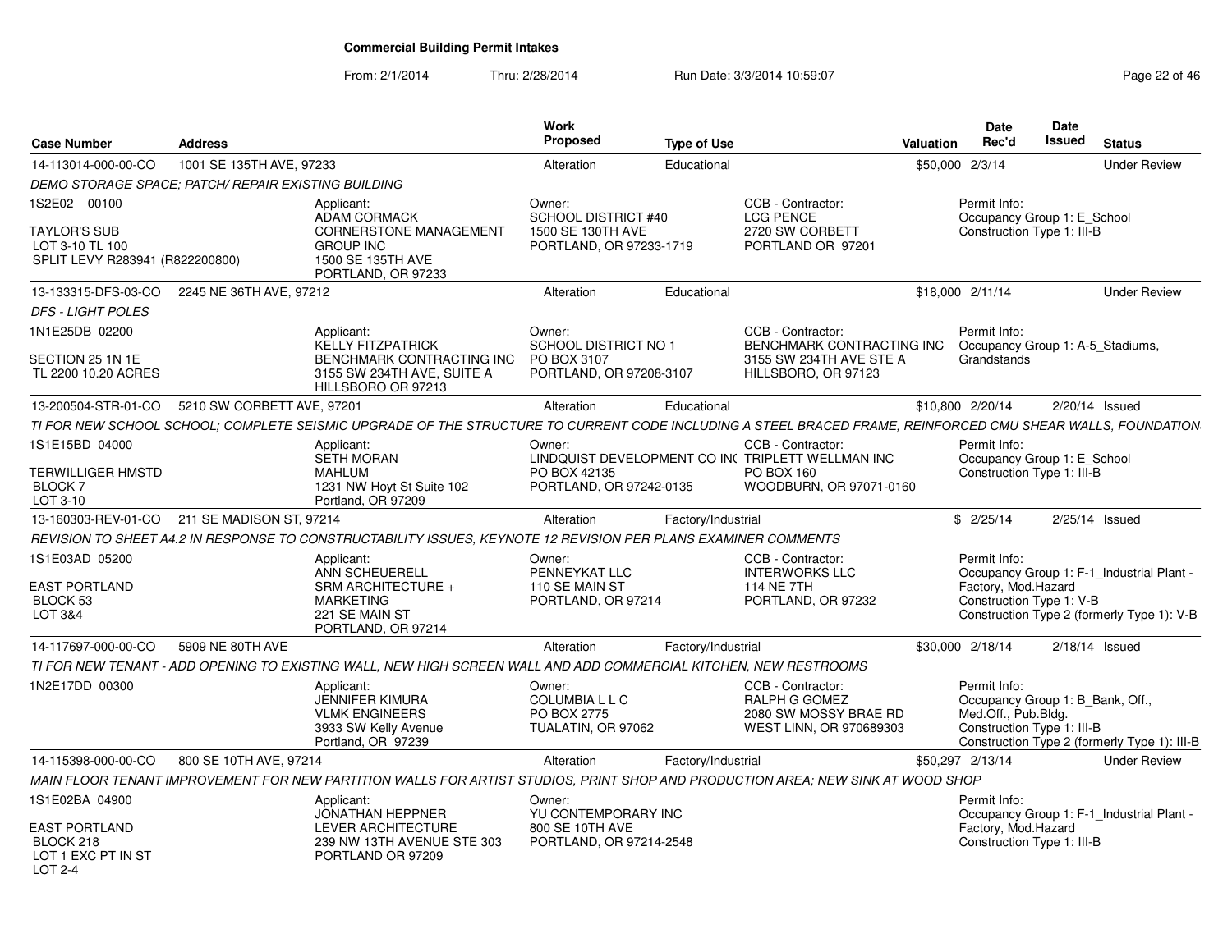# Commercial Building Permit Intakes

From: 2/1/2014 Thru: 2/28/2014 Run Date: 3/3/2014 10:59:07

| Case Number | Address | Work Proposed | Type of Use | Valuation | Date Rec'd | Date Issued | Status |
|---|---|---|---|---|---|---|---|
| 14-113014-000-00-CO | 1001 SE 135TH AVE, 97233 | Alteration | Educational | $50,000 | 2/3/14 | | Under Review |

*DEMO STORAGE SPACE; PATCH/ REPAIR EXISTING BUILDING*

1S2E02 00100
TAYLOR'S SUB
LOT 3-10 TL 100
SPLIT LEVY R283941 (R822200800)

Applicant: ADAM CORMACK, CORNERSTONE MANAGEMENT GROUP INC, 1500 SE 135TH AVE, PORTLAND, OR 97233

Owner: SCHOOL DISTRICT #40, 1500 SE 130TH AVE, PORTLAND, OR 97233-1719

CCB - Contractor: LCG PENCE, 2720 SW CORBETT, PORTLAND OR 97201

Permit Info: Occupancy Group 1: E_School; Construction Type 1: III-B

| Case Number | Address | Work Proposed | Type of Use | Valuation | Date Rec'd | Date Issued | Status |
|---|---|---|---|---|---|---|---|
| 13-133315-DFS-03-CO | 2245 NE 36TH AVE, 97212 | Alteration | Educational | $18,000 | 2/11/14 | | Under Review |

*DFS - LIGHT POLES*

1N1E25DB 02200
SECTION 25 1N 1E
TL 2200 10.20 ACRES

Applicant: KELLY FITZPATRICK, BENCHMARK CONTRACTING INC, 3155 SW 234TH AVE, SUITE A, HILLSBORO OR 97213

Owner: SCHOOL DISTRICT NO 1, PO BOX 3107, PORTLAND, OR 97208-3107

CCB - Contractor: BENCHMARK CONTRACTING INC, 3155 SW 234TH AVE STE A, HILLSBORO, OR 97123

Permit Info: Occupancy Group 1: A-5_Stadiums, Grandstands

| Case Number | Address | Work Proposed | Type of Use | Valuation | Date Rec'd | Date Issued | Status |
|---|---|---|---|---|---|---|---|
| 13-200504-STR-01-CO | 5210 SW CORBETT AVE, 97201 | Alteration | Educational | $10,800 | 2/20/14 | 2/20/14 | Issued |

*TI FOR NEW SCHOOL SCHOOL; COMPLETE SEISMIC UPGRADE OF THE STRUCTURE TO CURRENT CODE INCLUDING A STEEL BRACED FRAME, REINFORCED CMU SHEAR WALLS, FOUNDATION*

1S1E15BD 04000
TERWILLIGER HMSTD
BLOCK 7
LOT 3-10

Applicant: SETH MORAN, MAHLUM, 1231 NW Hoyt St Suite 102, Portland, OR 97209

Owner: LINDQUIST DEVELOPMENT CO INC, PO BOX 42135, PORTLAND, OR 97242-0135

CCB - Contractor: TRIPLETT WELLMAN INC, PO BOX 160, WOODBURN, OR 97071-0160

Permit Info: Occupancy Group 1: E_School; Construction Type 1: III-B

| Case Number | Address | Work Proposed | Type of Use | Valuation | Date Rec'd | Date Issued | Status |
|---|---|---|---|---|---|---|---|
| 13-160303-REV-01-CO | 211 SE MADISON ST, 97214 | Alteration | Factory/Industrial | $ | 2/25/14 | 2/25/14 | Issued |

*REVISION TO SHEET A4.2 IN RESPONSE TO CONSTRUCTABILITY ISSUES, KEYNOTE 12 REVISION PER PLANS EXAMINER COMMENTS*

1S1E03AD 05200
EAST PORTLAND
BLOCK 53
LOT 3&4

Applicant: ANN SCHEUERELL, SRM ARCHITECTURE + MARKETING, 221 SE MAIN ST, PORTLAND, OR 97214

Owner: PENNEYKAT LLC, 110 SE MAIN ST, PORTLAND, OR 97214

CCB - Contractor: INTERWORKS LLC, 114 NE 7TH, PORTLAND, OR 97232

Permit Info: Occupancy Group 1: F-1_Industrial Plant - Factory, Mod.Hazard; Construction Type 1: V-B; Construction Type 2 (formerly Type 1): V-B

| Case Number | Address | Work Proposed | Type of Use | Valuation | Date Rec'd | Date Issued | Status |
|---|---|---|---|---|---|---|---|
| 14-117697-000-00-CO | 5909 NE 80TH AVE | Alteration | Factory/Industrial | $30,000 | 2/18/14 | 2/18/14 | Issued |

*TI FOR NEW TENANT - ADD OPENING TO EXISTING WALL, NEW HIGH SCREEN WALL AND ADD COMMERCIAL KITCHEN, NEW RESTROOMS*

1N2E17DD 00300

Applicant: JENNIFER KIMURA, VLMK ENGINEERS, 3933 SW Kelly Avenue, Portland, OR 97239

Owner: COLUMBIA L L C, PO BOX 2775, TUALATIN, OR 97062

CCB - Contractor: RALPH G GOMEZ, 2080 SW MOSSY BRAE RD, WEST LINN, OR 970689303

Permit Info: Occupancy Group 1: B_Bank, Off., Med.Off., Pub.Bldg.; Construction Type 1: III-B; Construction Type 2 (formerly Type 1): III-B

| Case Number | Address | Work Proposed | Type of Use | Valuation | Date Rec'd | Date Issued | Status |
|---|---|---|---|---|---|---|---|
| 14-115398-000-00-CO | 800 SE 10TH AVE, 97214 | Alteration | Factory/Industrial | $50,297 | 2/13/14 | | Under Review |

*MAIN FLOOR TENANT IMPROVEMENT FOR NEW PARTITION WALLS FOR ARTIST STUDIOS, PRINT SHOP AND PRODUCTION AREA; NEW SINK AT WOOD SHOP*

1S1E02BA 04900
EAST PORTLAND
BLOCK 218
LOT 1 EXC PT IN ST
LOT 2-4

Applicant: JONATHAN HEPPNER, LEVER ARCHITECTURE, 239 NW 13TH AVENUE STE 303, PORTLAND OR 97209

Owner: YU CONTEMPORARY INC, 800 SE 10TH AVE, PORTLAND, OR 97214-2548

Permit Info: Occupancy Group 1: F-1_Industrial Plant - Factory, Mod.Hazard; Construction Type 1: III-B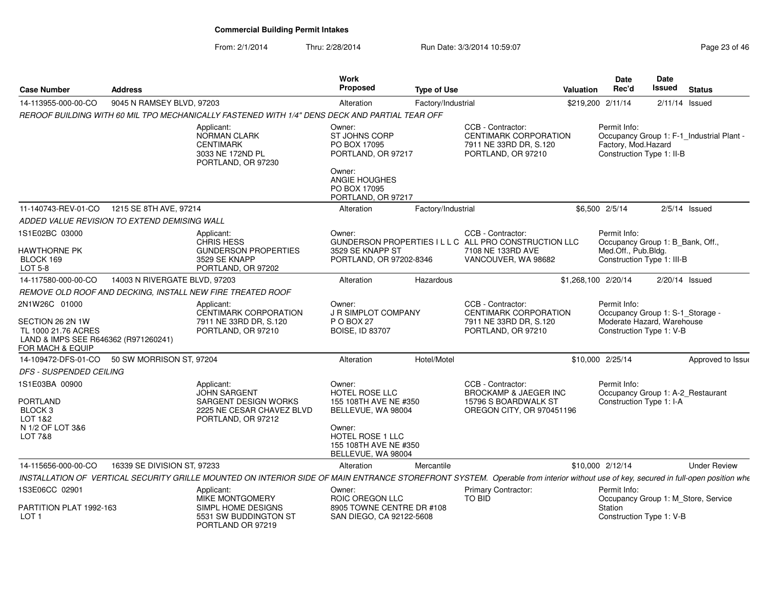# Commercial Building Permit Intakes

From: 2/1/2014 Thru: 2/28/2014 Run Date: 3/3/2014 10:59:07

| Case Number | Address | Work Proposed | Type of Use | Valuation | Date Rec'd | Date Issued | Status |
|---|---|---|---|---|---|---|---|
| 14-113955-000-00-CO | 9045 N RAMSEY BLVD, 97203 | Alteration | Factory/Industrial | $219,200 | 2/11/14 | 2/11/14 | Issued |

*REROOF BUILDING WITH 60 MIL TPO MECHANICALLY FASTENED WITH 1/4" DENS DECK AND PARTIAL TEAR OFF*

- Applicant: NORMAN CLARK, CENTIMARK, 3033 NE 172ND PL, PORTLAND, OR 97230
- Owner: ST JOHNS CORP, PO BOX 17095, PORTLAND, OR 97217
- Owner: ANGIE HOUGHES, PO BOX 17095, PORTLAND, OR 97217
- CCB - Contractor: CENTIMARK CORPORATION, 7911 NE 33RD DR, S.120, PORTLAND, OR 97210
- Permit Info: Occupancy Group 1: F-1_Industrial Plant - Factory, Mod.Hazard; Construction Type 1: II-B

| Case Number | Address | Work Proposed | Type of Use | Valuation | Date Rec'd | Date Issued | Status |
|---|---|---|---|---|---|---|---|
| 11-140743-REV-01-CO | 1215 SE 8TH AVE, 97214 | Alteration | Factory/Industrial | $6,500 | 2/5/14 | 2/5/14 | Issued |

*ADDED VALUE REVISION TO EXTEND DEMISING WALL*

1S1E02BC 03000
HAWTHORNE PK
BLOCK 169
LOT 5-8

- Applicant: CHRIS HESS, GUNDERSON PROPERTIES, 3529 SE KNAPP, PORTLAND, OR 97202
- Owner: GUNDERSON PROPERTIES I L L C, 3529 SE KNAPP ST, PORTLAND, OR 97202-8346
- CCB - Contractor: ALL PRO CONSTRUCTION LLC, 7108 NE 133RD AVE, VANCOUVER, WA 98682
- Permit Info: Occupancy Group 1: B_Bank, Off., Med.Off., Pub.Bldg.; Construction Type 1: III-B

| Case Number | Address | Work Proposed | Type of Use | Valuation | Date Rec'd | Date Issued | Status |
|---|---|---|---|---|---|---|---|
| 14-117580-000-00-CO | 14003 N RIVERGATE BLVD, 97203 | Alteration | Hazardous | $1,268,100 | 2/20/14 | 2/20/14 | Issued |

*REMOVE OLD ROOF AND DECKING, INSTALL NEW FIRE TREATED ROOF*

2N1W26C 01000
SECTION 26 2N 1W
TL 1000 21.76 ACRES
LAND & IMPS SEE R646362 (R971260241) FOR MACH & EQUIP

- Applicant: CENTIMARK CORPORATION, 7911 NE 33RD DR, S.120, PORTLAND, OR 97210
- Owner: J R SIMPLOT COMPANY, P O BOX 27, BOISE, ID 83707
- CCB - Contractor: CENTIMARK CORPORATION, 7911 NE 33RD DR, S.120, PORTLAND, OR 97210
- Permit Info: Occupancy Group 1: S-1_Storage - Moderate Hazard, Warehouse; Construction Type 1: V-B

| Case Number | Address | Work Proposed | Type of Use | Valuation | Date Rec'd | Date Issued | Status |
|---|---|---|---|---|---|---|---|
| 14-109472-DFS-01-CO | 50 SW MORRISON ST, 97204 | Alteration | Hotel/Motel | $10,000 | 2/25/14 | | Approved to Issue |

*DFS - SUSPENDED CEILING*

1S1E03BA 00900
PORTLAND
BLOCK 3
LOT 1&2
N 1/2 OF LOT 3&6
LOT 7&8

- Applicant: JOHN SARGENT, SARGENT DESIGN WORKS, 2225 NE CESAR CHAVEZ BLVD, PORTLAND, OR 97212
- Owner: HOTEL ROSE LLC, 155 108TH AVE NE #350, BELLEVUE, WA 98004
- Owner: HOTEL ROSE 1 LLC, 155 108TH AVE NE #350, BELLEVUE, WA 98004
- CCB - Contractor: BROCKAMP & JAEGER INC, 15796 S BOARDWALK ST, OREGON CITY, OR 970451196
- Permit Info: Occupancy Group 1: A-2_Restaurant; Construction Type 1: I-A

| Case Number | Address | Work Proposed | Type of Use | Valuation | Date Rec'd | Date Issued | Status |
|---|---|---|---|---|---|---|---|
| 14-115656-000-00-CO | 16339 SE DIVISION ST, 97233 | Alteration | Mercantile | $10,000 | 2/12/14 | | Under Review |

*INSTALLATION OF VERTICAL SECURITY GRILLE MOUNTED ON INTERIOR SIDE OF MAIN ENTRANCE STOREFRONT SYSTEM. Operable from interior without use of key, secured in full-open position whe*

1S3E06CC 02901
PARTITION PLAT 1992-163
LOT 1

- Applicant: MIKE MONTGOMERY, SIMPL HOME DESIGNS, 5531 SW BUDDINGTON ST, PORTLAND OR 97219
- Owner: ROIC OREGON LLC, 8905 TOWNE CENTRE DR #108, SAN DIEGO, CA 92122-5608
- Primary Contractor: TO BID
- Permit Info: Occupancy Group 1: M_Store, Service Station; Construction Type 1: V-B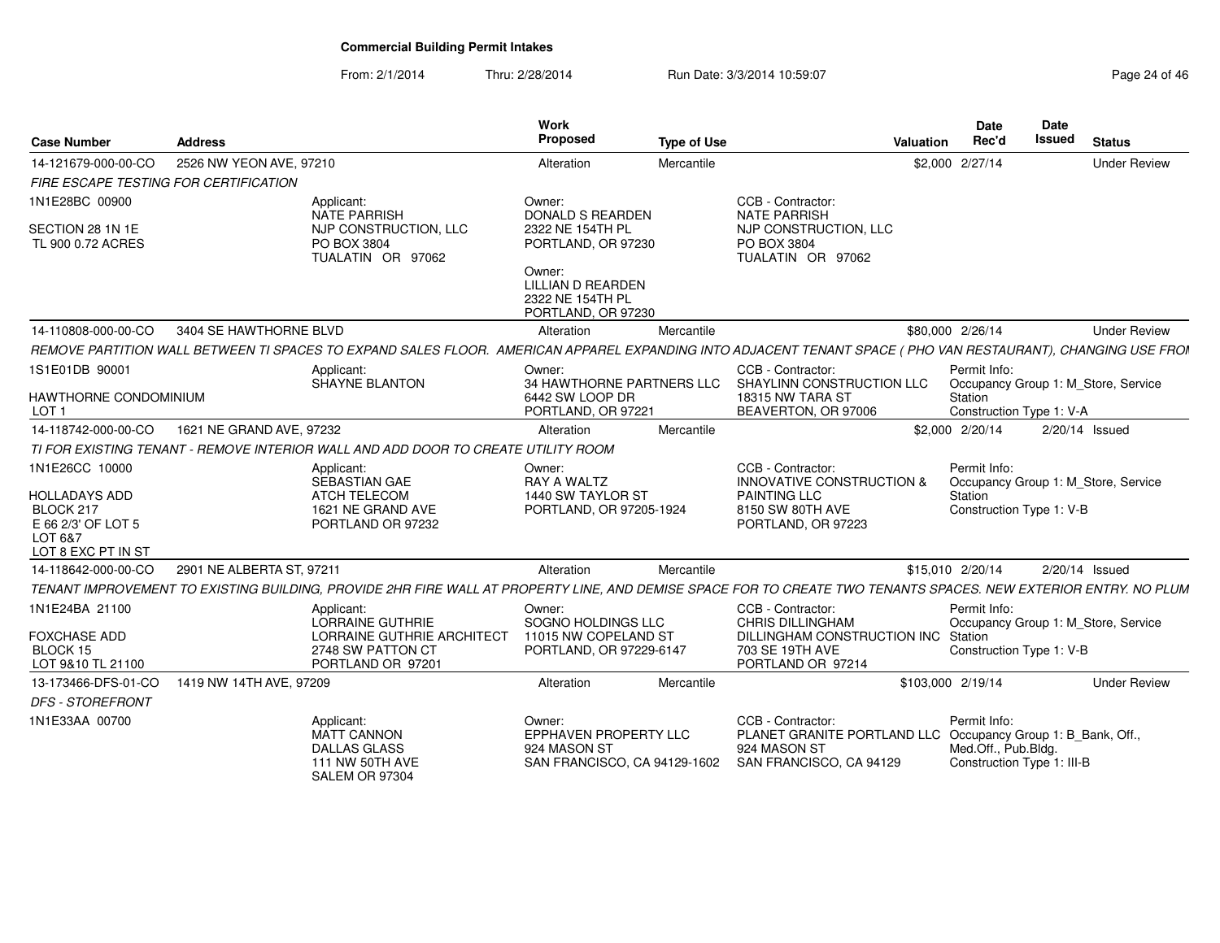# Commercial Building Permit Intakes

From: 2/1/2014 Thru: 2/28/2014 Run Date: 3/3/2014 10:59:07

| Case Number | Address | Work Proposed | Type of Use | Valuation | Date Rec'd | Date Issued | Status |
|---|---|---|---|---|---|---|---|
| 14-121679-000-00-CO | 2526 NW YEON AVE, 97210 | Alteration | Mercantile | $2,000 | 2/27/14 | | Under Review |
| 14-110808-000-00-CO | 3404 SE HAWTHORNE BLVD | Alteration | Mercantile | $80,000 | 2/26/14 | | Under Review |
| 14-118742-000-00-CO | 1621 NE GRAND AVE, 97232 | Alteration | Mercantile | $2,000 | 2/20/14 | 2/20/14 | Issued |
| 14-118642-000-00-CO | 2901 NE ALBERTA ST, 97211 | Alteration | Mercantile | $15,010 | 2/20/14 | 2/20/14 | Issued |
| 13-173466-DFS-01-CO | 1419 NW 14TH AVE, 97209 | Alteration | Mercantile | $103,000 | 2/19/14 | | Under Review |

**14-121679-000-00-CO** — 2526 NW YEON AVE, 97210

*FIRE ESCAPE TESTING FOR CERTIFICATION*

- 1N1E28BC 00900; SECTION 28 1N 1E; TL 900 0.72 ACRES
- Applicant: NATE PARRISH, NJP CONSTRUCTION, LLC, PO BOX 3804, TUALATIN OR 97062
- Owner: DONALD S REARDEN, 2322 NE 154TH PL, PORTLAND, OR 97230
- Owner: LILLIAN D REARDEN, 2322 NE 154TH PL, PORTLAND, OR 97230
- CCB - Contractor: NATE PARRISH, NJP CONSTRUCTION, LLC, PO BOX 3804, TUALATIN OR 97062

**14-110808-000-00-CO** — 3404 SE HAWTHORNE BLVD

*REMOVE PARTITION WALL BETWEEN TI SPACES TO EXPAND SALES FLOOR. AMERICAN APPAREL EXPANDING INTO ADJACENT TENANT SPACE ( PHO VAN RESTAURANT), CHANGING USE FROI*

- 1S1E01DB 90001; HAWTHORNE CONDOMINIUM; LOT 1
- Applicant: SHAYNE BLANTON
- Owner: 34 HAWTHORNE PARTNERS LLC, 6442 SW LOOP DR, PORTLAND, OR 97221
- CCB - Contractor: SHAYLINN CONSTRUCTION LLC, 18315 NW TARA ST, BEAVERTON, OR 97006
- Permit Info: Occupancy Group 1: M_Store, Service Station; Construction Type 1: V-A

**14-118742-000-00-CO** — 1621 NE GRAND AVE, 97232

*TI FOR EXISTING TENANT - REMOVE INTERIOR WALL AND ADD DOOR TO CREATE UTILITY ROOM*

- 1N1E26CC 10000; HOLLADAYS ADD; BLOCK 217; E 66 2/3' OF LOT 5; LOT 6&7; LOT 8 EXC PT IN ST
- Applicant: SEBASTIAN GAE, ATCH TELECOM, 1621 NE GRAND AVE, PORTLAND OR 97232
- Owner: RAY A WALTZ, 1440 SW TAYLOR ST, PORTLAND, OR 97205-1924
- CCB - Contractor: INNOVATIVE CONSTRUCTION & PAINTING LLC, 8150 SW 80TH AVE, PORTLAND, OR 97223
- Permit Info: Occupancy Group 1: M_Store, Service Station; Construction Type 1: V-B

**14-118642-000-00-CO** — 2901 NE ALBERTA ST, 97211

*TENANT IMPROVEMENT TO EXISTING BUILDING, PROVIDE 2HR FIRE WALL AT PROPERTY LINE, AND DEMISE SPACE FOR TO CREATE TWO TENANTS SPACES. NEW EXTERIOR ENTRY. NO PLUM*

- 1N1E24BA 21100; FOXCHASE ADD; BLOCK 15; LOT 9&10 TL 21100
- Applicant: LORRAINE GUTHRIE, LORRAINE GUTHRIE ARCHITECT, 2748 SW PATTON CT, PORTLAND OR 97201
- Owner: SOGNO HOLDINGS LLC, 11015 NW COPELAND ST, PORTLAND, OR 97229-6147
- CCB - Contractor: CHRIS DILLINGHAM, DILLINGHAM CONSTRUCTION INC, 703 SE 19TH AVE, PORTLAND OR 97214
- Permit Info: Occupancy Group 1: M_Store, Service Station; Construction Type 1: V-B

**13-173466-DFS-01-CO** — 1419 NW 14TH AVE, 97209

*DFS - STOREFRONT*

- 1N1E33AA 00700
- Applicant: MATT CANNON, DALLAS GLASS, 111 NW 50TH AVE, SALEM OR 97304
- Owner: EPPHAVEN PROPERTY LLC, 924 MASON ST, SAN FRANCISCO, CA 94129-1602
- CCB - Contractor: PLANET GRANITE PORTLAND LLC, 924 MASON ST, SAN FRANCISCO, CA 94129
- Permit Info: Occupancy Group 1: B_Bank, Off., Med.Off., Pub.Bldg.; Construction Type 1: III-B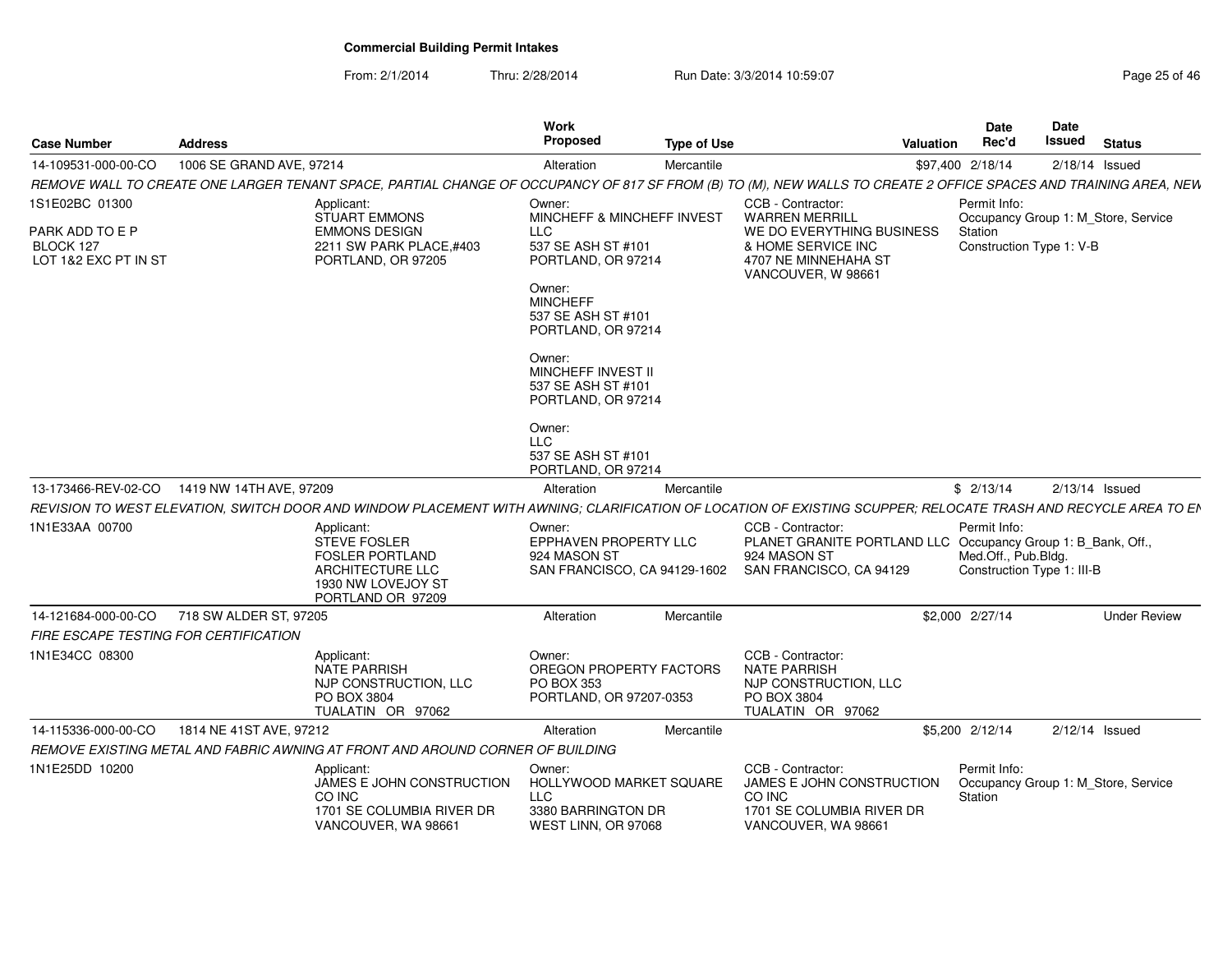# Commercial Building Permit Intakes

From: 2/1/2014 Thru: 2/28/2014 Run Date: 3/3/2014 10:59:07

| Case Number | Address | Work Proposed | Type of Use | Valuation | Date Rec'd | Date Issued | Status |
|---|---|---|---|---|---|---|---|
| 14-109531-000-00-CO | 1006 SE GRAND AVE, 97214 | Alteration | Mercantile | $97,400 | 2/18/14 | 2/18/14 | Issued |

*REMOVE WALL TO CREATE ONE LARGER TENANT SPACE, PARTIAL CHANGE OF OCCUPANCY OF 817 SF FROM (B) TO (M), NEW WALLS TO CREATE 2 OFFICE SPACES AND TRAINING AREA, NEW*

1S1E02BC 01300
PARK ADD TO E P
BLOCK 127
LOT 1&2 EXC PT IN ST

Applicant:
STUART EMMONS
EMMONS DESIGN
2211 SW PARK PLACE,#403
PORTLAND, OR 97205

Owner:
MINCHEFF & MINCHEFF INVEST LLC
537 SE ASH ST #101
PORTLAND, OR 97214

Owner:
MINCHEFF
537 SE ASH ST #101
PORTLAND, OR 97214

Owner:
MINCHEFF INVEST II
537 SE ASH ST #101
PORTLAND, OR 97214

Owner:
LLC
537 SE ASH ST #101
PORTLAND, OR 97214

CCB - Contractor:
WARREN MERRILL
WE DO EVERYTHING BUSINESS & HOME SERVICE INC
4707 NE MINNEHAHA ST
VANCOUVER, W 98661

Permit Info:
Occupancy Group 1: M_Store, Service Station
Construction Type 1: V-B

---

| Case Number | Address | Work Proposed | Type of Use | Valuation | Date Rec'd | Date Issued | Status |
|---|---|---|---|---|---|---|---|
| 13-173466-REV-02-CO | 1419 NW 14TH AVE, 97209 | Alteration | Mercantile | $ | 2/13/14 | 2/13/14 | Issued |

*REVISION TO WEST ELEVATION, SWITCH DOOR AND WINDOW PLACEMENT WITH AWNING; CLARIFICATION OF LOCATION OF EXISTING SCUPPER; RELOCATE TRASH AND RECYCLE AREA TO EN*

1N1E33AA 00700

Applicant:
STEVE FOSLER
FOSLER PORTLAND ARCHITECTURE LLC
1930 NW LOVEJOY ST
PORTLAND OR 97209

Owner:
EPPHAVEN PROPERTY LLC
924 MASON ST
SAN FRANCISCO, CA 94129-1602

CCB - Contractor:
PLANET GRANITE PORTLAND LLC
924 MASON ST
SAN FRANCISCO, CA 94129

Permit Info:
Occupancy Group 1: B_Bank, Off., Med.Off., Pub.Bldg.
Construction Type 1: III-B

---

| Case Number | Address | Work Proposed | Type of Use | Valuation | Date Rec'd | Date Issued | Status |
|---|---|---|---|---|---|---|---|
| 14-121684-000-00-CO | 718 SW ALDER ST, 97205 | Alteration | Mercantile | $2,000 | 2/27/14 | | Under Review |

*FIRE ESCAPE TESTING FOR CERTIFICATION*

1N1E34CC 08300

Applicant:
NATE PARRISH
NJP CONSTRUCTION, LLC
PO BOX 3804
TUALATIN OR 97062

Owner:
OREGON PROPERTY FACTORS
PO BOX 353
PORTLAND, OR 97207-0353

CCB - Contractor:
NATE PARRISH
NJP CONSTRUCTION, LLC
PO BOX 3804
TUALATIN OR 97062

---

| Case Number | Address | Work Proposed | Type of Use | Valuation | Date Rec'd | Date Issued | Status |
|---|---|---|---|---|---|---|---|
| 14-115336-000-00-CO | 1814 NE 41ST AVE, 97212 | Alteration | Mercantile | $5,200 | 2/12/14 | 2/12/14 | Issued |

*REMOVE EXISTING METAL AND FABRIC AWNING AT FRONT AND AROUND CORNER OF BUILDING*

1N1E25DD 10200

Applicant:
JAMES E JOHN CONSTRUCTION CO INC
1701 SE COLUMBIA RIVER DR
VANCOUVER, WA 98661

Owner:
HOLLYWOOD MARKET SQUARE LLC
3380 BARRINGTON DR
WEST LINN, OR 97068

CCB - Contractor:
JAMES E JOHN CONSTRUCTION CO INC
1701 SE COLUMBIA RIVER DR
VANCOUVER, WA 98661

Permit Info:
Occupancy Group 1: M_Store, Service Station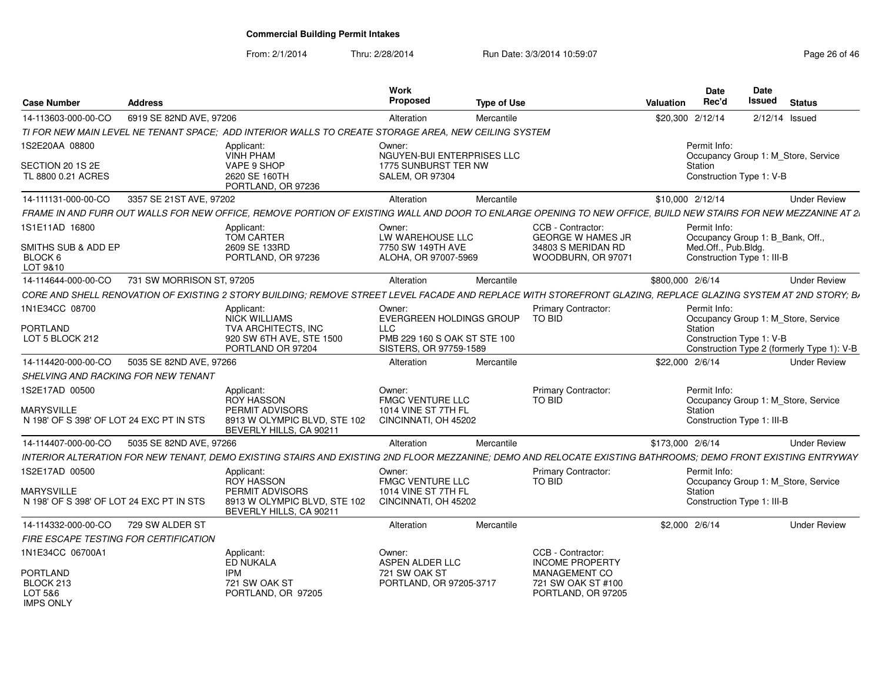# Commercial Building Permit Intakes

From: 2/1/2014 Thru: 2/28/2014 Run Date: 3/3/2014 10:59:07

| Case Number | Address | | Work Proposed | Type of Use | | Valuation | Date Rec'd | Date Issued | Status |
|---|---|---|---|---|---|---|---|---|---|
| 14-113603-000-00-CO | 6919 SE 82ND AVE, 97206 | | Alteration | Mercantile | | $20,300 | 2/12/14 | 2/12/14 | Issued |
| TI FOR NEW MAIN LEVEL NE TENANT SPACE; ADD INTERIOR WALLS TO CREATE STORAGE AREA, NEW CEILING SYSTEM | | | | | | | | | |
| 1S2E20AA 08800<br>SECTION 20 1S 2E<br>TL 8800 0.21 ACRES | | Applicant:<br>VINH PHAM<br>VAPE 9 SHOP<br>2620 SE 160TH<br>PORTLAND, OR 97236 | Owner:<br>NGUYEN-BUI ENTERPRISES LLC<br>1775 SUNBURST TER NW<br>SALEM, OR 97304 | | | | Permit Info:<br>Occupancy Group 1: M_Store, Service Station<br>Construction Type 1: V-B | | |
| 14-111131-000-00-CO | 3357 SE 21ST AVE, 97202 | | Alteration | Mercantile | | $10,000 | 2/12/14 | | Under Review |
| FRAME IN AND FURR OUT WALLS FOR NEW OFFICE, REMOVE PORTION OF EXISTING WALL AND DOOR TO ENLARGE OPENING TO NEW OFFICE, BUILD NEW STAIRS FOR NEW MEZZANINE AT 2 | | | | | | | | | |
| 1S1E11AD 16800<br>SMITHS SUB & ADD EP<br>BLOCK 6<br>LOT 9&10 | | Applicant:<br>TOM CARTER<br>2609 SE 133RD<br>PORTLAND, OR 97236 | Owner:<br>LW WAREHOUSE LLC<br>7750 SW 149TH AVE<br>ALOHA, OR 97007-5969 | | CCB - Contractor:<br>GEORGE W HAMES JR<br>34803 S MERIDAN RD<br>WOODBURN, OR 97071 | | Permit Info:<br>Occupancy Group 1: B_Bank, Off., Med.Off., Pub.Bldg.<br>Construction Type 1: III-B | | |
| 14-114644-000-00-CO | 731 SW MORRISON ST, 97205 | | Alteration | Mercantile | | $800,000 | 2/6/14 | | Under Review |
| CORE AND SHELL RENOVATION OF EXISTING 2 STORY BUILDING; REMOVE STREET LEVEL FACADE AND REPLACE WITH STOREFRONT GLAZING, REPLACE GLAZING SYSTEM AT 2ND STORY; B | | | | | | | | | |
| 1N1E34CC 08700<br>PORTLAND<br>LOT 5 BLOCK 212 | | Applicant:<br>NICK WILLIAMS<br>TVA ARCHITECTS, INC<br>920 SW 6TH AVE, STE 1500<br>PORTLAND OR 97204 | Owner:<br>EVERGREEN HOLDINGS GROUP LLC<br>PMB 229 160 S OAK ST STE 100<br>SISTERS, OR 97759-1589 | | Primary Contractor:<br>TO BID | | Permit Info:<br>Occupancy Group 1: M_Store, Service Station<br>Construction Type 1: V-B<br>Construction Type 2 (formerly Type 1): V-B | | |
| 14-114420-000-00-CO | 5035 SE 82ND AVE, 97266 | | Alteration | Mercantile | | $22,000 | 2/6/14 | | Under Review |
| SHELVING AND RACKING FOR NEW TENANT | | | | | | | | | |
| 1S2E17AD 00500<br>MARYSVILLE<br>N 198' OF S 398' OF LOT 24 EXC PT IN STS | | Applicant:<br>ROY HASSON<br>PERMIT ADVISORS<br>8913 W OLYMPIC BLVD, STE 102<br>BEVERLY HILLS, CA 90211 | Owner:<br>FMGC VENTURE LLC<br>1014 VINE ST 7TH FL<br>CINCINNATI, OH 45202 | | Primary Contractor:<br>TO BID | | Permit Info:<br>Occupancy Group 1: M_Store, Service Station<br>Construction Type 1: III-B | | |
| 14-114407-000-00-CO | 5035 SE 82ND AVE, 97266 | | Alteration | Mercantile | | $173,000 | 2/6/14 | | Under Review |
| INTERIOR ALTERATION FOR NEW TENANT, DEMO EXISTING STAIRS AND EXISTING 2ND FLOOR MEZZANINE; DEMO AND RELOCATE EXISTING BATHROOMS; DEMO FRONT EXISTING ENTRYWAY | | | | | | | | | |
| 1S2E17AD 00500<br>MARYSVILLE<br>N 198' OF S 398' OF LOT 24 EXC PT IN STS | | Applicant:<br>ROY HASSON<br>PERMIT ADVISORS<br>8913 W OLYMPIC BLVD, STE 102<br>BEVERLY HILLS, CA 90211 | Owner:<br>FMGC VENTURE LLC<br>1014 VINE ST 7TH FL<br>CINCINNATI, OH 45202 | | Primary Contractor:<br>TO BID | | Permit Info:<br>Occupancy Group 1: M_Store, Service Station<br>Construction Type 1: III-B | | |
| 14-114332-000-00-CO | 729 SW ALDER ST | | Alteration | Mercantile | | $2,000 | 2/6/14 | | Under Review |
| FIRE ESCAPE TESTING FOR CERTIFICATION | | | | | | | | | |
| 1N1E34CC 06700A1<br>PORTLAND<br>BLOCK 213<br>LOT 5&6<br>IMPS ONLY | | Applicant:<br>ED NUKALA<br>IPM<br>721 SW OAK ST<br>PORTLAND, OR 97205 | Owner:<br>ASPEN ALDER LLC<br>721 SW OAK ST<br>PORTLAND, OR 97205-3717 | | CCB - Contractor:<br>INCOME PROPERTY MANAGEMENT CO<br>721 SW OAK ST #100<br>PORTLAND, OR 97205 | | | | |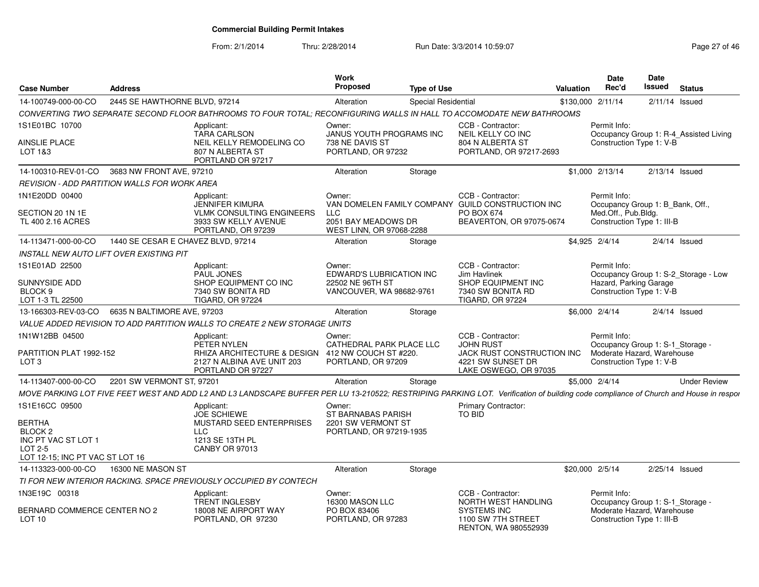# Commercial Building Permit Intakes

From: 2/1/2014 Thru: 2/28/2014 Run Date: 3/3/2014 10:59:07

| Case Number | Address | Work Proposed | Type of Use | Valuation | Date Rec'd | Date Issued | Status |
|---|---|---|---|---|---|---|---|
| 14-100749-000-00-CO | 2445 SE HAWTHORNE BLVD, 97214 | Alteration | Special Residential | $130,000 | 2/11/14 | 2/11/14 | Issued |

*CONVERTING TWO SEPARATE SECOND FLOOR BATHROOMS TO FOUR TOTAL; RECONFIGURING WALLS IN HALL TO ACCOMODATE NEW BATHROOMS*

1S1E01BC 10700
AINSLIE PLACE
LOT 1&3

Applicant: TARA CARLSON, NEIL KELLY REMODELING CO, 807 N ALBERTA ST, PORTLAND OR 97217

Owner: JANUS YOUTH PROGRAMS INC, 738 NE DAVIS ST, PORTLAND, OR 97232

CCB - Contractor: NEIL KELLY CO INC, 804 N ALBERTA ST, PORTLAND, OR 97217-2693

Permit Info: Occupancy Group 1: R-4_Assisted Living; Construction Type 1: V-B

| Case Number | Address | Work Proposed | Type of Use | Valuation | Date Rec'd | Date Issued | Status |
|---|---|---|---|---|---|---|---|
| 14-100310-REV-01-CO | 3683 NW FRONT AVE, 97210 | Alteration | Storage | $1,000 | 2/13/14 | 2/13/14 | Issued |

*REVISION - ADD PARTITION WALLS FOR WORK AREA*

1N1E20DD 00400
SECTION 20 1N 1E
TL 400 2.16 ACRES

Applicant: JENNIFER KIMURA, VLMK CONSULTING ENGINEERS, 3933 SW KELLY AVENUE, PORTLAND, OR 97239

Owner: VAN DOMELEN FAMILY COMPANY LLC, 2051 BAY MEADOWS DR, WEST LINN, OR 97068-2288

CCB - Contractor: GUILD CONSTRUCTION INC, PO BOX 674, BEAVERTON, OR 97075-0674

Permit Info: Occupancy Group 1: B_Bank, Off., Med.Off., Pub.Bldg.; Construction Type 1: III-B

| Case Number | Address | Work Proposed | Type of Use | Valuation | Date Rec'd | Date Issued | Status |
|---|---|---|---|---|---|---|---|
| 14-113471-000-00-CO | 1440 SE CESAR E CHAVEZ BLVD, 97214 | Alteration | Storage | $4,925 | 2/4/14 | 2/4/14 | Issued |

*INSTALL NEW AUTO LIFT OVER EXISTING PIT*

1S1E01AD 22500
SUNNYSIDE ADD
BLOCK 9
LOT 1-3 TL 22500

Applicant: PAUL JONES, SHOP EQUIPMENT CO INC, 7340 SW BONITA RD, TIGARD, OR 97224

Owner: EDWARD'S LUBRICATION INC, 22502 NE 96TH ST, VANCOUVER, WA 98682-9761

CCB - Contractor: Jim Havlinek, SHOP EQUIPMENT INC, 7340 SW BONITA RD, TIGARD, OR 97224

Permit Info: Occupancy Group 1: S-2_Storage - Low Hazard, Parking Garage; Construction Type 1: V-B

| Case Number | Address | Work Proposed | Type of Use | Valuation | Date Rec'd | Date Issued | Status |
|---|---|---|---|---|---|---|---|
| 13-166303-REV-03-CO | 6635 N BALTIMORE AVE, 97203 | Alteration | Storage | $6,000 | 2/4/14 | 2/4/14 | Issued |

*VALUE ADDED REVISION TO ADD PARTITION WALLS TO CREATE 2 NEW STORAGE UNITS*

1N1W12BB 04500
PARTITION PLAT 1992-152
LOT 3

Applicant: PETER NYLEN, RHIZA ARCHITECTURE & DESIGN, 2127 N ALBINA AVE UNIT 203, PORTLAND OR 97227

Owner: CATHEDRAL PARK PLACE LLC, 412 NW COUCH ST #220., PORTLAND, OR 97209

CCB - Contractor: JOHN RUST, JACK RUST CONSTRUCTION INC, 4221 SW SUNSET DR, LAKE OSWEGO, OR 97035

Permit Info: Occupancy Group 1: S-1_Storage - Moderate Hazard, Warehouse; Construction Type 1: V-B

| Case Number | Address | Work Proposed | Type of Use | Valuation | Date Rec'd | Date Issued | Status |
|---|---|---|---|---|---|---|---|
| 14-113407-000-00-CO | 2201 SW VERMONT ST, 97201 | Alteration | Storage | $5,000 | 2/4/14 | | Under Review |

*MOVE PARKING LOT FIVE FEET WEST AND ADD L2 AND L3 LANDSCAPE BUFFER PER LU 13-210522; RESTRIPING PARKING LOT. Verification of building code compliance of Church and House in respor*

1S1E16CC 09500
BERTHA
BLOCK 2
INC PT VAC ST LOT 1
LOT 2-5
LOT 12-15; INC PT VAC ST LOT 16

Applicant: JOE SCHIEWE, MUSTARD SEED ENTERPRISES LLC, 1213 SE 13TH PL, CANBY OR 97013

Owner: ST BARNABAS PARISH, 2201 SW VERMONT ST, PORTLAND, OR 97219-1935

Primary Contractor: TO BID

| Case Number | Address | Work Proposed | Type of Use | Valuation | Date Rec'd | Date Issued | Status |
|---|---|---|---|---|---|---|---|
| 14-113323-000-00-CO | 16300 NE MASON ST | Alteration | Storage | $20,000 | 2/5/14 | 2/25/14 | Issued |

*TI FOR NEW INTERIOR RACKING. SPACE PREVIOUSLY OCCUPIED BY CONTECH*

1N3E19C 00318
BERNARD COMMERCE CENTER NO 2
LOT 10

Applicant: TRENT INGLESBY, 18008 NE AIRPORT WAY, PORTLAND, OR 97230

Owner: 16300 MASON LLC, PO BOX 83406, PORTLAND, OR 97283

CCB - Contractor: NORTH WEST HANDLING SYSTEMS INC, 1100 SW 7TH STREET, RENTON, WA 980552939

Permit Info: Occupancy Group 1: S-1_Storage - Moderate Hazard, Warehouse; Construction Type 1: III-B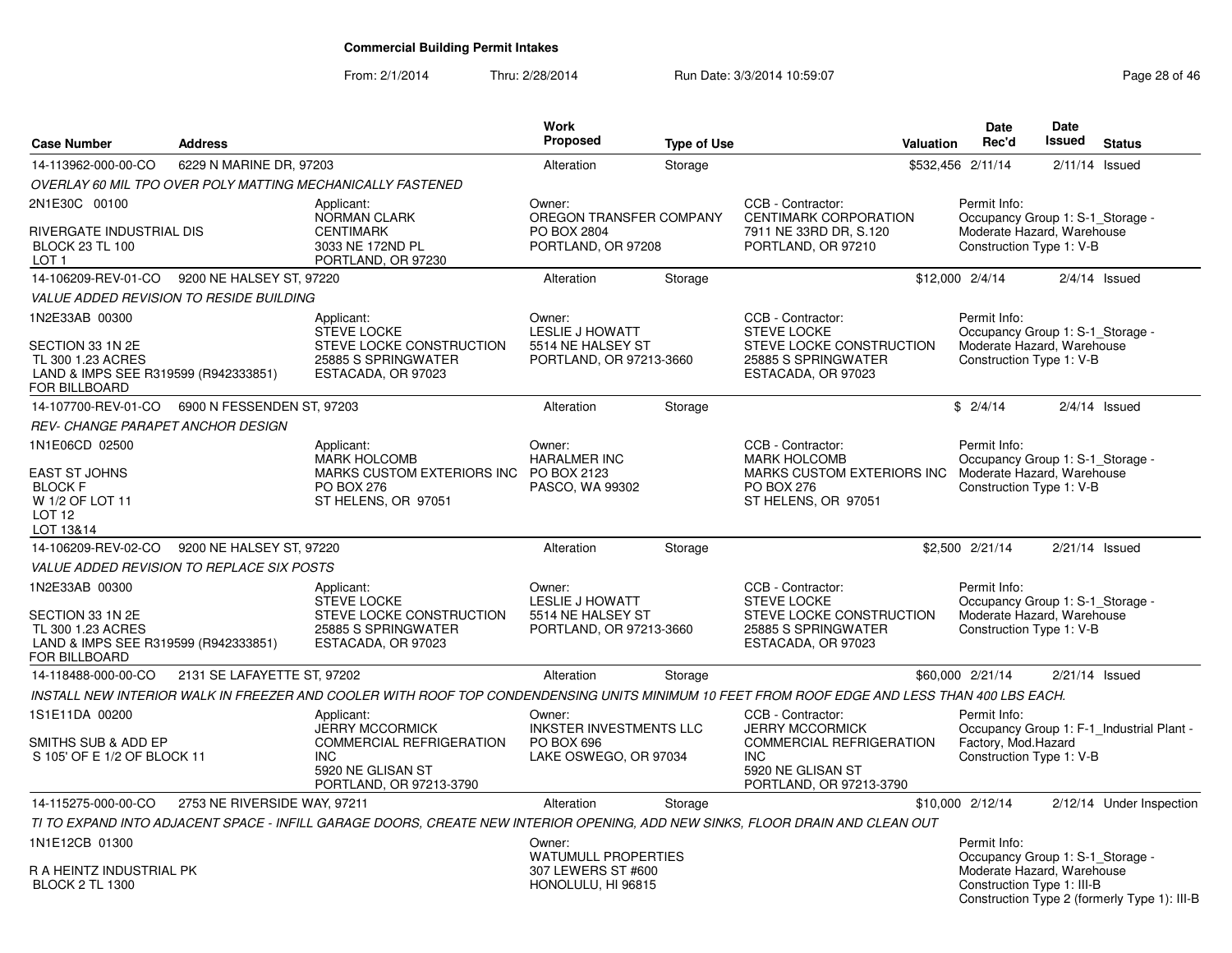# Commercial Building Permit Intakes

From: 2/1/2014 Thru: 2/28/2014 Run Date: 3/3/2014 10:59:07

| Case Number | Address | Work Proposed | Type of Use | Valuation | Date Rec'd | Date Issued | Status |
|---|---|---|---|---|---|---|---|
| 14-113962-000-00-CO | 6229 N MARINE DR, 97203 | Alteration | Storage | $532,456 | 2/11/14 | 2/11/14 | Issued |

*OVERLAY 60 MIL TPO OVER POLY MATTING MECHANICALLY FASTENED*

2N1E30C 00100

RIVERGATE INDUSTRIAL DIS
BLOCK 23 TL 100
LOT 1

Applicant:
NORMAN CLARK
CENTIMARK
3033 NE 172ND PL
PORTLAND, OR 97230

Owner:
OREGON TRANSFER COMPANY
PO BOX 2804
PORTLAND, OR 97208

CCB - Contractor:
CENTIMARK CORPORATION
7911 NE 33RD DR, S.120
PORTLAND, OR 97210

Permit Info:
Occupancy Group 1: S-1_Storage - Moderate Hazard, Warehouse
Construction Type 1: V-B

| Case Number | Address | Work Proposed | Type of Use | Valuation | Date Rec'd | Date Issued | Status |
|---|---|---|---|---|---|---|---|
| 14-106209-REV-01-CO | 9200 NE HALSEY ST, 97220 | Alteration | Storage | $12,000 | 2/4/14 | 2/4/14 | Issued |

*VALUE ADDED REVISION TO RESIDE BUILDING*

1N2E33AB 00300

SECTION 33 1N 2E
TL 300 1.23 ACRES
LAND & IMPS SEE R319599 (R942333851)
FOR BILLBOARD

Applicant:
STEVE LOCKE
STEVE LOCKE CONSTRUCTION
25885 S SPRINGWATER
ESTACADA, OR 97023

Owner:
LESLIE J HOWATT
5514 NE HALSEY ST
PORTLAND, OR 97213-3660

CCB - Contractor:
STEVE LOCKE
STEVE LOCKE CONSTRUCTION
25885 S SPRINGWATER
ESTACADA, OR 97023

Permit Info:
Occupancy Group 1: S-1_Storage - Moderate Hazard, Warehouse
Construction Type 1: V-B

| Case Number | Address | Work Proposed | Type of Use | Valuation | Date Rec'd | Date Issued | Status |
|---|---|---|---|---|---|---|---|
| 14-107700-REV-01-CO | 6900 N FESSENDEN ST, 97203 | Alteration | Storage | $ | 2/4/14 | 2/4/14 | Issued |

*REV- CHANGE PARAPET ANCHOR DESIGN*

1N1E06CD 02500

EAST ST JOHNS
BLOCK F
W 1/2 OF LOT 11
LOT 12
LOT 13&14

Applicant:
MARK HOLCOMB
MARKS CUSTOM EXTERIORS INC
PO BOX 276
ST HELENS, OR 97051

Owner:
HARALMER INC
PO BOX 2123
PASCO, WA 99302

CCB - Contractor:
MARK HOLCOMB
MARKS CUSTOM EXTERIORS INC
PO BOX 276
ST HELENS, OR 97051

Permit Info:
Occupancy Group 1: S-1_Storage - Moderate Hazard, Warehouse
Construction Type 1: V-B

| Case Number | Address | Work Proposed | Type of Use | Valuation | Date Rec'd | Date Issued | Status |
|---|---|---|---|---|---|---|---|
| 14-106209-REV-02-CO | 9200 NE HALSEY ST, 97220 | Alteration | Storage | $2,500 | 2/21/14 | 2/21/14 | Issued |

*VALUE ADDED REVISION TO REPLACE SIX POSTS*

1N2E33AB 00300

SECTION 33 1N 2E
TL 300 1.23 ACRES
LAND & IMPS SEE R319599 (R942333851)
FOR BILLBOARD

Applicant:
STEVE LOCKE
STEVE LOCKE CONSTRUCTION
25885 S SPRINGWATER
ESTACADA, OR 97023

Owner:
LESLIE J HOWATT
5514 NE HALSEY ST
PORTLAND, OR 97213-3660

CCB - Contractor:
STEVE LOCKE
STEVE LOCKE CONSTRUCTION
25885 S SPRINGWATER
ESTACADA, OR 97023

Permit Info:
Occupancy Group 1: S-1_Storage - Moderate Hazard, Warehouse
Construction Type 1: V-B

| Case Number | Address | Work Proposed | Type of Use | Valuation | Date Rec'd | Date Issued | Status |
|---|---|---|---|---|---|---|---|
| 14-118488-000-00-CO | 2131 SE LAFAYETTE ST, 97202 | Alteration | Storage | $60,000 | 2/21/14 | 2/21/14 | Issued |

*INSTALL NEW INTERIOR WALK IN FREEZER AND COOLER WITH ROOF TOP CONDENDENSING UNITS MINIMUM 10 FEET FROM ROOF EDGE AND LESS THAN 400 LBS EACH.*

1S1E11DA 00200

SMITHS SUB & ADD EP
S 105' OF E 1/2 OF BLOCK 11

Applicant:
JERRY MCCORMICK
COMMERCIAL REFRIGERATION INC
5920 NE GLISAN ST
PORTLAND, OR 97213-3790

Owner:
INKSTER INVESTMENTS LLC
PO BOX 696
LAKE OSWEGO, OR 97034

CCB - Contractor:
JERRY MCCORMICK
COMMERCIAL REFRIGERATION INC
5920 NE GLISAN ST
PORTLAND, OR 97213-3790

Permit Info:
Occupancy Group 1: F-1_Industrial Plant - Factory, Mod.Hazard
Construction Type 1: V-B

| Case Number | Address | Work Proposed | Type of Use | Valuation | Date Rec'd | Date Issued | Status |
|---|---|---|---|---|---|---|---|
| 14-115275-000-00-CO | 2753 NE RIVERSIDE WAY, 97211 | Alteration | Storage | $10,000 | 2/12/14 | 2/12/14 | Under Inspection |

*TI TO EXPAND INTO ADJACENT SPACE - INFILL GARAGE DOORS, CREATE NEW INTERIOR OPENING, ADD NEW SINKS, FLOOR DRAIN AND CLEAN OUT*

1N1E12CB 01300

R A HEINTZ INDUSTRIAL PK
BLOCK 2 TL 1300

Owner:
WATUMULL PROPERTIES
307 LEWERS ST #600
HONOLULU, HI 96815

Permit Info:
Occupancy Group 1: S-1_Storage - Moderate Hazard, Warehouse
Construction Type 1: III-B
Construction Type 2 (formerly Type 1): III-B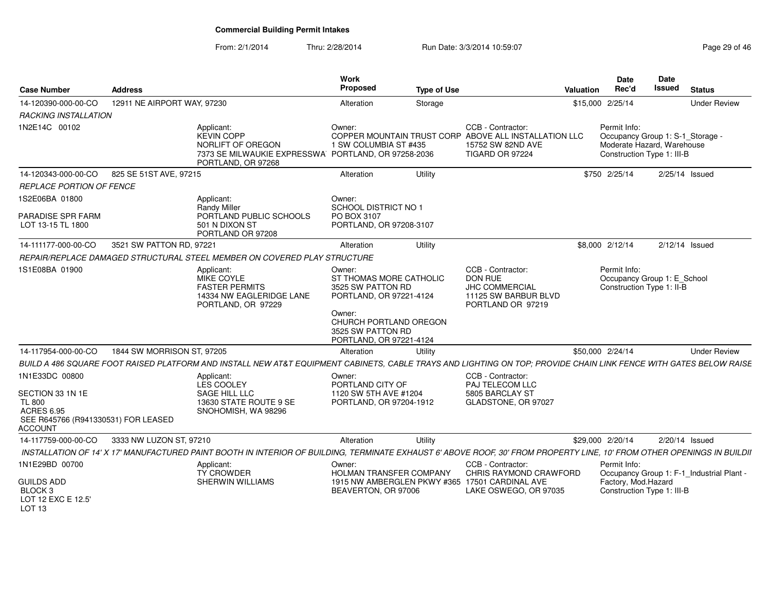# Commercial Building Permit Intakes

From: 2/1/2014 Thru: 2/28/2014 Run Date: 3/3/2014 10:59:07

| Case Number | Address | Work Proposed | Type of Use | Valuation | Date Rec'd | Date Issued | Status |
|---|---|---|---|---|---|---|---|
| 14-120390-000-00-CO | 12911 NE AIRPORT WAY, 97230 | Alteration | Storage | $15,000 | 2/25/14 | | Under Review |

*RACKING INSTALLATION*

- 1N2E14C 00102
- Applicant: KEVIN COPP, NORLIFT OF OREGON, 7373 SE MILWAUKIE EXPRESSWA', PORTLAND, OR 97268
- Owner: COPPER MOUNTAIN TRUST CORP, 1 SW COLUMBIA ST #435, PORTLAND, OR 97258-2036
- CCB - Contractor: ABOVE ALL INSTALLATION LLC, 15752 SW 82ND AVE, TIGARD OR 97224
- Permit Info: Occupancy Group 1: S-1_Storage - Moderate Hazard, Warehouse; Construction Type 1: III-B

| Case Number | Address | Work Proposed | Type of Use | Valuation | Date Rec'd | Date Issued | Status |
|---|---|---|---|---|---|---|---|
| 14-120343-000-00-CO | 825 SE 51ST AVE, 97215 | Alteration | Utility | $750 | 2/25/14 | 2/25/14 | Issued |

*REPLACE PORTION OF FENCE*

- 1S2E06BA 01800
- PARADISE SPR FARM, LOT 13-15 TL 1800
- Applicant: Randy Miller, PORTLAND PUBLIC SCHOOLS, 501 N DIXON ST, PORTLAND OR 97208
- Owner: SCHOOL DISTRICT NO 1, PO BOX 3107, PORTLAND, OR 97208-3107

| Case Number | Address | Work Proposed | Type of Use | Valuation | Date Rec'd | Date Issued | Status |
|---|---|---|---|---|---|---|---|
| 14-111177-000-00-CO | 3521 SW PATTON RD, 97221 | Alteration | Utility | $8,000 | 2/12/14 | 2/12/14 | Issued |

*REPAIR/REPLACE DAMAGED STRUCTURAL STEEL MEMBER ON COVERED PLAY STRUCTURE*

- 1S1E08BA 01900
- Applicant: MIKE COYLE, FASTER PERMITS, 14334 NW EAGLERIDGE LANE, PORTLAND, OR 97229
- Owner: ST THOMAS MORE CATHOLIC, 3525 SW PATTON RD, PORTLAND, OR 97221-4124
- Owner: CHURCH PORTLAND OREGON, 3525 SW PATTON RD, PORTLAND, OR 97221-4124
- CCB - Contractor: DON RUE, JHC COMMERCIAL, 11125 SW BARBUR BLVD, PORTLAND OR 97219
- Permit Info: Occupancy Group 1: E_School; Construction Type 1: II-B

| Case Number | Address | Work Proposed | Type of Use | Valuation | Date Rec'd | Date Issued | Status |
|---|---|---|---|---|---|---|---|
| 14-117954-000-00-CO | 1844 SW MORRISON ST, 97205 | Alteration | Utility | $50,000 | 2/24/14 | | Under Review |

*BUILD A 486 SQUARE FOOT RAISED PLATFORM AND INSTALL NEW AT&T EQUIPMENT CABINETS, CABLE TRAYS AND LIGHTING ON TOP; PROVIDE CHAIN LINK FENCE WITH GATES BELOW RAISE*

- 1N1E33DC 00800
- SECTION 33 1N 1E, TL 800, ACRES 6.95, SEE R645766 (R941330531) FOR LEASED ACCOUNT
- Applicant: LES COOLEY, SAGE HILL LLC, 13630 STATE ROUTE 9 SE, SNOHOMISH, WA 98296
- Owner: PORTLAND CITY OF, 1120 SW 5TH AVE #1204, PORTLAND, OR 97204-1912
- CCB - Contractor: PAJ TELECOM LLC, 5805 BARCLAY ST, GLADSTONE, OR 97027

| Case Number | Address | Work Proposed | Type of Use | Valuation | Date Rec'd | Date Issued | Status |
|---|---|---|---|---|---|---|---|
| 14-117759-000-00-CO | 3333 NW LUZON ST, 97210 | Alteration | Utility | $29,000 | 2/20/14 | 2/20/14 | Issued |

*INSTALLATION OF 14' X 17' MANUFACTURED PAINT BOOTH IN INTERIOR OF BUILDING, TERMINATE EXHAUST 6' ABOVE ROOF, 30' FROM PROPERTY LINE, 10' FROM OTHER OPENINGS IN BUILDI*

- 1N1E29BD 00700
- GUILDS ADD, BLOCK 3, LOT 12 EXC E 12.5', LOT 13
- Applicant: TY CROWDER, SHERWIN WILLIAMS
- Owner: HOLMAN TRANSFER COMPANY, 1915 NW AMBERGLEN PKWY #365, BEAVERTON, OR 97006
- CCB - Contractor: CHRIS RAYMOND CRAWFORD, 17501 CARDINAL AVE, LAKE OSWEGO, OR 97035
- Permit Info: Occupancy Group 1: F-1_Industrial Plant - Factory, Mod.Hazard; Construction Type 1: III-B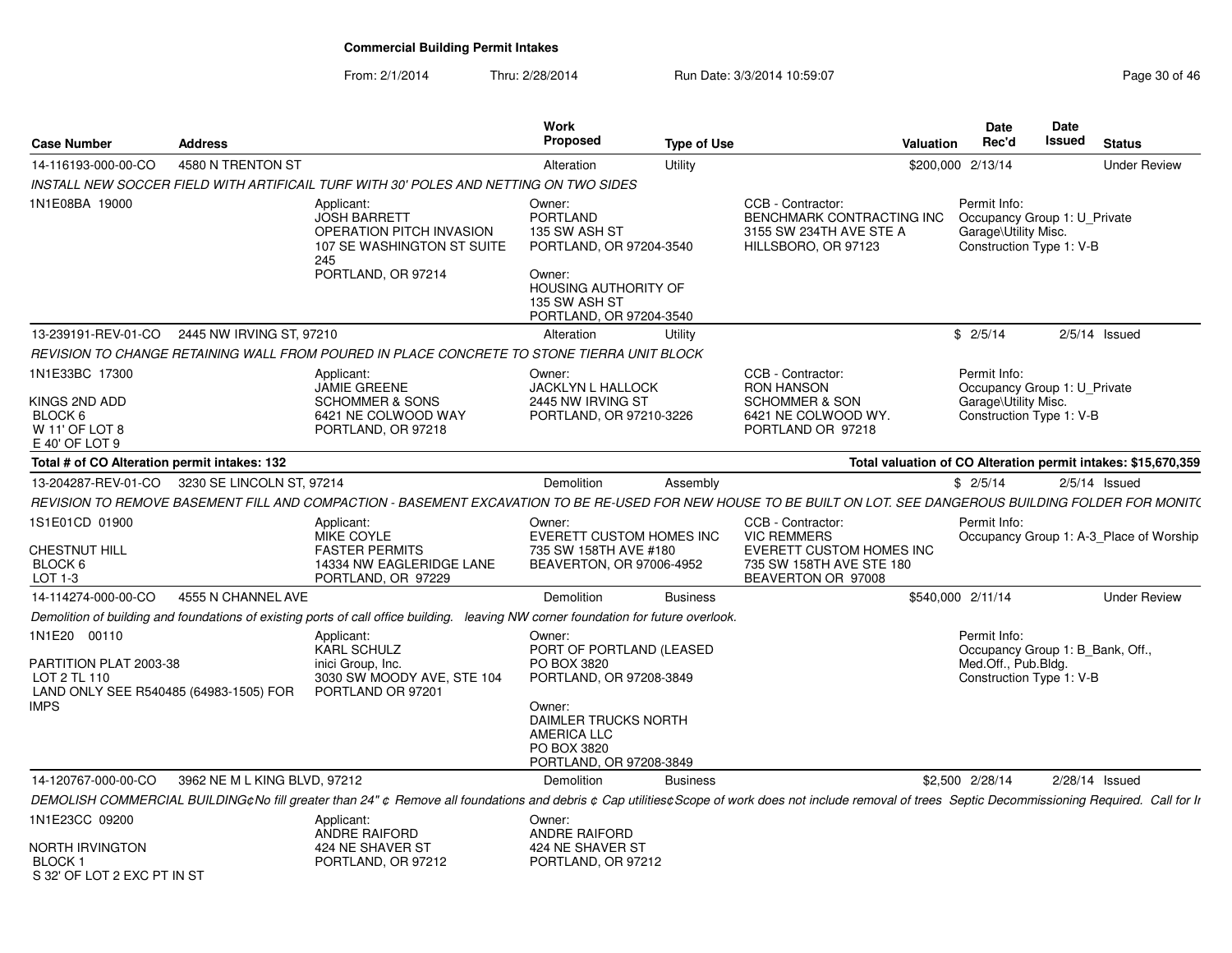# Commercial Building Permit Intakes

From: 2/1/2014 Thru: 2/28/2014 Run Date: 3/3/2014 10:59:07

| Case Number | Address | Work Proposed | Type of Use | Valuation | Date Rec'd | Date Issued | Status |
|---|---|---|---|---|---|---|---|
| 14-116193-000-00-CO | 4580 N TRENTON ST | Alteration | Utility | $200,000 | 2/13/14 | | Under Review |

*INSTALL NEW SOCCER FIELD WITH ARTIFICAIL TURF WITH 30' POLES AND NETTING ON TWO SIDES*

1N1E08BA 19000

Applicant: JOSH BARRETT, OPERATION PITCH INVASION, 107 SE WASHINGTON ST SUITE 245, PORTLAND, OR 97214

Owner: PORTLAND, 135 SW ASH ST, PORTLAND, OR 97204-3540

Owner: HOUSING AUTHORITY OF, 135 SW ASH ST, PORTLAND, OR 97204-3540

CCB - Contractor: BENCHMARK CONTRACTING INC, 3155 SW 234TH AVE STE A, HILLSBORO, OR 97123

Permit Info: Occupancy Group 1: U_Private Garage\Utility Misc. Construction Type 1: V-B

| Case Number | Address | Work Proposed | Type of Use | Valuation | Date Rec'd | Date Issued | Status |
|---|---|---|---|---|---|---|---|
| 13-239191-REV-01-CO | 2445 NW IRVING ST, 97210 | Alteration | Utility | $ | 2/5/14 | 2/5/14 | Issued |

*REVISION TO CHANGE RETAINING WALL FROM POURED IN PLACE CONCRETE TO STONE TIERRA UNIT BLOCK*

1N1E33BC 17300

KINGS 2ND ADD
BLOCK 6
W 11' OF LOT 8
E 40' OF LOT 9

Applicant: JAMIE GREENE, SCHOMMER & SONS, 6421 NE COLWOOD WAY, PORTLAND, OR 97218

Owner: JACKLYN L HALLOCK, 2445 NW IRVING ST, PORTLAND, OR 97210-3226

CCB - Contractor: RON HANSON, SCHOMMER & SON, 6421 NE COLWOOD WY., PORTLAND OR 97218

Permit Info: Occupancy Group 1: U_Private Garage\Utility Misc. Construction Type 1: V-B

**Total # of CO Alteration permit intakes: 132**

**Total valuation of CO Alteration permit intakes: $15,670,359**

| Case Number | Address | Work Proposed | Type of Use | Valuation | Date Rec'd | Date Issued | Status |
|---|---|---|---|---|---|---|---|
| 13-204287-REV-01-CO | 3230 SE LINCOLN ST, 97214 | Demolition | Assembly | $ | 2/5/14 | 2/5/14 | Issued |

*REVISION TO REMOVE BASEMENT FILL AND COMPACTION - BASEMENT EXCAVATION TO BE RE-USED FOR NEW HOUSE TO BE BUILT ON LOT. SEE DANGEROUS BUILDING FOLDER FOR MONIT(*

1S1E01CD 01900

CHESTNUT HILL
BLOCK 6
LOT 1-3

Applicant: MIKE COYLE, FASTER PERMITS, 14334 NW EAGLERIDGE LANE, PORTLAND, OR 97229

Owner: EVERETT CUSTOM HOMES INC, 735 SW 158TH AVE #180, BEAVERTON, OR 97006-4952

CCB - Contractor: VIC REMMERS, EVERETT CUSTOM HOMES INC, 735 SW 158TH AVE STE 180, BEAVERTON OR 97008

Permit Info: Occupancy Group 1: A-3_Place of Worship

| Case Number | Address | Work Proposed | Type of Use | Valuation | Date Rec'd | Date Issued | Status |
|---|---|---|---|---|---|---|---|
| 14-114274-000-00-CO | 4555 N CHANNEL AVE | Demolition | Business | $540,000 | 2/11/14 | | Under Review |

*Demolition of building and foundations of existing ports of call office building. leaving NW corner foundation for future overlook.*

1N1E20 00110

PARTITION PLAT 2003-38
LOT 2 TL 110
LAND ONLY SEE R540485 (64983-1505) FOR IMPS

Applicant: KARL SCHULZ, inici Group, Inc., 3030 SW MOODY AVE, STE 104, PORTLAND OR 97201

Owner: PORT OF PORTLAND (LEASED, PO BOX 3820, PORTLAND, OR 97208-3849

Owner: DAIMLER TRUCKS NORTH AMERICA LLC, PO BOX 3820, PORTLAND, OR 97208-3849

Permit Info: Occupancy Group 1: B_Bank, Off., Med.Off., Pub.Bldg. Construction Type 1: V-B

| Case Number | Address | Work Proposed | Type of Use | Valuation | Date Rec'd | Date Issued | Status |
|---|---|---|---|---|---|---|---|
| 14-120767-000-00-CO | 3962 NE M L KING BLVD, 97212 | Demolition | Business | $2,500 | 2/28/14 | 2/28/14 | Issued |

*DEMOLISH COMMERCIAL BUILDING¢No fill greater than 24" ¢ Remove all foundations and debris ¢ Cap utilities¢Scope of work does not include removal of trees Septic Decommissioning Required. Call for Ir*

1N1E23CC 09200

NORTH IRVINGTON
BLOCK 1
S 32' OF LOT 2 EXC PT IN ST

Applicant: ANDRE RAIFORD, 424 NE SHAVER ST, PORTLAND, OR 97212

Owner: ANDRE RAIFORD, 424 NE SHAVER ST, PORTLAND, OR 97212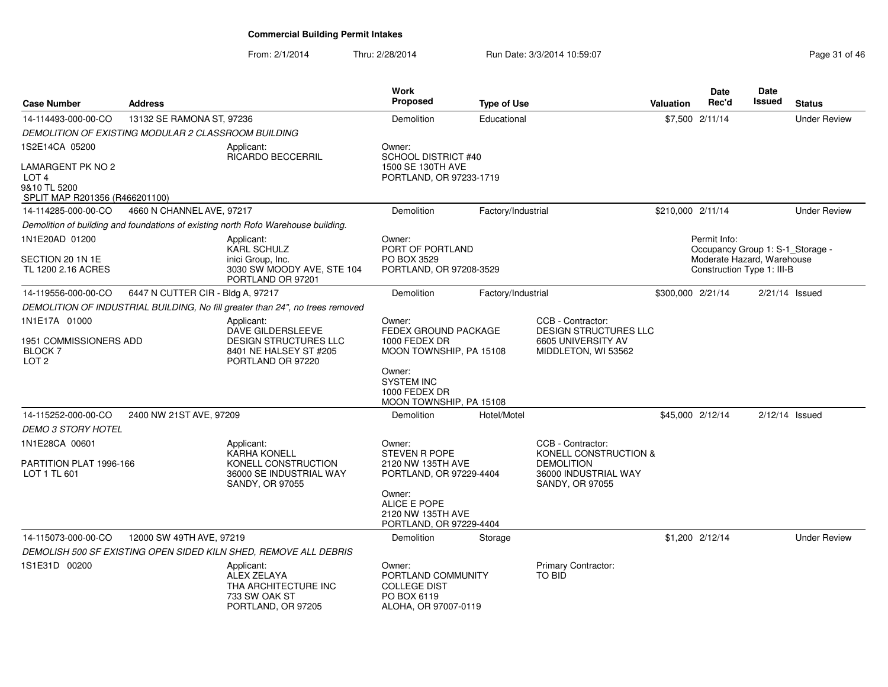# Commercial Building Permit Intakes

From: 2/1/2014 Thru: 2/28/2014 Run Date: 3/3/2014 10:59:07

| Case Number | Address | Work Proposed | Type of Use | Valuation | Date Rec'd | Date Issued | Status |
|---|---|---|---|---|---|---|---|
| 14-114493-000-00-CO | 13132 SE RAMONA ST, 97236 | Demolition | Educational | $7,500 | 2/11/14 | | Under Review |
| 14-114285-000-00-CO | 4660 N CHANNEL AVE, 97217 | Demolition | Factory/Industrial | $210,000 | 2/11/14 | | Under Review |
| 14-119556-000-00-CO | 6447 N CUTTER CIR - Bldg A, 97217 | Demolition | Factory/Industrial | $300,000 | 2/21/14 | 2/21/14 | Issued |
| 14-115252-000-00-CO | 2400 NW 21ST AVE, 97209 | Demolition | Hotel/Motel | $45,000 | 2/12/14 | 2/12/14 | Issued |
| 14-115073-000-00-CO | 12000 SW 49TH AVE, 97219 | Demolition | Storage | $1,200 | 2/12/14 | | Under Review |

**14-114493-000-00-CO** — *DEMOLITION OF EXISTING MODULAR 2 CLASSROOM BUILDING*

1S2E14CA 05200
LAMARGENT PK NO 2
LOT 4
9&10 TL 5200
SPLIT MAP R201356 (R466201100)

Applicant:
RICARDO BECCERRIL

Owner:
SCHOOL DISTRICT #40
1500 SE 130TH AVE
PORTLAND, OR 97233-1719

**14-114285-000-00-CO** — *Demolition of building and foundations of existing north Rofo Warehouse building.*

1N1E20AD 01200
SECTION 20 1N 1E
TL 1200 2.16 ACRES

Applicant:
KARL SCHULZ
inici Group, Inc.
3030 SW MOODY AVE, STE 104
PORTLAND OR 97201

Owner:
PORT OF PORTLAND
PO BOX 3529
PORTLAND, OR 97208-3529

Permit Info:
Occupancy Group 1: S-1_Storage - Moderate Hazard, Warehouse
Construction Type 1: III-B

**14-119556-000-00-CO** — *DEMOLITION OF INDUSTRIAL BUILDING, No fill greater than 24", no trees removed*

1N1E17A 01000
1951 COMMISSIONERS ADD
BLOCK 7
LOT 2

Applicant:
DAVE GILDERSLEEVE
DESIGN STRUCTURES LLC
8401 NE HALSEY ST #205
PORTLAND OR 97220

Owner:
FEDEX GROUND PACKAGE
1000 FEDEX DR
MOON TOWNSHIP, PA 15108

Owner:
SYSTEM INC
1000 FEDEX DR
MOON TOWNSHIP, PA 15108

CCB - Contractor:
DESIGN STRUCTURES LLC
6605 UNIVERSITY AV
MIDDLETON, WI 53562

**14-115252-000-00-CO** — *DEMO 3 STORY HOTEL*

1N1E28CA 00601
PARTITION PLAT 1996-166
LOT 1 TL 601

Applicant:
KARHA KONELL
KONELL CONSTRUCTION
36000 SE INDUSTRIAL WAY
SANDY, OR 97055

Owner:
STEVEN R POPE
2120 NW 135TH AVE
PORTLAND, OR 97229-4404

Owner:
ALICE E POPE
2120 NW 135TH AVE
PORTLAND, OR 97229-4404

CCB - Contractor:
KONELL CONSTRUCTION & DEMOLITION
36000 INDUSTRIAL WAY
SANDY, OR 97055

**14-115073-000-00-CO** — *DEMOLISH 500 SF EXISTING OPEN SIDED KILN SHED, REMOVE ALL DEBRIS*

1S1E31D 00200

Applicant:
ALEX ZELAYA
THA ARCHITECTURE INC
733 SW OAK ST
PORTLAND, OR 97205

Owner:
PORTLAND COMMUNITY COLLEGE DIST
PO BOX 6119
ALOHA, OR 97007-0119

Primary Contractor:
TO BID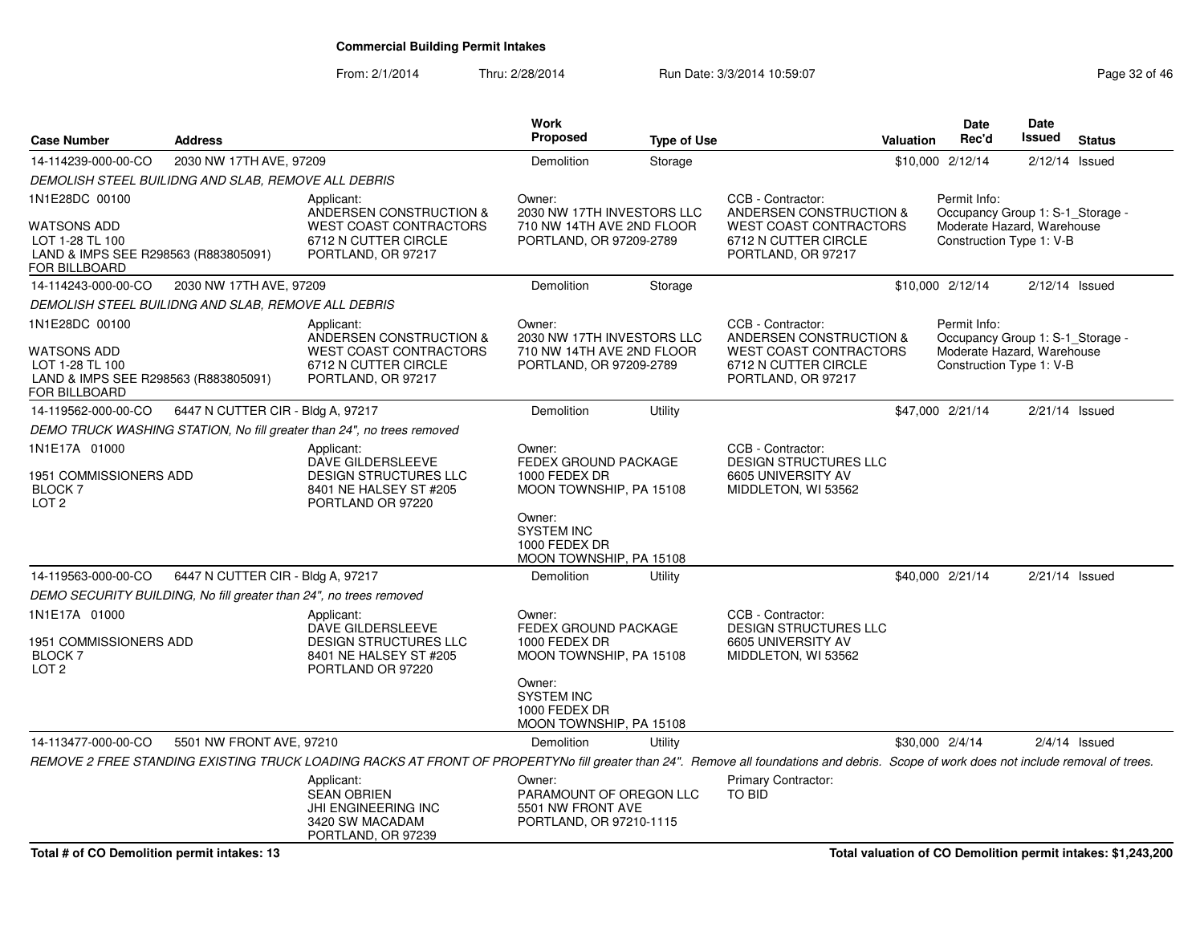# Commercial Building Permit Intakes

From: 2/1/2014 Thru: 2/28/2014 Run Date: 3/3/2014 10:59:07

| Case Number | Address | Work Proposed | Type of Use | Valuation | Date Rec'd | Date Issued | Status |
|---|---|---|---|---|---|---|---|
| 14-114239-000-00-CO | 2030 NW 17TH AVE, 97209 | Demolition | Storage | $10,000 | 2/12/14 | 2/12/14 | Issued |

*DEMOLISH STEEL BUILIDNG AND SLAB, REMOVE ALL DEBRIS*

1N1E28DC 00100

WATSONS ADD
LOT 1-28 TL 100
LAND & IMPS SEE R298563 (R883805091)
FOR BILLBOARD

Applicant:
ANDERSEN CONSTRUCTION & WEST COAST CONTRACTORS
6712 N CUTTER CIRCLE
PORTLAND, OR 97217

Owner:
2030 NW 17TH INVESTORS LLC
710 NW 14TH AVE 2ND FLOOR
PORTLAND, OR 97209-2789

CCB - Contractor:
ANDERSEN CONSTRUCTION & WEST COAST CONTRACTORS
6712 N CUTTER CIRCLE
PORTLAND, OR 97217

Permit Info:
Occupancy Group 1: S-1_Storage - Moderate Hazard, Warehouse
Construction Type 1: V-B

| Case Number | Address | Work Proposed | Type of Use | Valuation | Date Rec'd | Date Issued | Status |
|---|---|---|---|---|---|---|---|
| 14-114243-000-00-CO | 2030 NW 17TH AVE, 97209 | Demolition | Storage | $10,000 | 2/12/14 | 2/12/14 | Issued |

*DEMOLISH STEEL BUILIDNG AND SLAB, REMOVE ALL DEBRIS*

1N1E28DC 00100

WATSONS ADD
LOT 1-28 TL 100
LAND & IMPS SEE R298563 (R883805091)
FOR BILLBOARD

Applicant:
ANDERSEN CONSTRUCTION & WEST COAST CONTRACTORS
6712 N CUTTER CIRCLE
PORTLAND, OR 97217

Owner:
2030 NW 17TH INVESTORS LLC
710 NW 14TH AVE 2ND FLOOR
PORTLAND, OR 97209-2789

CCB - Contractor:
ANDERSEN CONSTRUCTION & WEST COAST CONTRACTORS
6712 N CUTTER CIRCLE
PORTLAND, OR 97217

Permit Info:
Occupancy Group 1: S-1_Storage - Moderate Hazard, Warehouse
Construction Type 1: V-B

| Case Number | Address | Work Proposed | Type of Use | Valuation | Date Rec'd | Date Issued | Status |
|---|---|---|---|---|---|---|---|
| 14-119562-000-00-CO | 6447 N CUTTER CIR - Bldg A, 97217 | Demolition | Utility | $47,000 | 2/21/14 | 2/21/14 | Issued |

*DEMO TRUCK WASHING STATION, No fill greater than 24", no trees removed*

1N1E17A 01000

1951 COMMISSIONERS ADD
BLOCK 7
LOT 2

Applicant:
DAVE GILDERSLEEVE
DESIGN STRUCTURES LLC
8401 NE HALSEY ST #205
PORTLAND OR 97220

Owner:
FEDEX GROUND PACKAGE
1000 FEDEX DR
MOON TOWNSHIP, PA 15108

Owner:
SYSTEM INC
1000 FEDEX DR
MOON TOWNSHIP, PA 15108

CCB - Contractor:
DESIGN STRUCTURES LLC
6605 UNIVERSITY AV
MIDDLETON, WI 53562

| Case Number | Address | Work Proposed | Type of Use | Valuation | Date Rec'd | Date Issued | Status |
|---|---|---|---|---|---|---|---|
| 14-119563-000-00-CO | 6447 N CUTTER CIR - Bldg A, 97217 | Demolition | Utility | $40,000 | 2/21/14 | 2/21/14 | Issued |

*DEMO SECURITY BUILDING, No fill greater than 24", no trees removed*

1N1E17A 01000

1951 COMMISSIONERS ADD
BLOCK 7
LOT 2

Applicant:
DAVE GILDERSLEEVE
DESIGN STRUCTURES LLC
8401 NE HALSEY ST #205
PORTLAND OR 97220

Owner:
FEDEX GROUND PACKAGE
1000 FEDEX DR
MOON TOWNSHIP, PA 15108

Owner:
SYSTEM INC
1000 FEDEX DR
MOON TOWNSHIP, PA 15108

CCB - Contractor:
DESIGN STRUCTURES LLC
6605 UNIVERSITY AV
MIDDLETON, WI 53562

| Case Number | Address | Work Proposed | Type of Use | Valuation | Date Rec'd | Date Issued | Status |
|---|---|---|---|---|---|---|---|
| 14-113477-000-00-CO | 5501 NW FRONT AVE, 97210 | Demolition | Utility | $30,000 | 2/4/14 | 2/4/14 | Issued |

*REMOVE 2 FREE STANDING EXISTING TRUCK LOADING RACKS AT FRONT OF PROPERTYNo fill greater than 24". Remove all foundations and debris. Scope of work does not include removal of trees.*

Applicant:
SEAN OBRIEN
JHI ENGINEERING INC
3420 SW MACADAM
PORTLAND, OR 97239

Owner:
PARAMOUNT OF OREGON LLC
5501 NW FRONT AVE
PORTLAND, OR 97210-1115

Primary Contractor:
TO BID

**Total # of CO Demolition permit intakes: 13**

**Total valuation of CO Demolition permit intakes: $1,243,200**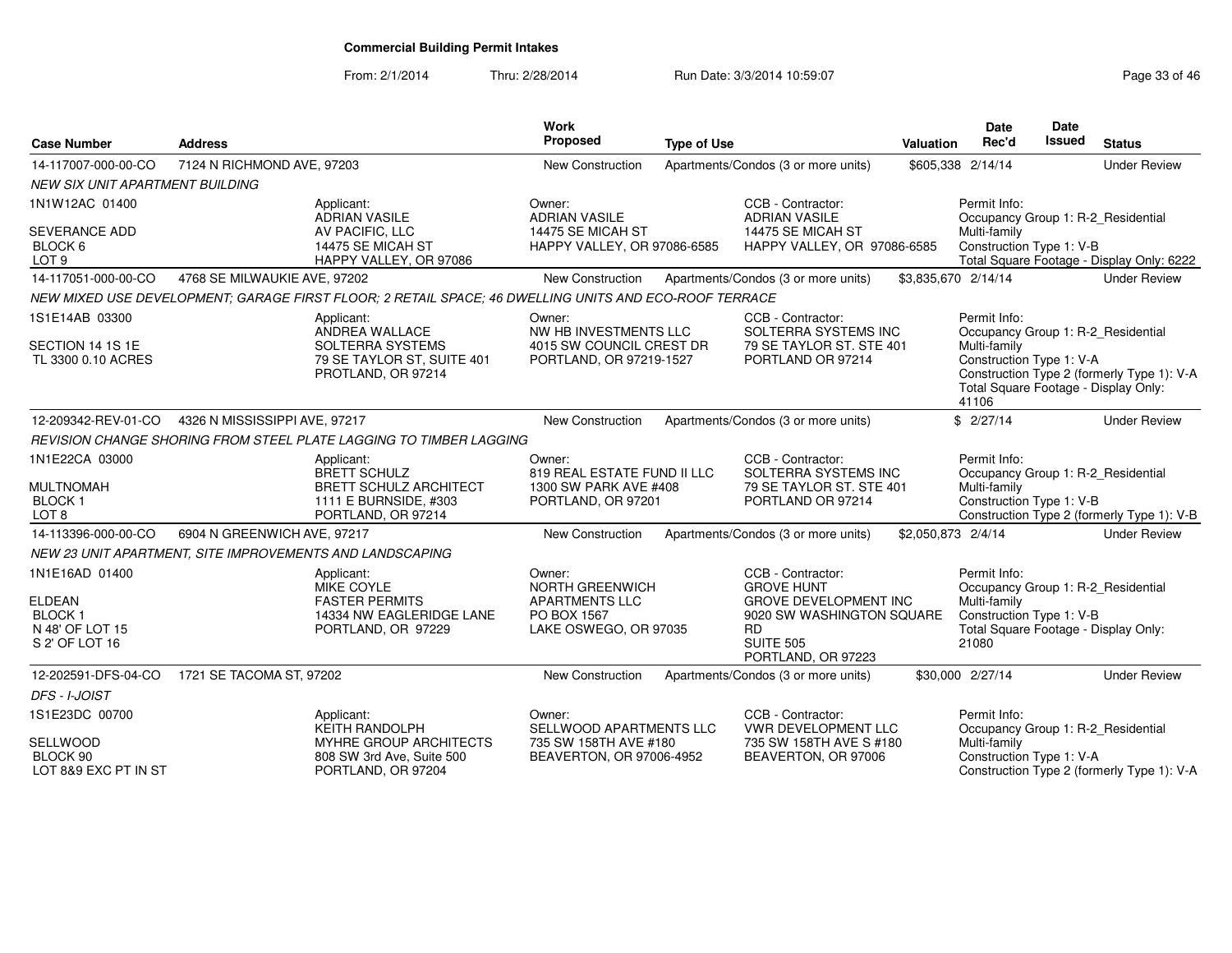# Commercial Building Permit Intakes

From: 2/1/2014 Thru: 2/28/2014 Run Date: 3/3/2014 10:59:07

| Case Number | Address | Work Proposed | Type of Use | Valuation | Date Rec'd | Date Issued | Status |
|---|---|---|---|---|---|---|---|
| 14-117007-000-00-CO | 7124 N RICHMOND AVE, 97203 | New Construction | Apartments/Condos (3 or more units) | $605,338 | 2/14/14 | | Under Review |

*NEW SIX UNIT APARTMENT BUILDING*

1N1W12AC 01400
SEVERANCE ADD
BLOCK 6
LOT 9

Applicant: ADRIAN VASILE, AV PACIFIC, LLC, 14475 SE MICAH ST, HAPPY VALLEY, OR 97086

Owner: ADRIAN VASILE, 14475 SE MICAH ST, HAPPY VALLEY, OR 97086-6585

CCB - Contractor: ADRIAN VASILE, 14475 SE MICAH ST, HAPPY VALLEY, OR 97086-6585

Permit Info: Occupancy Group 1: R-2_Residential Multi-family; Construction Type 1: V-B; Total Square Footage - Display Only: 6222

| Case Number | Address | Work Proposed | Type of Use | Valuation | Date Rec'd | Date Issued | Status |
|---|---|---|---|---|---|---|---|
| 14-117051-000-00-CO | 4768 SE MILWAUKIE AVE, 97202 | New Construction | Apartments/Condos (3 or more units) | $3,835,670 | 2/14/14 | | Under Review |

*NEW MIXED USE DEVELOPMENT; GARAGE FIRST FLOOR; 2 RETAIL SPACE; 46 DWELLING UNITS AND ECO-ROOF TERRACE*

1S1E14AB 03300
SECTION 14 1S 1E
TL 3300 0.10 ACRES

Applicant: ANDREA WALLACE, SOLTERRA SYSTEMS, 79 SE TAYLOR ST, SUITE 401, PROTLAND, OR 97214

Owner: NW HB INVESTMENTS LLC, 4015 SW COUNCIL CREST DR, PORTLAND, OR 97219-1527

CCB - Contractor: SOLTERRA SYSTEMS INC, 79 SE TAYLOR ST. STE 401, PORTLAND OR 97214

Permit Info: Occupancy Group 1: R-2_Residential Multi-family; Construction Type 1: V-A; Construction Type 2 (formerly Type 1): V-A; Total Square Footage - Display Only: 41106

| Case Number | Address | Work Proposed | Type of Use | Valuation | Date Rec'd | Date Issued | Status |
|---|---|---|---|---|---|---|---|
| 12-209342-REV-01-CO | 4326 N MISSISSIPPI AVE, 97217 | New Construction | Apartments/Condos (3 or more units) | $ | 2/27/14 | | Under Review |

*REVISION CHANGE SHORING FROM STEEL PLATE LAGGING TO TIMBER LAGGING*

1N1E22CA 03000
MULTNOMAH
BLOCK 1
LOT 8

Applicant: BRETT SCHULZ, BRETT SCHULZ ARCHITECT, 1111 E BURNSIDE, #303, PORTLAND, OR 97214

Owner: 819 REAL ESTATE FUND II LLC, 1300 SW PARK AVE #408, PORTLAND, OR 97201

CCB - Contractor: SOLTERRA SYSTEMS INC, 79 SE TAYLOR ST. STE 401, PORTLAND OR 97214

Permit Info: Occupancy Group 1: R-2_Residential Multi-family; Construction Type 1: V-B; Construction Type 2 (formerly Type 1): V-B

| Case Number | Address | Work Proposed | Type of Use | Valuation | Date Rec'd | Date Issued | Status |
|---|---|---|---|---|---|---|---|
| 14-113396-000-00-CO | 6904 N GREENWICH AVE, 97217 | New Construction | Apartments/Condos (3 or more units) | $2,050,873 | 2/4/14 | | Under Review |

*NEW 23 UNIT APARTMENT, SITE IMPROVEMENTS AND LANDSCAPING*

1N1E16AD 01400
ELDEAN
BLOCK 1
N 48' OF LOT 15
S 2' OF LOT 16

Applicant: MIKE COYLE, FASTER PERMITS, 14334 NW EAGLERIDGE LANE, PORTLAND, OR 97229

Owner: NORTH GREENWICH APARTMENTS LLC, PO BOX 1567, LAKE OSWEGO, OR 97035

CCB - Contractor: GROVE HUNT, GROVE DEVELOPMENT INC, 9020 SW WASHINGTON SQUARE RD, SUITE 505, PORTLAND, OR 97223

Permit Info: Occupancy Group 1: R-2_Residential Multi-family; Construction Type 1: V-B; Total Square Footage - Display Only: 21080

| Case Number | Address | Work Proposed | Type of Use | Valuation | Date Rec'd | Date Issued | Status |
|---|---|---|---|---|---|---|---|
| 12-202591-DFS-04-CO | 1721 SE TACOMA ST, 97202 | New Construction | Apartments/Condos (3 or more units) | $30,000 | 2/27/14 | | Under Review |

*DFS - I-JOIST*

1S1E23DC 00700
SELLWOOD
BLOCK 90
LOT 8&9 EXC PT IN ST

Applicant: KEITH RANDOLPH, MYHRE GROUP ARCHITECTS, 808 SW 3rd Ave, Suite 500, PORTLAND, OR 97204

Owner: SELLWOOD APARTMENTS LLC, 735 SW 158TH AVE #180, BEAVERTON, OR 97006-4952

CCB - Contractor: VWR DEVELOPMENT LLC, 735 SW 158TH AVE S #180, BEAVERTON, OR 97006

Permit Info: Occupancy Group 1: R-2_Residential Multi-family; Construction Type 1: V-A; Construction Type 2 (formerly Type 1): V-A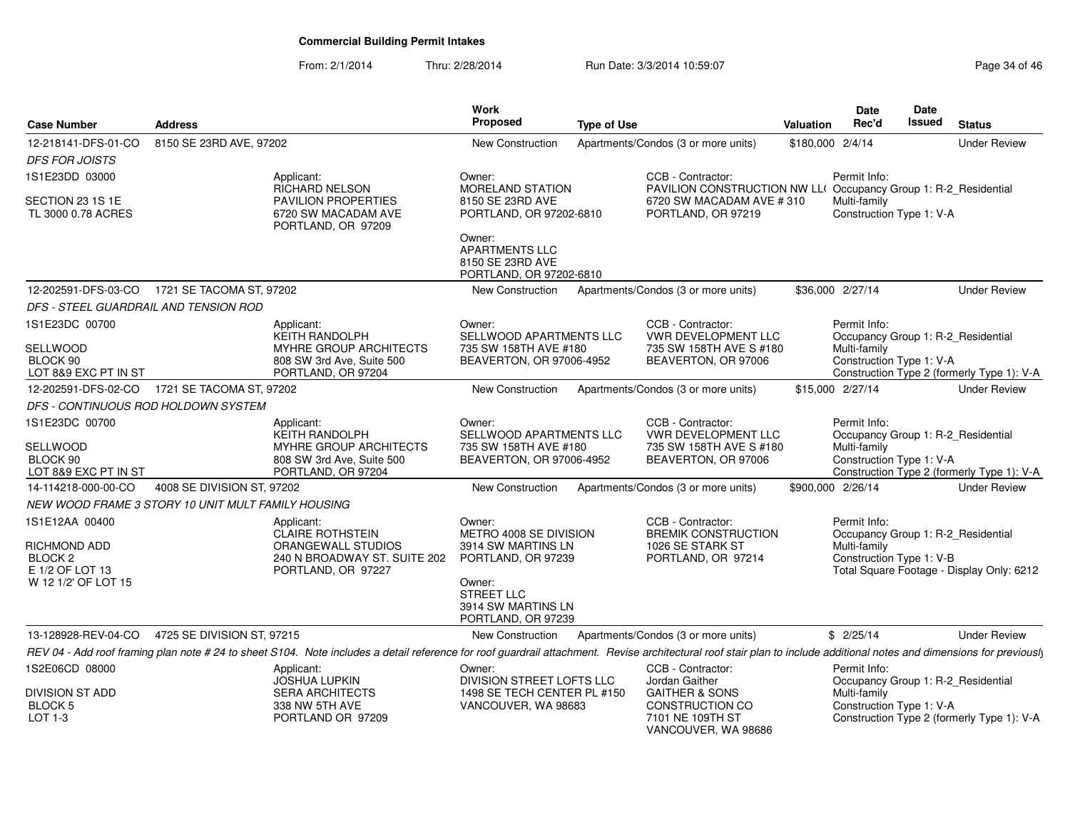# Commercial Building Permit Intakes

From: 2/1/2014 Thru: 2/28/2014 Run Date: 3/3/2014 10:59:07

| Case Number | Address | Work Proposed | Type of Use | Valuation | Date Rec'd | Date Issued | Status |
|---|---|---|---|---|---|---|---|
| 12-218141-DFS-01-CO | 8150 SE 23RD AVE, 97202 | New Construction | Apartments/Condos (3 or more units) | $180,000 | 2/4/14 | | Under Review |
| *DFS FOR JOISTS* | | | | | | | |
| 1S1E23DD 03000<br>SECTION 23 1S 1E<br>TL 3000 0.78 ACRES | Applicant:<br>RICHARD NELSON<br>PAVILION PROPERTIES<br>6720 SW MACADAM AVE<br>PORTLAND, OR 97209 | Owner:<br>MORELAND STATION<br>8150 SE 23RD AVE<br>PORTLAND, OR 97202-6810<br>Owner:<br>APARTMENTS LLC<br>8150 SE 23RD AVE<br>PORTLAND, OR 97202-6810 | CCB - Contractor:<br>PAVILION CONSTRUCTION NW LL(<br>6720 SW MACADAM AVE # 310<br>PORTLAND, OR 97219 | | Permit Info:<br>Occupancy Group 1: R-2_Residential Multi-family<br>Construction Type 1: V-A | | |
| 12-202591-DFS-03-CO | 1721 SE TACOMA ST, 97202 | New Construction | Apartments/Condos (3 or more units) | $36,000 | 2/27/14 | | Under Review |
| *DFS - STEEL GUARDRAIL AND TENSION ROD* | | | | | | | |
| 1S1E23DC 00700<br>SELLWOOD<br>BLOCK 90<br>LOT 8&9 EXC PT IN ST | Applicant:<br>KEITH RANDOLPH<br>MYHRE GROUP ARCHITECTS<br>808 SW 3rd Ave, Suite 500<br>PORTLAND, OR 97204 | Owner:<br>SELLWOOD APARTMENTS LLC<br>735 SW 158TH AVE #180<br>BEAVERTON, OR 97006-4952 | CCB - Contractor:<br>VWR DEVELOPMENT LLC<br>735 SW 158TH AVE S #180<br>BEAVERTON, OR 97006 | | Permit Info:<br>Occupancy Group 1: R-2_Residential Multi-family<br>Construction Type 1: V-A<br>Construction Type 2 (formerly Type 1): V-A | | |
| 12-202591-DFS-02-CO | 1721 SE TACOMA ST, 97202 | New Construction | Apartments/Condos (3 or more units) | $15,000 | 2/27/14 | | Under Review |
| *DFS - CONTINUOUS ROD HOLDOWN SYSTEM* | | | | | | | |
| 1S1E23DC 00700<br>SELLWOOD<br>BLOCK 90<br>LOT 8&9 EXC PT IN ST | Applicant:<br>KEITH RANDOLPH<br>MYHRE GROUP ARCHITECTS<br>808 SW 3rd Ave, Suite 500<br>PORTLAND, OR 97204 | Owner:<br>SELLWOOD APARTMENTS LLC<br>735 SW 158TH AVE #180<br>BEAVERTON, OR 97006-4952 | CCB - Contractor:<br>VWR DEVELOPMENT LLC<br>735 SW 158TH AVE S #180<br>BEAVERTON, OR 97006 | | Permit Info:<br>Occupancy Group 1: R-2_Residential Multi-family<br>Construction Type 1: V-A<br>Construction Type 2 (formerly Type 1): V-A | | |
| 14-114218-000-00-CO | 4008 SE DIVISION ST, 97202 | New Construction | Apartments/Condos (3 or more units) | $900,000 | 2/26/14 | | Under Review |
| *NEW WOOD FRAME 3 STORY 10 UNIT MULT FAMILY HOUSING* | | | | | | | |
| 1S1E12AA 00400<br>RICHMOND ADD<br>BLOCK 2<br>E 1/2 OF LOT 13<br>W 12 1/2' OF LOT 15 | Applicant:<br>CLAIRE ROTHSTEIN<br>ORANGEWALL STUDIOS<br>240 N BROADWAY ST. SUITE 202<br>PORTLAND, OR 97227 | Owner:<br>METRO 4008 SE DIVISION<br>3914 SW MARTINS LN<br>PORTLAND, OR 97239<br>Owner:<br>STREET LLC<br>3914 SW MARTINS LN<br>PORTLAND, OR 97239 | CCB - Contractor:<br>BREMIK CONSTRUCTION<br>1026 SE STARK ST<br>PORTLAND, OR 97214 | | Permit Info:<br>Occupancy Group 1: R-2_Residential Multi-family<br>Construction Type 1: V-B<br>Total Square Footage - Display Only: 6212 | | |
| 13-128928-REV-04-CO | 4725 SE DIVISION ST, 97215 | New Construction | Apartments/Condos (3 or more units) | $ | 2/25/14 | | Under Review |
| *REV 04 - Add roof framing plan note # 24 to sheet S104. Note includes a detail reference for roof guardrail attachment. Revise architectural roof stair plan to include additional notes and dimensions for previousl* | | | | | | | |
| 1S2E06CD 08000<br>DIVISION ST ADD<br>BLOCK 5<br>LOT 1-3 | Applicant:<br>JOSHUA LUPKIN<br>SERA ARCHITECTS<br>338 NW 5TH AVE<br>PORTLAND OR 97209 | Owner:<br>DIVISION STREET LOFTS LLC<br>1498 SE TECH CENTER PL #150<br>VANCOUVER, WA 98683 | CCB - Contractor:<br>Jordan Gaither<br>GAITHER & SONS<br>CONSTRUCTION CO<br>7101 NE 109TH ST<br>VANCOUVER, WA 98686 | | Permit Info:<br>Occupancy Group 1: R-2_Residential Multi-family<br>Construction Type 1: V-A<br>Construction Type 2 (formerly Type 1): V-A | | |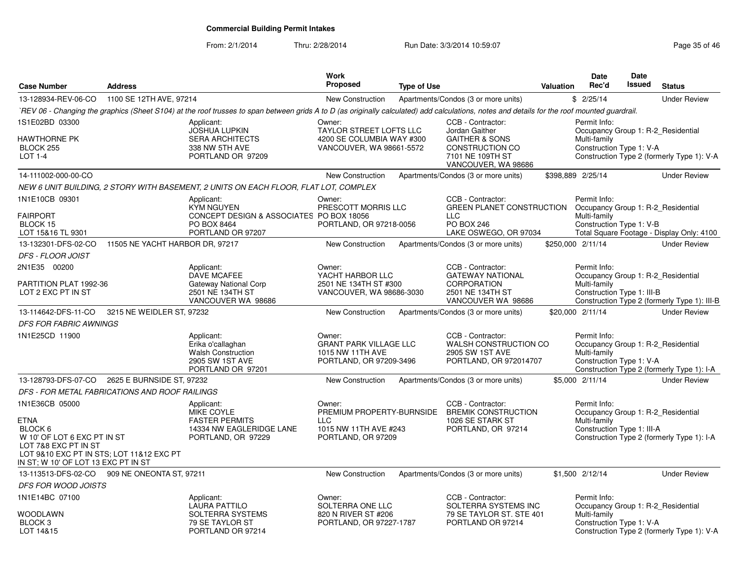**Commercial Building Permit Intakes**

From: 2/1/2014 Thru: 2/28/2014 Run Date: 3/3/2014 10:59:07

| Case Number | Address | Work Proposed | Type of Use | Valuation | Date Rec'd | Date Issued | Status |
|---|---|---|---|---|---|---|---|
| 13-128934-REV-06-CO | 1100 SE 12TH AVE, 97214 | New Construction | Apartments/Condos (3 or more units) | $ | 2/25/14 | | Under Review |

`REV 06 - Changing the graphics (Sheet S104) at the roof trusses to span between grids A to D (as originally calculated) add calculations, notes and details for the roof mounted guardrail.

1S1E02BD 03300
HAWTHORNE PK
BLOCK 255
LOT 1-4

Applicant: JOSHUA LUPKIN, SERA ARCHITECTS, 338 NW 5TH AVE, PORTLAND OR 97209

Owner: TAYLOR STREET LOFTS LLC, 4200 SE COLUMBIA WAY #300, VANCOUVER, WA 98661-5572

CCB - Contractor: Jordan Gaither, GAITHER & SONS CONSTRUCTION CO, 7101 NE 109TH ST, VANCOUVER, WA 98686

Permit Info: Occupancy Group 1: R-2_Residential Multi-family; Construction Type 1: V-A; Construction Type 2 (formerly Type 1): V-A

---

| Case Number | Address | Work Proposed | Type of Use | Valuation | Date Rec'd | Date Issued | Status |
|---|---|---|---|---|---|---|---|
| 14-111002-000-00-CO | | New Construction | Apartments/Condos (3 or more units) | $398,889 | 2/25/14 | | Under Review |

NEW 6 UNIT BUILDING, 2 STORY WITH BASEMENT, 2 UNITS ON EACH FLOOR, FLAT LOT, COMPLEX

1N1E10CB 09301
FAIRPORT
BLOCK 15
LOT 15&16 TL 9301

Applicant: KYM NGUYEN, CONCEPT DESIGN & ASSOCIATES, PO BOX 8464, PORTLAND OR 97207

Owner: PRESCOTT MORRIS LLC, PO BOX 18056, PORTLAND, OR 97218-0056

CCB - Contractor: GREEN PLANET CONSTRUCTION LLC, PO BOX 246, LAKE OSWEGO, OR 97034

Permit Info: Occupancy Group 1: R-2_Residential Multi-family; Construction Type 1: V-B; Total Square Footage - Display Only: 4100

---

| Case Number | Address | Work Proposed | Type of Use | Valuation | Date Rec'd | Date Issued | Status |
|---|---|---|---|---|---|---|---|
| 13-132301-DFS-02-CO | 11505 NE YACHT HARBOR DR, 97217 | New Construction | Apartments/Condos (3 or more units) | $250,000 | 2/11/14 | | Under Review |

*DFS - FLOOR JOIST*

2N1E35 00200
PARTITION PLAT 1992-36
LOT 2 EXC PT IN ST

Applicant: DAVE MCAFEE, Gateway National Corp, 2501 NE 134TH ST, VANCOUVER WA 98686

Owner: YACHT HARBOR LLC, 2501 NE 134TH ST #300, VANCOUVER, WA 98686-3030

CCB - Contractor: GATEWAY NATIONAL CORPORATION, 2501 NE 134TH ST, VANCOUVER WA 98686

Permit Info: Occupancy Group 1: R-2_Residential Multi-family; Construction Type 1: III-B; Construction Type 2 (formerly Type 1): III-B

---

| Case Number | Address | Work Proposed | Type of Use | Valuation | Date Rec'd | Date Issued | Status |
|---|---|---|---|---|---|---|---|
| 13-114642-DFS-11-CO | 3215 NE WEIDLER ST, 97232 | New Construction | Apartments/Condos (3 or more units) | $20,000 | 2/11/14 | | Under Review |

*DFS FOR FABRIC AWNINGS*

1N1E25CD 11900

Applicant: Erika o'callaghan, Walsh Construction, 2905 SW 1ST AVE, PORTLAND OR 97201

Owner: GRANT PARK VILLAGE LLC, 1015 NW 11TH AVE, PORTLAND, OR 97209-3496

CCB - Contractor: WALSH CONSTRUCTION CO, 2905 SW 1ST AVE, PORTLAND, OR 972014707

Permit Info: Occupancy Group 1: R-2_Residential Multi-family; Construction Type 1: V-A; Construction Type 2 (formerly Type 1): I-A

---

| Case Number | Address | Work Proposed | Type of Use | Valuation | Date Rec'd | Date Issued | Status |
|---|---|---|---|---|---|---|---|
| 13-128793-DFS-07-CO | 2625 E BURNSIDE ST, 97232 | New Construction | Apartments/Condos (3 or more units) | $5,000 | 2/11/14 | | Under Review |

*DFS - FOR METAL FABRICATIONS AND ROOF RAILINGS*

1N1E36CB 05000
ETNA
BLOCK 6
W 10' OF LOT 6 EXC PT IN ST
LOT 7&8 EXC PT IN ST
LOT 9&10 EXC PT IN STS; LOT 11&12 EXC PT IN ST; W 10' OF LOT 13 EXC PT IN ST

Applicant: MIKE COYLE, FASTER PERMITS, 14334 NW EAGLERIDGE LANE, PORTLAND, OR 97229

Owner: PREMIUM PROPERTY-BURNSIDE LLC, 1015 NW 11TH AVE #243, PORTLAND, OR 97209

CCB - Contractor: BREMIK CONSTRUCTION, 1026 SE STARK ST, PORTLAND, OR 97214

Permit Info: Occupancy Group 1: R-2_Residential Multi-family; Construction Type 1: III-A; Construction Type 2 (formerly Type 1): I-A

---

| Case Number | Address | Work Proposed | Type of Use | Valuation | Date Rec'd | Date Issued | Status |
|---|---|---|---|---|---|---|---|
| 13-113513-DFS-02-CO | 909 NE ONEONTA ST, 97211 | New Construction | Apartments/Condos (3 or more units) | $1,500 | 2/12/14 | | Under Review |

*DFS FOR WOOD JOISTS*

1N1E14BC 07100
WOODLAWN
BLOCK 3
LOT 14&15

Applicant: LAURA PATTILO, SOLTERRA SYSTEMS, 79 SE TAYLOR ST, PORTLAND OR 97214

Owner: SOLTERRA ONE LLC, 820 N RIVER ST #206, PORTLAND, OR 97227-1787

CCB - Contractor: SOLTERRA SYSTEMS INC, 79 SE TAYLOR ST. STE 401, PORTLAND OR 97214

Permit Info: Occupancy Group 1: R-2_Residential Multi-family; Construction Type 1: V-A; Construction Type 2 (formerly Type 1): V-A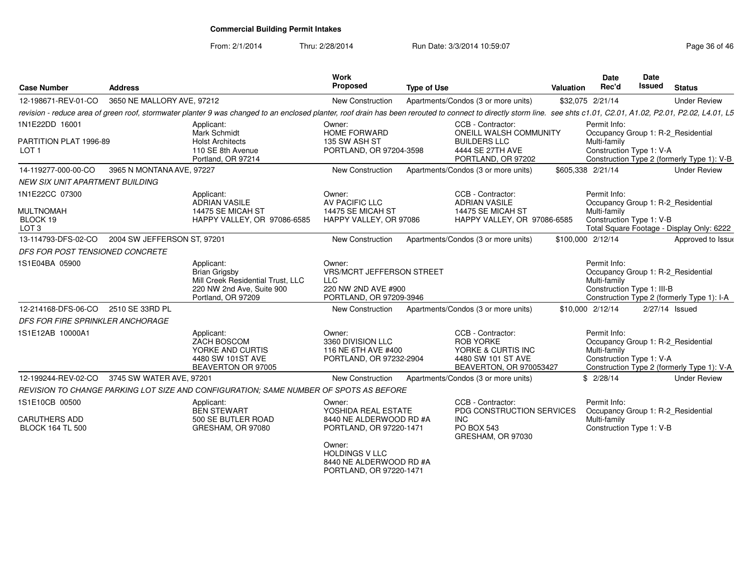**Commercial Building Permit Intakes**

From: 2/1/2014 Thru: 2/28/2014 Run Date: 3/3/2014 10:59:07

| Case Number | Address | Work Proposed | Type of Use | Valuation | Date Rec'd | Date Issued | Status |
|---|---|---|---|---|---|---|---|
| 12-198671-REV-01-CO | 3650 NE MALLORY AVE, 97212 | New Construction | Apartments/Condos (3 or more units) | $32,075 | 2/21/14 | | Under Review |

*revision - reduce area of green roof, stormwater planter 9 was changed to an enclosed planter, roof drain has been rerouted to connect to directly storm line. see shts c1.01, C2.01, A1.02, P2.01, P2.02, L4.01, L5*

1N1E22DD 16001
PARTITION PLAT 1996-89
LOT 1

Applicant: Mark Schmidt, Holst Architects, 110 SE 8th Avenue, Portland, OR 97214

Owner: HOME FORWARD, 135 SW ASH ST, PORTLAND, OR 97204-3598

CCB - Contractor: ONEILL WALSH COMMUNITY BUILDERS LLC, 4444 SE 27TH AVE, PORTLAND, OR 97202

Permit Info: Occupancy Group 1: R-2_Residential Multi-family; Construction Type 1: V-A; Construction Type 2 (formerly Type 1): V-B

| Case Number | Address | Work Proposed | Type of Use | Valuation | Date Rec'd | Date Issued | Status |
|---|---|---|---|---|---|---|---|
| 14-119277-000-00-CO | 3965 N MONTANA AVE, 97227 | New Construction | Apartments/Condos (3 or more units) | $605,338 | 2/21/14 | | Under Review |

*NEW SIX UNIT APARTMENT BUILDING*

1N1E22CC 07300
MULTNOMAH
BLOCK 19
LOT 3

Applicant: ADRIAN VASILE, 14475 SE MICAH ST, HAPPY VALLEY, OR 97086-6585

Owner: AV PACIFIC LLC, 14475 SE MICAH ST, HAPPY VALLEY, OR 97086

CCB - Contractor: ADRIAN VASILE, 14475 SE MICAH ST, HAPPY VALLEY, OR 97086-6585

Permit Info: Occupancy Group 1: R-2_Residential Multi-family; Construction Type 1: V-B; Total Square Footage - Display Only: 6222

| Case Number | Address | Work Proposed | Type of Use | Valuation | Date Rec'd | Date Issued | Status |
|---|---|---|---|---|---|---|---|
| 13-114793-DFS-02-CO | 2004 SW JEFFERSON ST, 97201 | New Construction | Apartments/Condos (3 or more units) | $100,000 | 2/12/14 | | Approved to Issue |

*DFS FOR POST TENSIONED CONCRETE*

1S1E04BA 05900

Applicant: Brian Grigsby, Mill Creek Residential Trust, LLC, 220 NW 2nd Ave, Suite 900, Portland, OR 97209

Owner: VRS/MCRT JEFFERSON STREET LLC, 220 NW 2ND AVE #900, PORTLAND, OR 97209-3946

Permit Info: Occupancy Group 1: R-2_Residential Multi-family; Construction Type 1: III-B; Construction Type 2 (formerly Type 1): I-A

| Case Number | Address | Work Proposed | Type of Use | Valuation | Date Rec'd | Date Issued | Status |
|---|---|---|---|---|---|---|---|
| 12-214168-DFS-06-CO | 2510 SE 33RD PL | New Construction | Apartments/Condos (3 or more units) | $10,000 | 2/12/14 | 2/27/14 | Issued |

*DFS FOR FIRE SPRINKLER ANCHORAGE*

1S1E12AB 10000A1

Applicant: ZACH BOSCOM, YORKE AND CURTIS, 4480 SW 101ST AVE, BEAVERTON OR 97005

Owner: 3360 DIVISION LLC, 116 NE 6TH AVE #400, PORTLAND, OR 97232-2904

CCB - Contractor: ROB YORKE, YORKE & CURTIS INC, 4480 SW 101 ST AVE, BEAVERTON, OR 970053427

Permit Info: Occupancy Group 1: R-2_Residential Multi-family; Construction Type 1: V-A; Construction Type 2 (formerly Type 1): V-A

| Case Number | Address | Work Proposed | Type of Use | Valuation | Date Rec'd | Date Issued | Status |
|---|---|---|---|---|---|---|---|
| 12-199244-REV-02-CO | 3745 SW WATER AVE, 97201 | New Construction | Apartments/Condos (3 or more units) | $ | 2/28/14 | | Under Review |

*REVISION TO CHANGE PARKING LOT SIZE AND CONFIGURATION; SAME NUMBER OF SPOTS AS BEFORE*

1S1E10CB 00500
CARUTHERS ADD
BLOCK 164 TL 500

Applicant: BEN STEWART, 500 SE BUTLER ROAD, GRESHAM, OR 97080

Owner: YOSHIDA REAL ESTATE, 8440 NE ALDERWOOD RD #A, PORTLAND, OR 97220-1471

Owner: HOLDINGS V LLC, 8440 NE ALDERWOOD RD #A, PORTLAND, OR 97220-1471

CCB - Contractor: PDG CONSTRUCTION SERVICES INC, PO BOX 543, GRESHAM, OR 97030

Permit Info: Occupancy Group 1: R-2_Residential Multi-family; Construction Type 1: V-B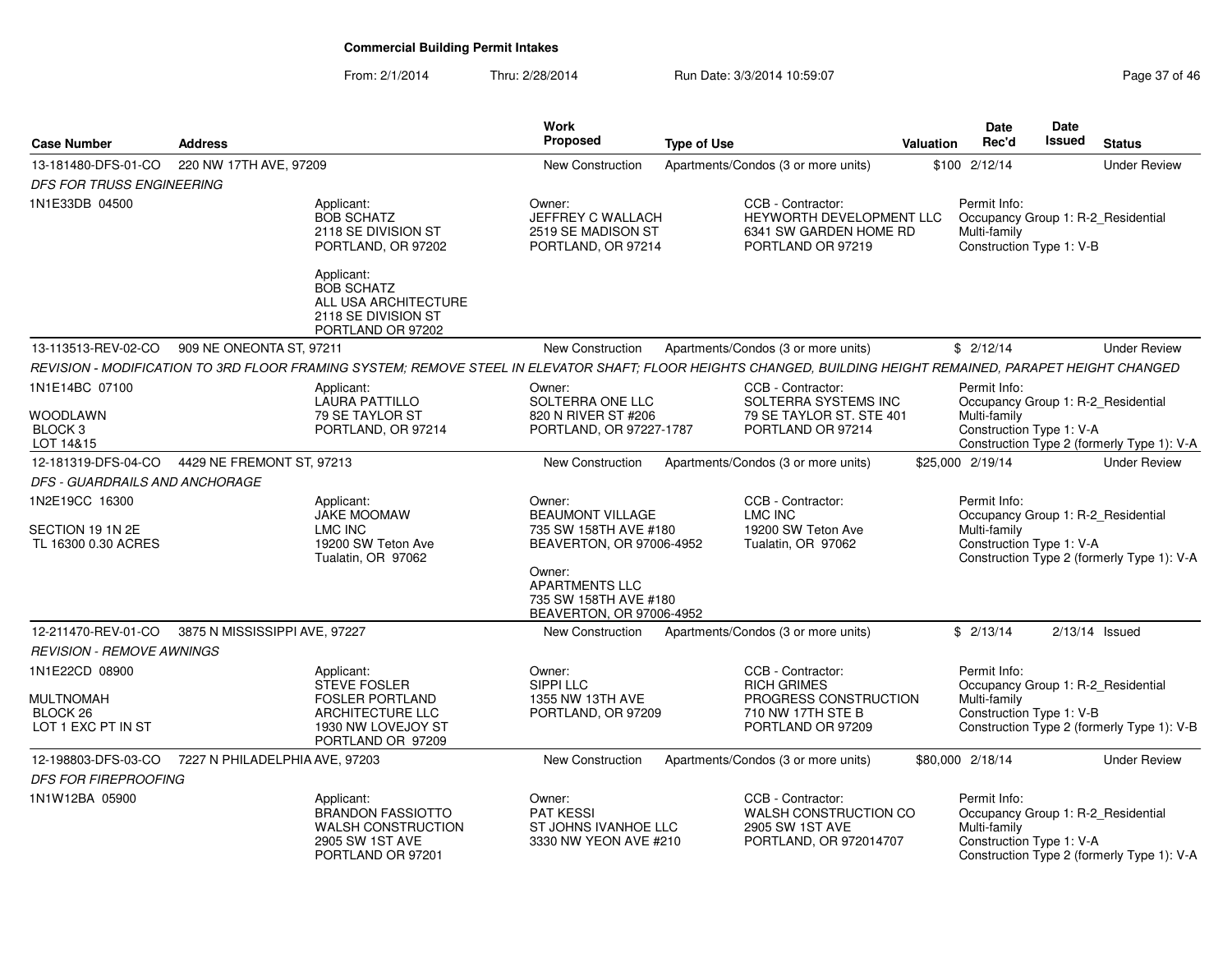# Commercial Building Permit Intakes

From: 2/1/2014 Thru: 2/28/2014 Run Date: 3/3/2014 10:59:07

| Case Number | Address | Work Proposed | Type of Use | Valuation | Date Rec'd | Date Issued | Status |
|---|---|---|---|---|---|---|---|
| 13-181480-DFS-01-CO | 220 NW 17TH AVE, 97209 | New Construction | Apartments/Condos (3 or more units) | $100 | 2/12/14 | | Under Review |

*DFS FOR TRUSS ENGINEERING*

1N1E33DB 04500

Applicant:
BOB SCHATZ
2118 SE DIVISION ST
PORTLAND, OR 97202

Applicant:
BOB SCHATZ
ALL USA ARCHITECTURE
2118 SE DIVISION ST
PORTLAND OR 97202

Owner:
JEFFREY C WALLACH
2519 SE MADISON ST
PORTLAND, OR 97214

CCB - Contractor:
HEYWORTH DEVELOPMENT LLC
6341 SW GARDEN HOME RD
PORTLAND OR 97219

Permit Info:
Occupancy Group 1: R-2_Residential Multi-family
Construction Type 1: V-B

| Case Number | Address | Work Proposed | Type of Use | Valuation | Date Rec'd | Date Issued | Status |
|---|---|---|---|---|---|---|---|
| 13-113513-REV-02-CO | 909 NE ONEONTA ST, 97211 | New Construction | Apartments/Condos (3 or more units) | $ | 2/12/14 | | Under Review |

*REVISION - MODIFICATION TO 3RD FLOOR FRAMING SYSTEM; REMOVE STEEL IN ELEVATOR SHAFT; FLOOR HEIGHTS CHANGED, BUILDING HEIGHT REMAINED, PARAPET HEIGHT CHANGED*

1N1E14BC 07100

WOODLAWN
BLOCK 3
LOT 14&15

Applicant:
LAURA PATTILLO
79 SE TAYLOR ST
PORTLAND, OR 97214

Owner:
SOLTERRA ONE LLC
820 N RIVER ST #206
PORTLAND, OR 97227-1787

CCB - Contractor:
SOLTERRA SYSTEMS INC
79 SE TAYLOR ST. STE 401
PORTLAND OR 97214

Permit Info:
Occupancy Group 1: R-2_Residential Multi-family
Construction Type 1: V-A
Construction Type 2 (formerly Type 1): V-A

| Case Number | Address | Work Proposed | Type of Use | Valuation | Date Rec'd | Date Issued | Status |
|---|---|---|---|---|---|---|---|
| 12-181319-DFS-04-CO | 4429 NE FREMONT ST, 97213 | New Construction | Apartments/Condos (3 or more units) | $25,000 | 2/19/14 | | Under Review |

*DFS - GUARDRAILS AND ANCHORAGE*

1N2E19CC 16300

SECTION 19 1N 2E
TL 16300 0.30 ACRES

Applicant:
JAKE MOOMAW
LMC INC
19200 SW Teton Ave
Tualatin, OR 97062

Owner:
BEAUMONT VILLAGE
735 SW 158TH AVE #180
BEAVERTON, OR 97006-4952

Owner:
APARTMENTS LLC
735 SW 158TH AVE #180
BEAVERTON, OR 97006-4952

CCB - Contractor:
LMC INC
19200 SW Teton Ave
Tualatin, OR 97062

Permit Info:
Occupancy Group 1: R-2_Residential Multi-family
Construction Type 1: V-A
Construction Type 2 (formerly Type 1): V-A

| Case Number | Address | Work Proposed | Type of Use | Valuation | Date Rec'd | Date Issued | Status |
|---|---|---|---|---|---|---|---|
| 12-211470-REV-01-CO | 3875 N MISSISSIPPI AVE, 97227 | New Construction | Apartments/Condos (3 or more units) | $ | 2/13/14 | 2/13/14 | Issued |

*REVISION - REMOVE AWNINGS*

1N1E22CD 08900

MULTNOMAH
BLOCK 26
LOT 1 EXC PT IN ST

Applicant:
STEVE FOSLER
FOSLER PORTLAND
ARCHITECTURE LLC
1930 NW LOVEJOY ST
PORTLAND OR 97209

Owner:
SIPPI LLC
1355 NW 13TH AVE
PORTLAND, OR 97209

CCB - Contractor:
RICH GRIMES
PROGRESS CONSTRUCTION
710 NW 17TH STE B
PORTLAND OR 97209

Permit Info:
Occupancy Group 1: R-2_Residential Multi-family
Construction Type 1: V-B
Construction Type 2 (formerly Type 1): V-B

| Case Number | Address | Work Proposed | Type of Use | Valuation | Date Rec'd | Date Issued | Status |
|---|---|---|---|---|---|---|---|
| 12-198803-DFS-03-CO | 7227 N PHILADELPHIA AVE, 97203 | New Construction | Apartments/Condos (3 or more units) | $80,000 | 2/18/14 | | Under Review |

*DFS FOR FIREPROOFING*

1N1W12BA 05900

Applicant:
BRANDON FASSIOTTO
WALSH CONSTRUCTION
2905 SW 1ST AVE
PORTLAND OR 97201

Owner:
PAT KESSI
ST JOHNS IVANHOE LLC
3330 NW YEON AVE #210

CCB - Contractor:
WALSH CONSTRUCTION CO
2905 SW 1ST AVE
PORTLAND, OR 972014707

Permit Info:
Occupancy Group 1: R-2_Residential Multi-family
Construction Type 1: V-A
Construction Type 2 (formerly Type 1): V-A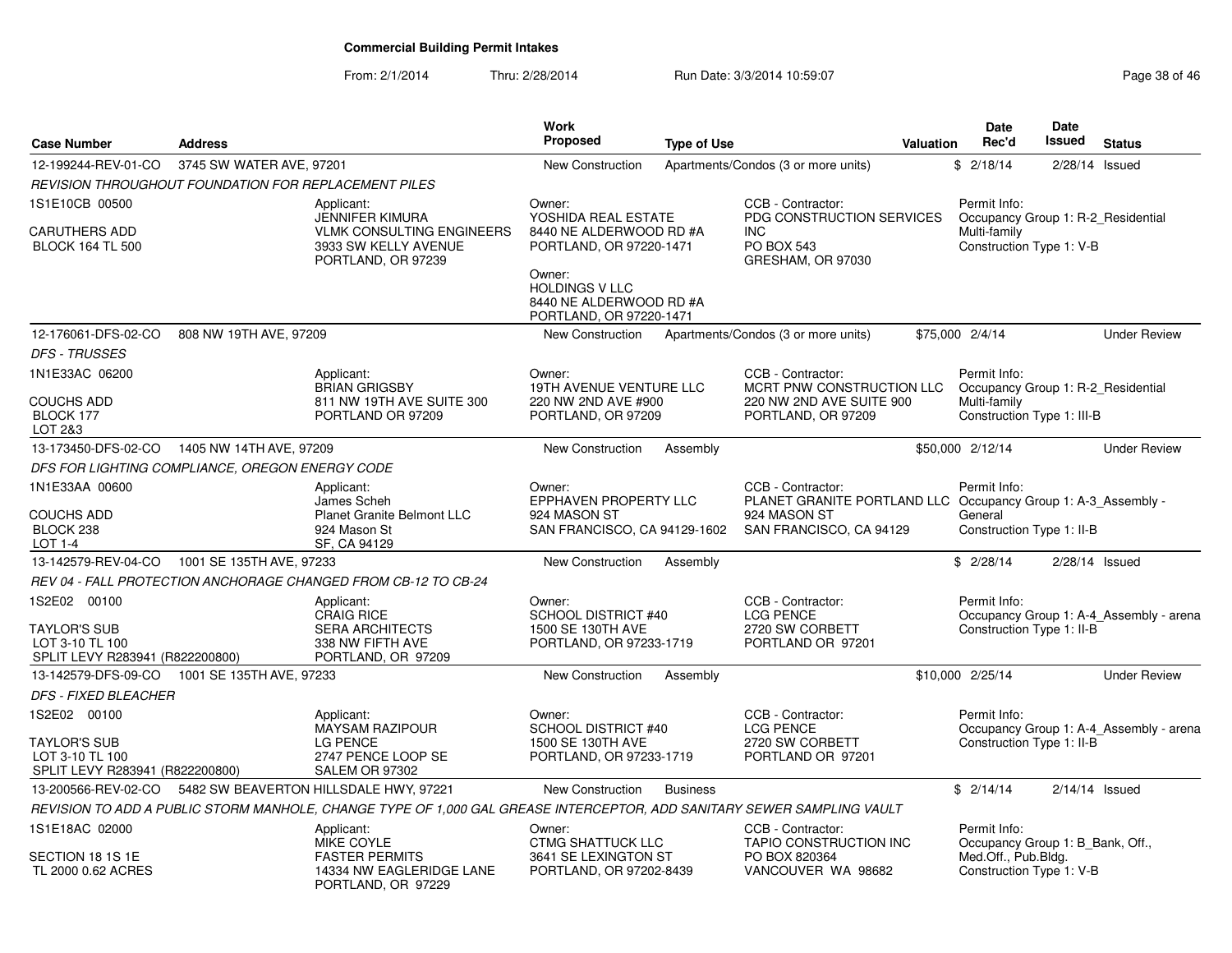# Commercial Building Permit Intakes

From: 2/1/2014 Thru: 2/28/2014 Run Date: 3/3/2014 10:59:07

| Case Number | Address | Work Proposed | Type of Use | Valuation | Date Rec'd | Date Issued | Status |
|---|---|---|---|---|---|---|---|
| 12-199244-REV-01-CO | 3745 SW WATER AVE, 97201 | New Construction | Apartments/Condos (3 or more units) | $ | 2/18/14 | 2/28/14 | Issued |

*REVISION THROUGHOUT FOUNDATION FOR REPLACEMENT PILES*

1S1E10CB 00500
CARUTHERS ADD
BLOCK 164 TL 500

Applicant:
JENNIFER KIMURA
VLMK CONSULTING ENGINEERS
3933 SW KELLY AVENUE
PORTLAND, OR 97239

Owner:
YOSHIDA REAL ESTATE
8440 NE ALDERWOOD RD #A
PORTLAND, OR 97220-1471

Owner:
HOLDINGS V LLC
8440 NE ALDERWOOD RD #A
PORTLAND, OR 97220-1471

CCB - Contractor:
PDG CONSTRUCTION SERVICES INC
PO BOX 543
GRESHAM, OR 97030

Permit Info:
Occupancy Group 1: R-2_Residential Multi-family
Construction Type 1: V-B

---

| Case Number | Address | Work Proposed | Type of Use | Valuation | Date Rec'd | Date Issued | Status |
|---|---|---|---|---|---|---|---|
| 12-176061-DFS-02-CO | 808 NW 19TH AVE, 97209 | New Construction | Apartments/Condos (3 or more units) | $75,000 | 2/4/14 | | Under Review |

*DFS - TRUSSES*

1N1E33AC 06200
COUCHS ADD
BLOCK 177
LOT 2&3

Applicant:
BRIAN GRIGSBY
811 NW 19TH AVE SUITE 300
PORTLAND OR 97209

Owner:
19TH AVENUE VENTURE LLC
220 NW 2ND AVE #900
PORTLAND, OR 97209

CCB - Contractor:
MCRT PNW CONSTRUCTION LLC
220 NW 2ND AVE SUITE 900
PORTLAND, OR 97209

Permit Info:
Occupancy Group 1: R-2_Residential Multi-family
Construction Type 1: III-B

---

| Case Number | Address | Work Proposed | Type of Use | Valuation | Date Rec'd | Date Issued | Status |
|---|---|---|---|---|---|---|---|
| 13-173450-DFS-02-CO | 1405 NW 14TH AVE, 97209 | New Construction | Assembly | $50,000 | 2/12/14 | | Under Review |

*DFS FOR LIGHTING COMPLIANCE, OREGON ENERGY CODE*

1N1E33AA 00600
COUCHS ADD
BLOCK 238
LOT 1-4

Applicant:
James Scheh
Planet Granite Belmont LLC
924 Mason St
SF, CA 94129

Owner:
EPPHAVEN PROPERTY LLC
924 MASON ST
SAN FRANCISCO, CA 94129-1602

CCB - Contractor:
PLANET GRANITE PORTLAND LLC
924 MASON ST
SAN FRANCISCO, CA 94129

Permit Info:
Occupancy Group 1: A-3_Assembly - General
Construction Type 1: II-B

---

| Case Number | Address | Work Proposed | Type of Use | Valuation | Date Rec'd | Date Issued | Status |
|---|---|---|---|---|---|---|---|
| 13-142579-REV-04-CO | 1001 SE 135TH AVE, 97233 | New Construction | Assembly | $ | 2/28/14 | 2/28/14 | Issued |

*REV 04 - FALL PROTECTION ANCHORAGE CHANGED FROM CB-12 TO CB-24*

1S2E02 00100
TAYLOR'S SUB
LOT 3-10 TL 100
SPLIT LEVY R283941 (R822200800)

Applicant:
CRAIG RICE
SERA ARCHITECTS
338 NW FIFTH AVE
PORTLAND, OR 97209

Owner:
SCHOOL DISTRICT #40
1500 SE 130TH AVE
PORTLAND, OR 97233-1719

CCB - Contractor:
LCG PENCE
2720 SW CORBETT
PORTLAND OR 97201

Permit Info:
Occupancy Group 1: A-4_Assembly - arena
Construction Type 1: II-B

---

| Case Number | Address | Work Proposed | Type of Use | Valuation | Date Rec'd | Date Issued | Status |
|---|---|---|---|---|---|---|---|
| 13-142579-DFS-09-CO | 1001 SE 135TH AVE, 97233 | New Construction | Assembly | $10,000 | 2/25/14 | | Under Review |

*DFS - FIXED BLEACHER*

1S2E02 00100
TAYLOR'S SUB
LOT 3-10 TL 100
SPLIT LEVY R283941 (R822200800)

Applicant:
MAYSAM RAZIPOUR
LG PENCE
2747 PENCE LOOP SE
SALEM OR 97302

Owner:
SCHOOL DISTRICT #40
1500 SE 130TH AVE
PORTLAND, OR 97233-1719

CCB - Contractor:
LCG PENCE
2720 SW CORBETT
PORTLAND OR 97201

Permit Info:
Occupancy Group 1: A-4_Assembly - arena
Construction Type 1: II-B

---

| Case Number | Address | Work Proposed | Type of Use | Valuation | Date Rec'd | Date Issued | Status |
|---|---|---|---|---|---|---|---|
| 13-200566-REV-02-CO | 5482 SW BEAVERTON HILLSDALE HWY, 97221 | New Construction | Business | $ | 2/14/14 | 2/14/14 | Issued |

*REVISION TO ADD A PUBLIC STORM MANHOLE, CHANGE TYPE OF 1,000 GAL GREASE INTERCEPTOR, ADD SANITARY SEWER SAMPLING VAULT*

1S1E18AC 02000
SECTION 18 1S 1E
TL 2000 0.62 ACRES

Applicant:
MIKE COYLE
FASTER PERMITS
14334 NW EAGLERIDGE LANE
PORTLAND, OR 97229

Owner:
CTMG SHATTUCK LLC
3641 SE LEXINGTON ST
PORTLAND, OR 97202-8439

CCB - Contractor:
TAPIO CONSTRUCTION INC
PO BOX 820364
VANCOUVER WA 98682

Permit Info:
Occupancy Group 1: B_Bank, Off., Med.Off., Pub.Bldg.
Construction Type 1: V-B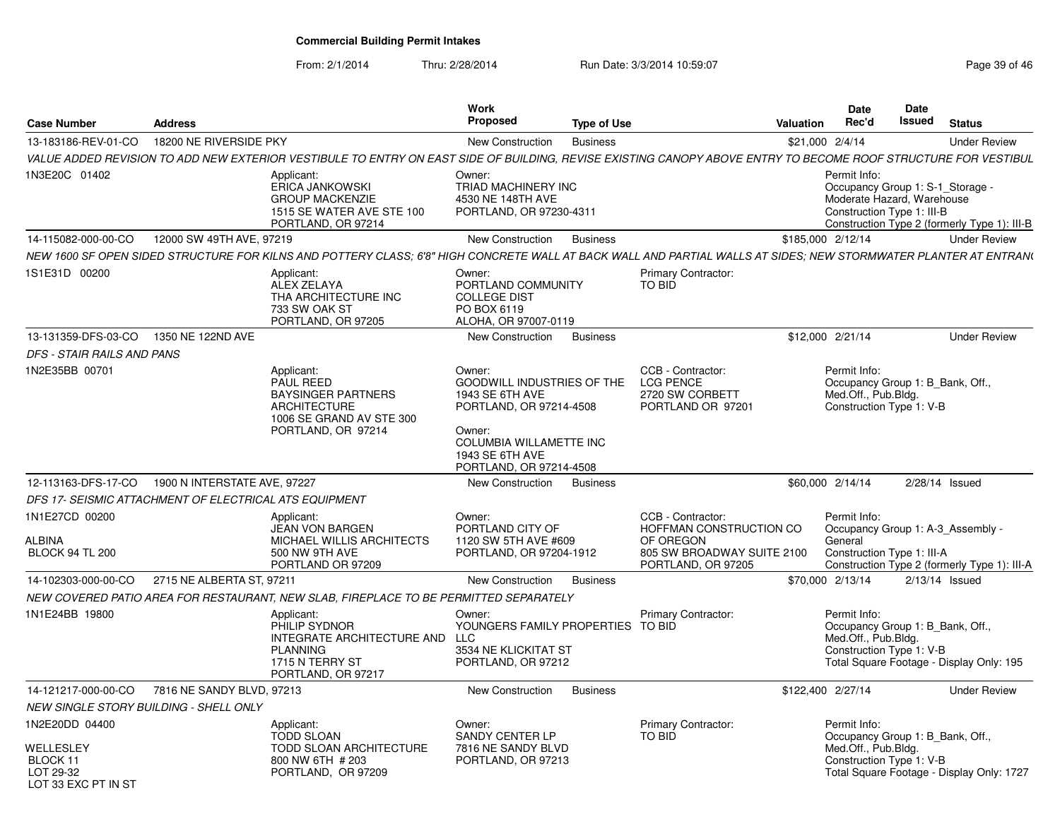# Commercial Building Permit Intakes

From: 2/1/2014 Thru: 2/28/2014 Run Date: 3/3/2014 10:59:07

| Case Number | Address | Work Proposed | Type of Use | Valuation | Date Rec'd | Date Issued | Status |
|---|---|---|---|---|---|---|---|
| 13-183186-REV-01-CO | 18200 NE RIVERSIDE PKY | New Construction | Business | $21,000 | 2/4/14 | | Under Review |

*VALUE ADDED REVISION TO ADD NEW EXTERIOR VESTIBULE TO ENTRY ON EAST SIDE OF BUILDING, REVISE EXISTING CANOPY ABOVE ENTRY TO BECOME ROOF STRUCTURE FOR VESTIBUL*

1N3E20C 01402

Applicant: ERICA JANKOWSKI, GROUP MACKENZIE, 1515 SE WATER AVE STE 100, PORTLAND, OR 97214

Owner: TRIAD MACHINERY INC, 4530 NE 148TH AVE, PORTLAND, OR 97230-4311

Permit Info: Occupancy Group 1: S-1_Storage - Moderate Hazard, Warehouse; Construction Type 1: III-B; Construction Type 2 (formerly Type 1): III-B

| Case Number | Address | Work Proposed | Type of Use | Valuation | Date Rec'd | Date Issued | Status |
|---|---|---|---|---|---|---|---|
| 14-115082-000-00-CO | 12000 SW 49TH AVE, 97219 | New Construction | Business | $185,000 | 2/12/14 | | Under Review |

*NEW 1600 SF OPEN SIDED STRUCTURE FOR KILNS AND POTTERY CLASS; 6'8" HIGH CONCRETE WALL AT BACK WALL AND PARTIAL WALLS AT SIDES; NEW STORMWATER PLANTER AT ENTRANC*

1S1E31D 00200

Applicant: ALEX ZELAYA, THA ARCHITECTURE INC, 733 SW OAK ST, PORTLAND, OR 97205

Owner: PORTLAND COMMUNITY COLLEGE DIST, PO BOX 6119, ALOHA, OR 97007-0119

Primary Contractor: TO BID

| Case Number | Address | Work Proposed | Type of Use | Valuation | Date Rec'd | Date Issued | Status |
|---|---|---|---|---|---|---|---|
| 13-131359-DFS-03-CO | 1350 NE 122ND AVE | New Construction | Business | $12,000 | 2/21/14 | | Under Review |

*DFS - STAIR RAILS AND PANS*

1N2E35BB 00701

Applicant: PAUL REED, BAYSINGER PARTNERS ARCHITECTURE, 1006 SE GRAND AV STE 300, PORTLAND, OR 97214

Owner: GOODWILL INDUSTRIES OF THE, 1943 SE 6TH AVE, PORTLAND, OR 97214-4508

Owner: COLUMBIA WILLAMETTE INC, 1943 SE 6TH AVE, PORTLAND, OR 97214-4508

CCB - Contractor: LCG PENCE, 2720 SW CORBETT, PORTLAND OR 97201

Permit Info: Occupancy Group 1: B_Bank, Off., Med.Off., Pub.Bldg.; Construction Type 1: V-B

| Case Number | Address | Work Proposed | Type of Use | Valuation | Date Rec'd | Date Issued | Status |
|---|---|---|---|---|---|---|---|
| 12-113163-DFS-17-CO | 1900 N INTERSTATE AVE, 97227 | New Construction | Business | $60,000 | 2/14/14 | 2/28/14 | Issued |

*DFS 17- SEISMIC ATTACHMENT OF ELECTRICAL ATS EQUIPMENT*

1N1E27CD 00200

ALBINA
BLOCK 94 TL 200

Applicant: JEAN VON BARGEN, MICHAEL WILLIS ARCHITECTS, 500 NW 9TH AVE, PORTLAND OR 97209

Owner: PORTLAND CITY OF, 1120 SW 5TH AVE #609, PORTLAND, OR 97204-1912

CCB - Contractor: HOFFMAN CONSTRUCTION CO OF OREGON, 805 SW BROADWAY SUITE 2100, PORTLAND, OR 97205

Permit Info: Occupancy Group 1: A-3_Assembly - General; Construction Type 1: III-A; Construction Type 2 (formerly Type 1): III-A

| Case Number | Address | Work Proposed | Type of Use | Valuation | Date Rec'd | Date Issued | Status |
|---|---|---|---|---|---|---|---|
| 14-102303-000-00-CO | 2715 NE ALBERTA ST, 97211 | New Construction | Business | $70,000 | 2/13/14 | 2/13/14 | Issued |

*NEW COVERED PATIO AREA FOR RESTAURANT, NEW SLAB, FIREPLACE TO BE PERMITTED SEPARATELY*

1N1E24BB 19800

Applicant: PHILIP SYDNOR, INTEGRATE ARCHITECTURE AND PLANNING, 1715 N TERRY ST, PORTLAND, OR 97217

Owner: YOUNGERS FAMILY PROPERTIES LLC, 3534 NE KLICKITAT ST, PORTLAND, OR 97212

Primary Contractor: TO BID

Permit Info: Occupancy Group 1: B_Bank, Off., Med.Off., Pub.Bldg.; Construction Type 1: V-B; Total Square Footage - Display Only: 195

| Case Number | Address | Work Proposed | Type of Use | Valuation | Date Rec'd | Date Issued | Status |
|---|---|---|---|---|---|---|---|
| 14-121217-000-00-CO | 7816 NE SANDY BLVD, 97213 | New Construction | Business | $122,400 | 2/27/14 | | Under Review |

*NEW SINGLE STORY BUILDING - SHELL ONLY*

1N2E20DD 04400

WELLESLEY
BLOCK 11
LOT 29-32
LOT 33 EXC PT IN ST

Applicant: TODD SLOAN, TODD SLOAN ARCHITECTURE, 800 NW 6TH # 203, PORTLAND, OR 97209

Owner: SANDY CENTER LP, 7816 NE SANDY BLVD, PORTLAND, OR 97213

Primary Contractor: TO BID

Permit Info: Occupancy Group 1: B_Bank, Off., Med.Off., Pub.Bldg.; Construction Type 1: V-B; Total Square Footage - Display Only: 1727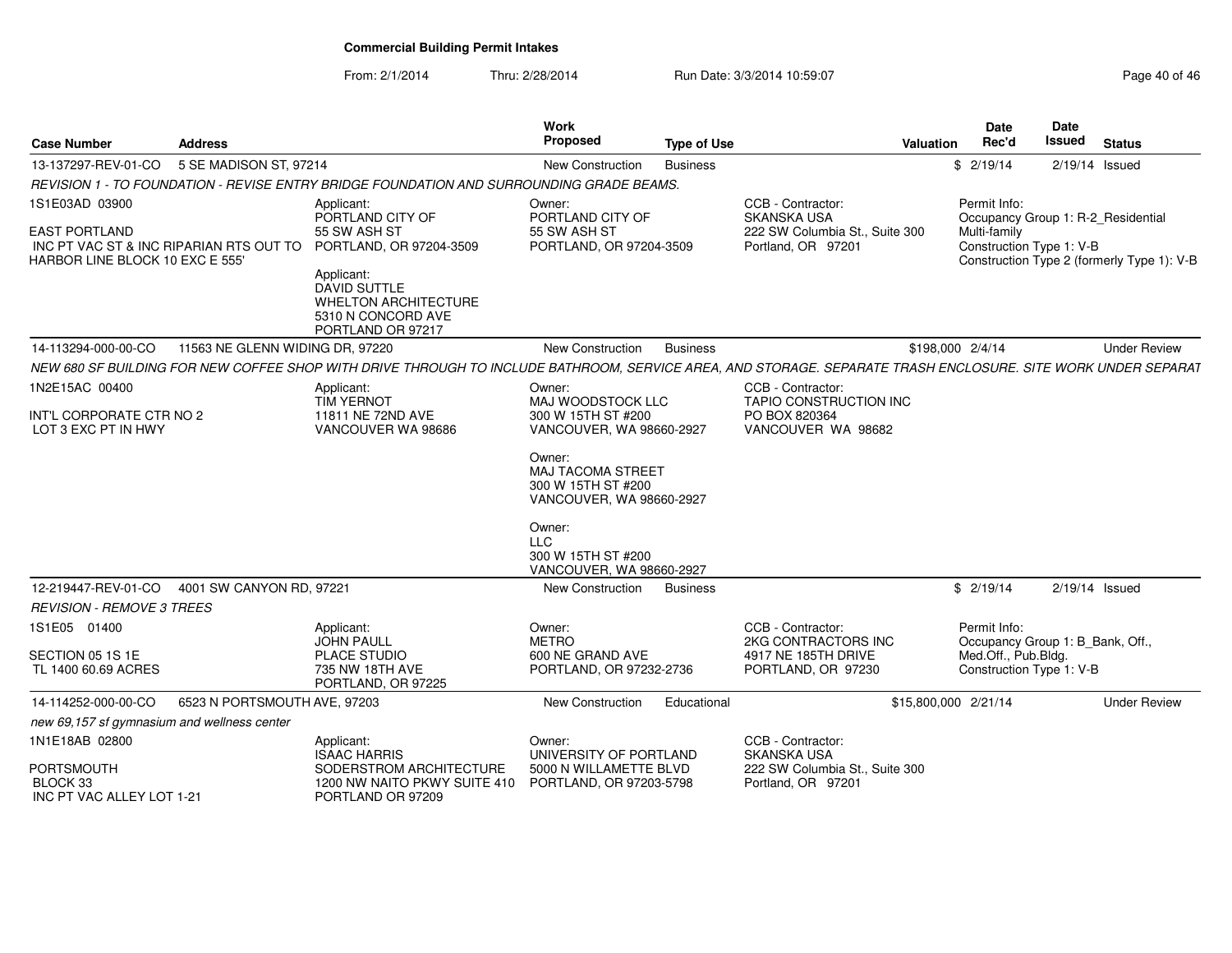**Commercial Building Permit Intakes**

From: 2/1/2014 Thru: 2/28/2014 Run Date: 3/3/2014 10:59:07

| Case Number | Address | Work Proposed | Type of Use | Valuation | Date Rec'd | Date Issued | Status |
|---|---|---|---|---|---|---|---|
| 13-137297-REV-01-CO | 5 SE MADISON ST, 97214 | New Construction | Business | $ | 2/19/14 | 2/19/14 | Issued |

*REVISION 1 - TO FOUNDATION - REVISE ENTRY BRIDGE FOUNDATION AND SURROUNDING GRADE BEAMS.*

1S1E03AD 03900

EAST PORTLAND
INC PT VAC ST & INC RIPARIAN RTS OUT TO HARBOR LINE BLOCK 10 EXC E 555'

Applicant:
PORTLAND CITY OF
55 SW ASH ST
PORTLAND, OR 97204-3509

Applicant:
DAVID SUTTLE
WHELTON ARCHITECTURE
5310 N CONCORD AVE
PORTLAND OR 97217

Owner:
PORTLAND CITY OF
55 SW ASH ST
PORTLAND, OR 97204-3509

CCB - Contractor:
SKANSKA USA
222 SW Columbia St., Suite 300
Portland, OR 97201

Permit Info:
Occupancy Group 1: R-2_Residential Multi-family
Construction Type 1: V-B
Construction Type 2 (formerly Type 1): V-B

| Case Number | Address | Work Proposed | Type of Use | Valuation | Date Rec'd | Date Issued | Status |
|---|---|---|---|---|---|---|---|
| 14-113294-000-00-CO | 11563 NE GLENN WIDING DR, 97220 | New Construction | Business | $198,000 | 2/4/14 | | Under Review |

*NEW 680 SF BUILDING FOR NEW COFFEE SHOP WITH DRIVE THROUGH TO INCLUDE BATHROOM, SERVICE AREA, AND STORAGE. SEPARATE TRASH ENCLOSURE. SITE WORK UNDER SEPARAT*

1N2E15AC 00400

INT'L CORPORATE CTR NO 2
LOT 3 EXC PT IN HWY

Applicant:
TIM YERNOT
11811 NE 72ND AVE
VANCOUVER WA 98686

Owner:
MAJ WOODSTOCK LLC
300 W 15TH ST #200
VANCOUVER, WA 98660-2927

Owner:
MAJ TACOMA STREET
300 W 15TH ST #200
VANCOUVER, WA 98660-2927

Owner:
LLC
300 W 15TH ST #200
VANCOUVER, WA 98660-2927

CCB - Contractor:
TAPIO CONSTRUCTION INC
PO BOX 820364
VANCOUVER WA 98682

| Case Number | Address | Work Proposed | Type of Use | Valuation | Date Rec'd | Date Issued | Status |
|---|---|---|---|---|---|---|---|
| 12-219447-REV-01-CO | 4001 SW CANYON RD, 97221 | New Construction | Business | $ | 2/19/14 | 2/19/14 | Issued |

*REVISION - REMOVE 3 TREES*

1S1E05 01400

SECTION 05 1S 1E
TL 1400 60.69 ACRES

Applicant:
JOHN PAULL
PLACE STUDIO
735 NW 18TH AVE
PORTLAND, OR 97225

Owner:
METRO
600 NE GRAND AVE
PORTLAND, OR 97232-2736

CCB - Contractor:
2KG CONTRACTORS INC
4917 NE 185TH DRIVE
PORTLAND, OR 97230

Permit Info:
Occupancy Group 1: B_Bank, Off., Med.Off., Pub.Bldg.
Construction Type 1: V-B

| Case Number | Address | Work Proposed | Type of Use | Valuation | Date Rec'd | Date Issued | Status |
|---|---|---|---|---|---|---|---|
| 14-114252-000-00-CO | 6523 N PORTSMOUTH AVE, 97203 | New Construction | Educational | $15,800,000 | 2/21/14 | | Under Review |

*new 69,157 sf gymnasium and wellness center*

1N1E18AB 02800

PORTSMOUTH
BLOCK 33
INC PT VAC ALLEY LOT 1-21

Applicant:
ISAAC HARRIS
SODERSTROM ARCHITECTURE
1200 NW NAITO PKWY SUITE 410
PORTLAND OR 97209

Owner:
UNIVERSITY OF PORTLAND
5000 N WILLAMETTE BLVD
PORTLAND, OR 97203-5798

CCB - Contractor:
SKANSKA USA
222 SW Columbia St., Suite 300
Portland, OR 97201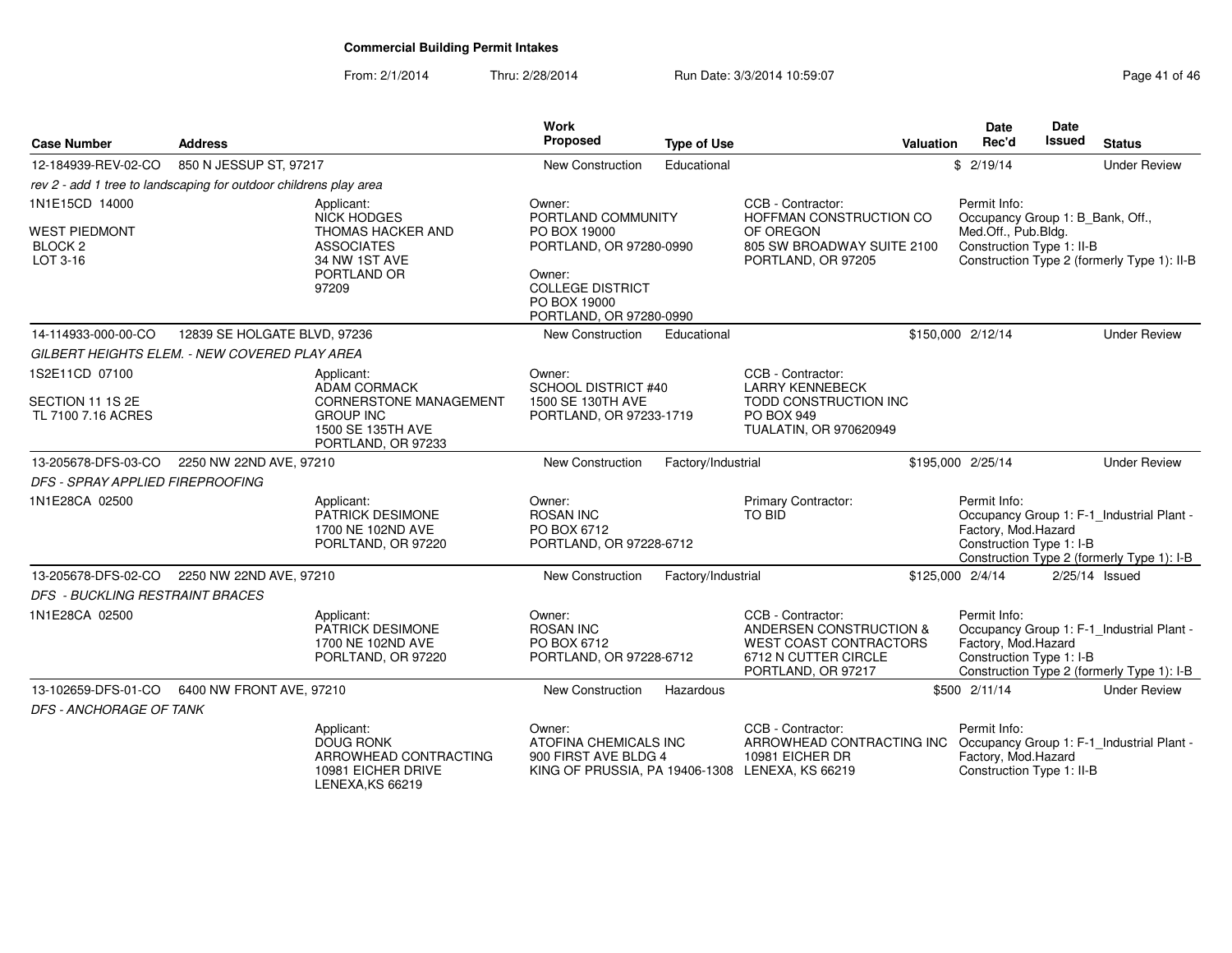**Commercial Building Permit Intakes**

From: 2/1/2014 Thru: 2/28/2014 Run Date: 3/3/2014 10:59:07

| Case Number | Address | Work Proposed | Type of Use | Valuation | Date Rec'd | Date Issued | Status |
|---|---|---|---|---|---|---|---|
| 12-184939-REV-02-CO | 850 N JESSUP ST, 97217 | New Construction | Educational | $ | 2/19/14 | | Under Review |

rev 2 - add 1 tree to landscaping for outdoor childrens play area

1N1E15CD 14000
WEST PIEDMONT
BLOCK 2
LOT 3-16

Applicant: NICK HODGES, THOMAS HACKER AND ASSOCIATES, 34 NW 1ST AVE, PORTLAND OR 97209

Owner: PORTLAND COMMUNITY, PO BOX 19000, PORTLAND, OR 97280-0990

Owner: COLLEGE DISTRICT, PO BOX 19000, PORTLAND, OR 97280-0990

CCB - Contractor: HOFFMAN CONSTRUCTION CO OF OREGON, 805 SW BROADWAY SUITE 2100, PORTLAND, OR 97205

Permit Info: Occupancy Group 1: B_Bank, Off., Med.Off., Pub.Bldg. Construction Type 1: II-B Construction Type 2 (formerly Type 1): II-B

---

| Case Number | Address | Work Proposed | Type of Use | Valuation | Date Rec'd | Date Issued | Status |
|---|---|---|---|---|---|---|---|
| 14-114933-000-00-CO | 12839 SE HOLGATE BLVD, 97236 | New Construction | Educational | $150,000 | 2/12/14 | | Under Review |

GILBERT HEIGHTS ELEM. - NEW COVERED PLAY AREA

1S2E11CD 07100
SECTION 11 1S 2E
TL 7100 7.16 ACRES

Applicant: ADAM CORMACK, CORNERSTONE MANAGEMENT GROUP INC, 1500 SE 135TH AVE, PORTLAND, OR 97233

Owner: SCHOOL DISTRICT #40, 1500 SE 130TH AVE, PORTLAND, OR 97233-1719

CCB - Contractor: LARRY KENNEBECK, TODD CONSTRUCTION INC, PO BOX 949, TUALATIN, OR 970620949

---

| Case Number | Address | Work Proposed | Type of Use | Valuation | Date Rec'd | Date Issued | Status |
|---|---|---|---|---|---|---|---|
| 13-205678-DFS-03-CO | 2250 NW 22ND AVE, 97210 | New Construction | Factory/Industrial | $195,000 | 2/25/14 | | Under Review |

DFS - SPRAY APPLIED FIREPROOFING

1N1E28CA 02500

Applicant: PATRICK DESIMONE, 1700 NE 102ND AVE, PORTLAND, OR 97220

Owner: ROSAN INC, PO BOX 6712, PORTLAND, OR 97228-6712

Primary Contractor: TO BID

Permit Info: Occupancy Group 1: F-1_Industrial Plant - Factory, Mod.Hazard Construction Type 1: I-B Construction Type 2 (formerly Type 1): I-B

---

| Case Number | Address | Work Proposed | Type of Use | Valuation | Date Rec'd | Date Issued | Status |
|---|---|---|---|---|---|---|---|
| 13-205678-DFS-02-CO | 2250 NW 22ND AVE, 97210 | New Construction | Factory/Industrial | $125,000 | 2/4/14 | 2/25/14 | Issued |

DFS - BUCKLING RESTRAINT BRACES

1N1E28CA 02500

Applicant: PATRICK DESIMONE, 1700 NE 102ND AVE, PORTLAND, OR 97220

Owner: ROSAN INC, PO BOX 6712, PORTLAND, OR 97228-6712

CCB - Contractor: ANDERSEN CONSTRUCTION & WEST COAST CONTRACTORS, 6712 N CUTTER CIRCLE, PORTLAND, OR 97217

Permit Info: Occupancy Group 1: F-1_Industrial Plant - Factory, Mod.Hazard Construction Type 1: I-B Construction Type 2 (formerly Type 1): I-B

---

| Case Number | Address | Work Proposed | Type of Use | Valuation | Date Rec'd | Date Issued | Status |
|---|---|---|---|---|---|---|---|
| 13-102659-DFS-01-CO | 6400 NW FRONT AVE, 97210 | New Construction | Hazardous | $500 | 2/11/14 | | Under Review |

DFS - ANCHORAGE OF TANK

Applicant: DOUG RONK, ARROWHEAD CONTRACTING, 10981 EICHER DRIVE, LENEXA,KS 66219

Owner: ATOFINA CHEMICALS INC, 900 FIRST AVE BLDG 4, KING OF PRUSSIA, PA 19406-1308

CCB - Contractor: ARROWHEAD CONTRACTING INC, 10981 EICHER DR, LENEXA, KS 66219

Permit Info: Occupancy Group 1: F-1_Industrial Plant - Factory, Mod.Hazard Construction Type 1: II-B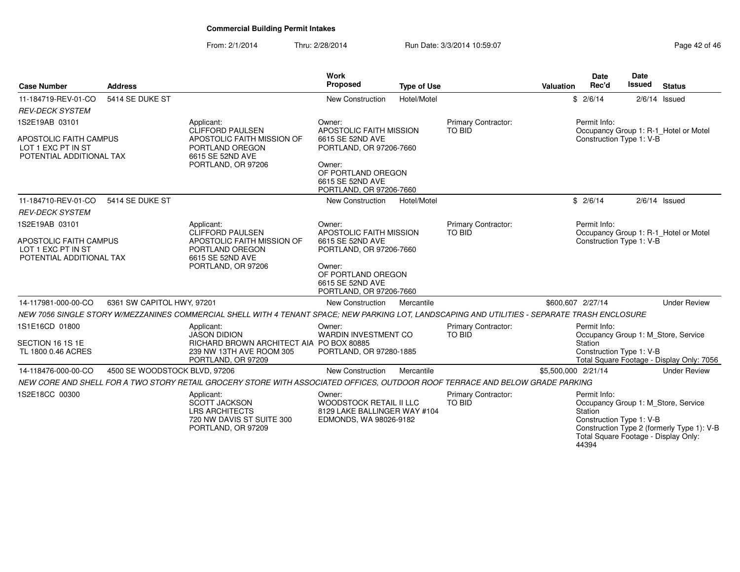**Commercial Building Permit Intakes**

From: 2/1/2014 Thru: 2/28/2014 Run Date: 3/3/2014 10:59:07

| Case Number | Address | | Work Proposed | Type of Use | | Valuation | Date Rec'd | Date Issued | Status |
|---|---|---|---|---|---|---|---|---|---|
| 11-184719-REV-01-CO | 5414 SE DUKE ST | | New Construction | Hotel/Motel | | $ | 2/6/14 | 2/6/14 | Issued |
| *REV-DECK SYSTEM* | | | | | | | | | |
| 1S2E19AB 03101<br><br>APOSTOLIC FAITH CAMPUS<br>LOT 1 EXC PT IN ST<br>POTENTIAL ADDITIONAL TAX | | Applicant:<br>CLIFFORD PAULSEN<br>APOSTOLIC FAITH MISSION OF PORTLAND OREGON<br>6615 SE 52ND AVE<br>PORTLAND, OR 97206 | Owner:<br>APOSTOLIC FAITH MISSION<br>6615 SE 52ND AVE<br>PORTLAND, OR 97206-7660<br><br>Owner:<br>OF PORTLAND OREGON<br>6615 SE 52ND AVE<br>PORTLAND, OR 97206-7660 | | Primary Contractor:<br>TO BID | | Permit Info:<br>Occupancy Group 1: R-1_Hotel or Motel<br>Construction Type 1: V-B | | |
| 11-184710-REV-01-CO | 5414 SE DUKE ST | | New Construction | Hotel/Motel | | $ | 2/6/14 | 2/6/14 | Issued |
| *REV-DECK SYSTEM* | | | | | | | | | |
| 1S2E19AB 03101<br><br>APOSTOLIC FAITH CAMPUS<br>LOT 1 EXC PT IN ST<br>POTENTIAL ADDITIONAL TAX | | Applicant:<br>CLIFFORD PAULSEN<br>APOSTOLIC FAITH MISSION OF PORTLAND OREGON<br>6615 SE 52ND AVE<br>PORTLAND, OR 97206 | Owner:<br>APOSTOLIC FAITH MISSION<br>6615 SE 52ND AVE<br>PORTLAND, OR 97206-7660<br><br>Owner:<br>OF PORTLAND OREGON<br>6615 SE 52ND AVE<br>PORTLAND, OR 97206-7660 | | Primary Contractor:<br>TO BID | | Permit Info:<br>Occupancy Group 1: R-1_Hotel or Motel<br>Construction Type 1: V-B | | |
| 14-117981-000-00-CO | 6361 SW CAPITOL HWY, 97201 | | New Construction | Mercantile | | $600,607 | 2/27/14 | | Under Review |
| *NEW 7056 SINGLE STORY W/MEZZANINES COMMERCIAL SHELL WITH 4 TENANT SPACE; NEW PARKING LOT, LANDSCAPING AND UTILITIES - SEPARATE TRASH ENCLOSURE* | | | | | | | | | |
| 1S1E16CD 01800<br><br>SECTION 16 1S 1E<br>TL 1800 0.46 ACRES | | Applicant:<br>JASON DIDION<br>RICHARD BROWN ARCHITECT AIA<br>239 NW 13TH AVE ROOM 305<br>PORTLAND, OR 97209 | Owner:<br>WARDIN INVESTMENT CO<br>PO BOX 80885<br>PORTLAND, OR 97280-1885 | | Primary Contractor:<br>TO BID | | Permit Info:<br>Occupancy Group 1: M_Store, Service Station<br>Construction Type 1: V-B<br>Total Square Footage - Display Only: 7056 | | |
| 14-118476-000-00-CO | 4500 SE WOODSTOCK BLVD, 97206 | | New Construction | Mercantile | | $5,500,000 | 2/21/14 | | Under Review |
| *NEW CORE AND SHELL FOR A TWO STORY RETAIL GROCERY STORE WITH ASSOCIATED OFFICES, OUTDOOR ROOF TERRACE AND BELOW GRADE PARKING* | | | | | | | | | |
| 1S2E18CC 00300 | | Applicant:<br>SCOTT JACKSON<br>LRS ARCHITECTS<br>720 NW DAVIS ST SUITE 300<br>PORTLAND, OR 97209 | Owner:<br>WOODSTOCK RETAIL II LLC<br>8129 LAKE BALLINGER WAY #104<br>EDMONDS, WA 98026-9182 | | Primary Contractor:<br>TO BID | | Permit Info:<br>Occupancy Group 1: M_Store, Service Station<br>Construction Type 1: V-B<br>Construction Type 2 (formerly Type 1): V-B<br>Total Square Footage - Display Only: 44394 | | |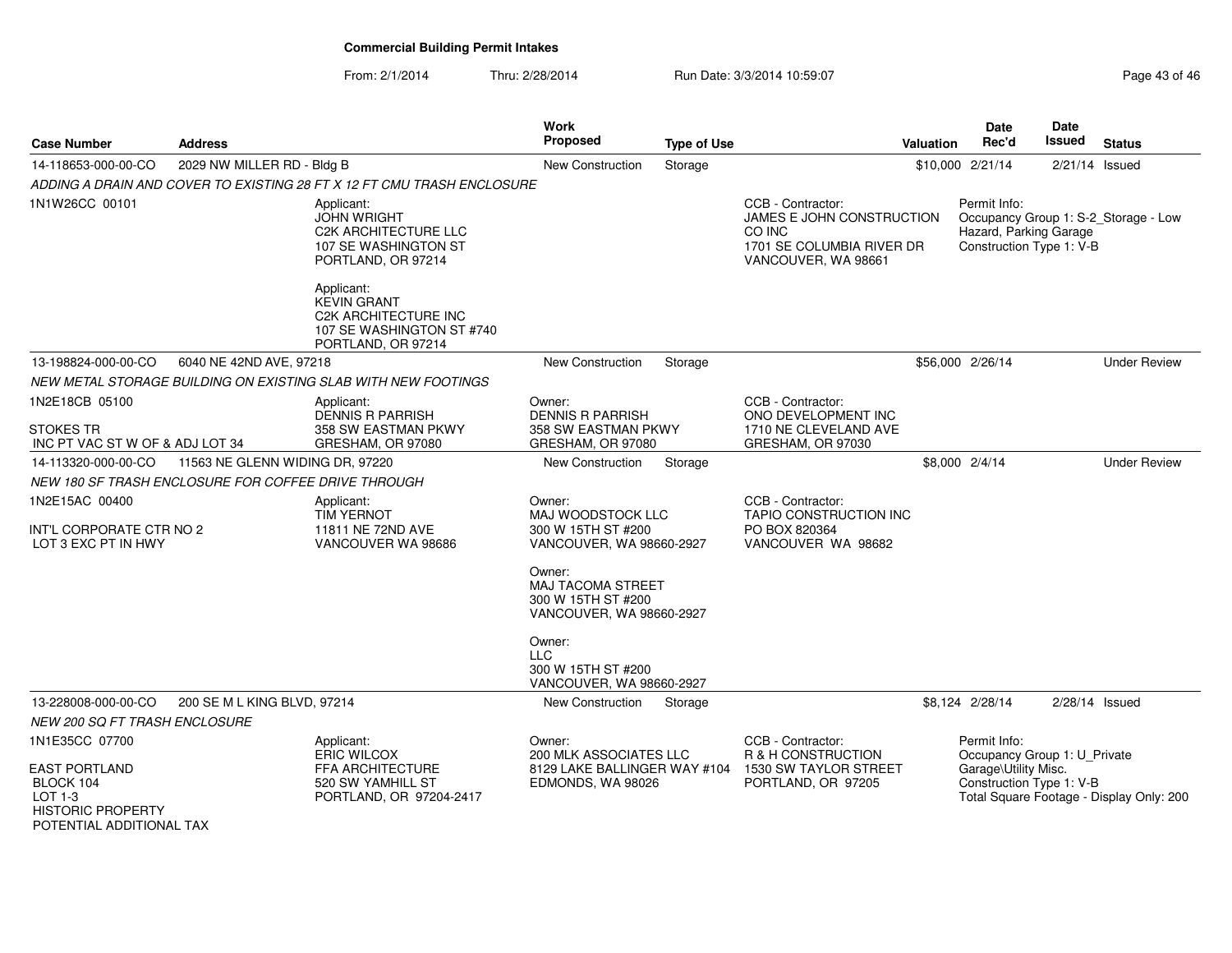# Commercial Building Permit Intakes

From: 2/1/2014 Thru: 2/28/2014 Run Date: 3/3/2014 10:59:07

| Case Number | Address | Work Proposed | Type of Use | Valuation | Date Rec'd | Date Issued | Status |
|---|---|---|---|---|---|---|---|
| 14-118653-000-00-CO | 2029 NW MILLER RD - Bldg B | New Construction | Storage | $10,000 | 2/21/14 | 2/21/14 | Issued |

*ADDING A DRAIN AND COVER TO EXISTING 28 FT X 12 FT CMU TRASH ENCLOSURE*

1N1W26CC 00101

Applicant:
JOHN WRIGHT
C2K ARCHITECTURE LLC
107 SE WASHINGTON ST
PORTLAND, OR 97214

Applicant:
KEVIN GRANT
C2K ARCHITECTURE INC
107 SE WASHINGTON ST #740
PORTLAND, OR 97214

CCB - Contractor:
JAMES E JOHN CONSTRUCTION CO INC
1701 SE COLUMBIA RIVER DR
VANCOUVER, WA 98661

Permit Info:
Occupancy Group 1: S-2_Storage - Low Hazard, Parking Garage
Construction Type 1: V-B

| Case Number | Address | Work Proposed | Type of Use | Valuation | Date Rec'd | Date Issued | Status |
|---|---|---|---|---|---|---|---|
| 13-198824-000-00-CO | 6040 NE 42ND AVE, 97218 | New Construction | Storage | $56,000 | 2/26/14 | | Under Review |

*NEW METAL STORAGE BUILDING ON EXISTING SLAB WITH NEW FOOTINGS*

1N2E18CB 05100

STOKES TR
INC PT VAC ST W OF & ADJ LOT 34

Applicant:
DENNIS R PARRISH
358 SW EASTMAN PKWY
GRESHAM, OR 97080

Owner:
DENNIS R PARRISH
358 SW EASTMAN PKWY
GRESHAM, OR 97080

CCB - Contractor:
ONO DEVELOPMENT INC
1710 NE CLEVELAND AVE
GRESHAM, OR 97030

| Case Number | Address | Work Proposed | Type of Use | Valuation | Date Rec'd | Date Issued | Status |
|---|---|---|---|---|---|---|---|
| 14-113320-000-00-CO | 11563 NE GLENN WIDING DR, 97220 | New Construction | Storage | $8,000 | 2/4/14 | | Under Review |

*NEW 180 SF TRASH ENCLOSURE FOR COFFEE DRIVE THROUGH*

1N2E15AC 00400

INT'L CORPORATE CTR NO 2
LOT 3 EXC PT IN HWY

Applicant:
TIM YERNOT
11811 NE 72ND AVE
VANCOUVER WA 98686

Owner:
MAJ WOODSTOCK LLC
300 W 15TH ST #200
VANCOUVER, WA 98660-2927

Owner:
MAJ TACOMA STREET
300 W 15TH ST #200
VANCOUVER, WA 98660-2927

Owner:
LLC
300 W 15TH ST #200
VANCOUVER, WA 98660-2927

CCB - Contractor:
TAPIO CONSTRUCTION INC
PO BOX 820364
VANCOUVER WA 98682

| Case Number | Address | Work Proposed | Type of Use | Valuation | Date Rec'd | Date Issued | Status |
|---|---|---|---|---|---|---|---|
| 13-228008-000-00-CO | 200 SE M L KING BLVD, 97214 | New Construction | Storage | $8,124 | 2/28/14 | 2/28/14 | Issued |

*NEW 200 SQ FT TRASH ENCLOSURE*

1N1E35CC 07700

EAST PORTLAND
BLOCK 104
LOT 1-3
HISTORIC PROPERTY
POTENTIAL ADDITIONAL TAX

Applicant:
ERIC WILCOX
FFA ARCHITECTURE
520 SW YAMHILL ST
PORTLAND, OR 97204-2417

Owner:
200 MLK ASSOCIATES LLC
8129 LAKE BALLINGER WAY #104
EDMONDS, WA 98026

CCB - Contractor:
R & H CONSTRUCTION
1530 SW TAYLOR STREET
PORTLAND, OR 97205

Permit Info:
Occupancy Group 1: U_Private Garage\Utility Misc.
Construction Type 1: V-B
Total Square Footage - Display Only: 200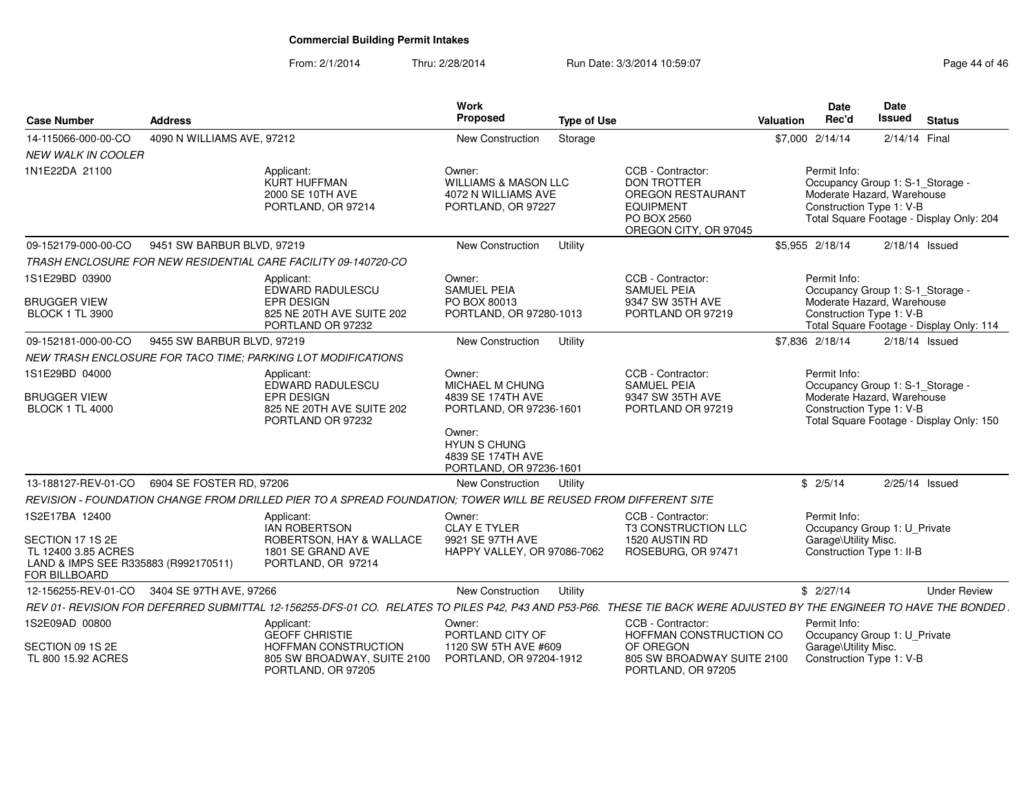# Commercial Building Permit Intakes

From: 2/1/2014 Thru: 2/28/2014 Run Date: 3/3/2014 10:59:07

| Case Number | Address | Work Proposed | Type of Use | Valuation | Date Rec'd | Date Issued | Status |
|---|---|---|---|---|---|---|---|
| 14-115066-000-00-CO | 4090 N WILLIAMS AVE, 97212 | New Construction | Storage | $7,000 | 2/14/14 | 2/14/14 | Final |

*NEW WALK IN COOLER*

1N1E22DA 21100

- Applicant: KURT HUFFMAN, 2000 SE 10TH AVE, PORTLAND, OR 97214
- Owner: WILLIAMS & MASON LLC, 4072 N WILLIAMS AVE, PORTLAND, OR 97227
- CCB - Contractor: DON TROTTER, OREGON RESTAURANT EQUIPMENT, PO BOX 2560, OREGON CITY, OR 97045
- Permit Info: Occupancy Group 1: S-1_Storage - Moderate Hazard, Warehouse; Construction Type 1: V-B; Total Square Footage - Display Only: 204

| Case Number | Address | Work Proposed | Type of Use | Valuation | Date Rec'd | Date Issued | Status |
|---|---|---|---|---|---|---|---|
| 09-152179-000-00-CO | 9451 SW BARBUR BLVD, 97219 | New Construction | Utility | $5,955 | 2/18/14 | 2/18/14 | Issued |

*TRASH ENCLOSURE FOR NEW RESIDENTIAL CARE FACILITY 09-140720-CO*

1S1E29BD 03900, BRUGGER VIEW, BLOCK 1 TL 3900

- Applicant: EDWARD RADULESCU, EPR DESIGN, 825 NE 20TH AVE SUITE 202, PORTLAND OR 97232
- Owner: SAMUEL PEIA, PO BOX 80013, PORTLAND, OR 97280-1013
- CCB - Contractor: SAMUEL PEIA, 9347 SW 35TH AVE, PORTLAND OR 97219
- Permit Info: Occupancy Group 1: S-1_Storage - Moderate Hazard, Warehouse; Construction Type 1: V-B; Total Square Footage - Display Only: 114

| Case Number | Address | Work Proposed | Type of Use | Valuation | Date Rec'd | Date Issued | Status |
|---|---|---|---|---|---|---|---|
| 09-152181-000-00-CO | 9455 SW BARBUR BLVD, 97219 | New Construction | Utility | $7,836 | 2/18/14 | 2/18/14 | Issued |

*NEW TRASH ENCLOSURE FOR TACO TIME; PARKING LOT MODIFICATIONS*

1S1E29BD 04000, BRUGGER VIEW, BLOCK 1 TL 4000

- Applicant: EDWARD RADULESCU, EPR DESIGN, 825 NE 20TH AVE SUITE 202, PORTLAND OR 97232
- Owner: MICHAEL M CHUNG, 4839 SE 174TH AVE, PORTLAND, OR 97236-1601
- Owner: HYUN S CHUNG, 4839 SE 174TH AVE, PORTLAND, OR 97236-1601
- CCB - Contractor: SAMUEL PEIA, 9347 SW 35TH AVE, PORTLAND OR 97219
- Permit Info: Occupancy Group 1: S-1_Storage - Moderate Hazard, Warehouse; Construction Type 1: V-B; Total Square Footage - Display Only: 150

| Case Number | Address | Work Proposed | Type of Use | Valuation | Date Rec'd | Date Issued | Status |
|---|---|---|---|---|---|---|---|
| 13-188127-REV-01-CO | 6904 SE FOSTER RD, 97206 | New Construction | Utility | $ | 2/5/14 | 2/25/14 | Issued |

*REVISION - FOUNDATION CHANGE FROM DRILLED PIER TO A SPREAD FOUNDATION; TOWER WILL BE REUSED FROM DIFFERENT SITE*

1S2E17BA 12400, SECTION 17 1S 2E, TL 12400 3.85 ACRES, LAND & IMPS SEE R335883 (R992170511) FOR BILLBOARD

- Applicant: IAN ROBERTSON, ROBERTSON, HAY & WALLACE, 1801 SE GRAND AVE, PORTLAND, OR 97214
- Owner: CLAY E TYLER, 9921 SE 97TH AVE, HAPPY VALLEY, OR 97086-7062
- CCB - Contractor: T3 CONSTRUCTION LLC, 1520 AUSTIN RD, ROSEBURG, OR 97471
- Permit Info: Occupancy Group 1: U_Private Garage\Utility Misc.; Construction Type 1: II-B

| Case Number | Address | Work Proposed | Type of Use | Valuation | Date Rec'd | Date Issued | Status |
|---|---|---|---|---|---|---|---|
| 12-156255-REV-01-CO | 3404 SE 97TH AVE, 97266 | New Construction | Utility | $ | 2/27/14 | | Under Review |

*REV 01- REVISION FOR DEFERRED SUBMITTAL 12-156255-DFS-01 CO. RELATES TO PILES P42, P43 AND P53-P66. THESE TIE BACK WERE ADJUSTED BY THE ENGINEER TO HAVE THE BONDED .*

1S2E09AD 00800, SECTION 09 1S 2E, TL 800 15.92 ACRES

- Applicant: GEOFF CHRISTIE, HOFFMAN CONSTRUCTION, 805 SW BROADWAY, SUITE 2100, PORTLAND, OR 97205
- Owner: PORTLAND CITY OF, 1120 SW 5TH AVE #609, PORTLAND, OR 97204-1912
- CCB - Contractor: HOFFMAN CONSTRUCTION CO OF OREGON, 805 SW BROADWAY SUITE 2100, PORTLAND, OR 97205
- Permit Info: Occupancy Group 1: U_Private Garage\Utility Misc.; Construction Type 1: V-B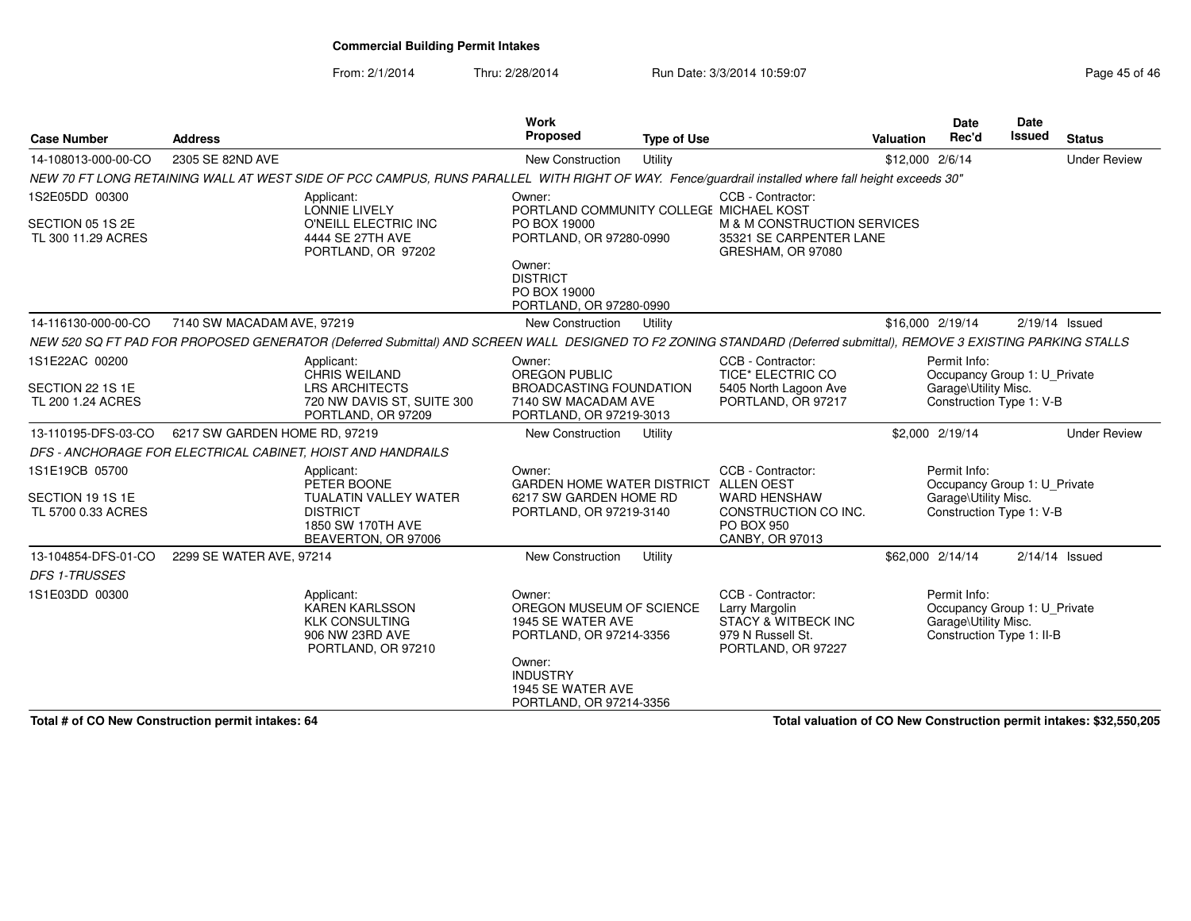# Commercial Building Permit Intakes

From: 2/1/2014 Thru: 2/28/2014 Run Date: 3/3/2014 10:59:07

| Case Number | Address | Work Proposed | Type of Use | Valuation | Date Rec'd | Date Issued | Status |
|---|---|---|---|---|---|---|---|
| 14-108013-000-00-CO | 2305 SE 82ND AVE | New Construction | Utility | $12,000 | 2/6/14 | | Under Review |

*NEW 70 FT LONG RETAINING WALL AT WEST SIDE OF PCC CAMPUS, RUNS PARALLEL WITH RIGHT OF WAY. Fence/guardrail installed where fall height exceeds 30"*

1S2E05DD 00300
SECTION 05 1S 2E
TL 300 11.29 ACRES

Applicant:
LONNIE LIVELY
O'NEILL ELECTRIC INC
4444 SE 27TH AVE
PORTLAND, OR 97202

Owner:
PORTLAND COMMUNITY COLLEGE
PO BOX 19000
PORTLAND, OR 97280-0990

Owner:
DISTRICT
PO BOX 19000
PORTLAND, OR 97280-0990

CCB - Contractor:
MICHAEL KOST
M & M CONSTRUCTION SERVICES
35321 SE CARPENTER LANE
GRESHAM, OR 97080

| Case Number | Address | Work Proposed | Type of Use | Valuation | Date Rec'd | Date Issued | Status |
|---|---|---|---|---|---|---|---|
| 14-116130-000-00-CO | 7140 SW MACADAM AVE, 97219 | New Construction | Utility | $16,000 | 2/19/14 | 2/19/14 | Issued |

*NEW 520 SQ FT PAD FOR PROPOSED GENERATOR (Deferred Submittal) AND SCREEN WALL DESIGNED TO F2 ZONING STANDARD (Deferred submittal), REMOVE 3 EXISTING PARKING STALLS*

1S1E22AC 00200
SECTION 22 1S 1E
TL 200 1.24 ACRES

Applicant:
CHRIS WEILAND
LRS ARCHITECTS
720 NW DAVIS ST, SUITE 300
PORTLAND, OR 97209

Owner:
OREGON PUBLIC
BROADCASTING FOUNDATION
7140 SW MACADAM AVE
PORTLAND, OR 97219-3013

CCB - Contractor:
TICE* ELECTRIC CO
5405 North Lagoon Ave
PORTLAND, OR 97217

Permit Info:
Occupancy Group 1: U_Private
Garage\Utility Misc.
Construction Type 1: V-B

| Case Number | Address | Work Proposed | Type of Use | Valuation | Date Rec'd | Date Issued | Status |
|---|---|---|---|---|---|---|---|
| 13-110195-DFS-03-CO | 6217 SW GARDEN HOME RD, 97219 | New Construction | Utility | $2,000 | 2/19/14 | | Under Review |

*DFS - ANCHORAGE FOR ELECTRICAL CABINET, HOIST AND HANDRAILS*

1S1E19CB 05700
SECTION 19 1S 1E
TL 5700 0.33 ACRES

Applicant:
PETER BOONE
TUALATIN VALLEY WATER
DISTRICT
1850 SW 170TH AVE
BEAVERTON, OR 97006

Owner:
GARDEN HOME WATER DISTRICT
6217 SW GARDEN HOME RD
PORTLAND, OR 97219-3140

CCB - Contractor:
ALLEN OEST
WARD HENSHAW
CONSTRUCTION CO INC.
PO BOX 950
CANBY, OR 97013

Permit Info:
Occupancy Group 1: U_Private
Garage\Utility Misc.
Construction Type 1: V-B

| Case Number | Address | Work Proposed | Type of Use | Valuation | Date Rec'd | Date Issued | Status |
|---|---|---|---|---|---|---|---|
| 13-104854-DFS-01-CO | 2299 SE WATER AVE, 97214 | New Construction | Utility | $62,000 | 2/14/14 | 2/14/14 | Issued |

*DFS 1-TRUSSES*

1S1E03DD 00300

Applicant:
KAREN KARLSSON
KLK CONSULTING
906 NW 23RD AVE
PORTLAND, OR 97210

Owner:
OREGON MUSEUM OF SCIENCE
1945 SE WATER AVE
PORTLAND, OR 97214-3356

Owner:
INDUSTRY
1945 SE WATER AVE
PORTLAND, OR 97214-3356

CCB - Contractor:
Larry Margolin
STACY & WITBECK INC
979 N Russell St.
PORTLAND, OR 97227

Permit Info:
Occupancy Group 1: U_Private
Garage\Utility Misc.
Construction Type 1: II-B

**Total # of CO New Construction permit intakes: 64**

**Total valuation of CO New Construction permit intakes: $32,550,205**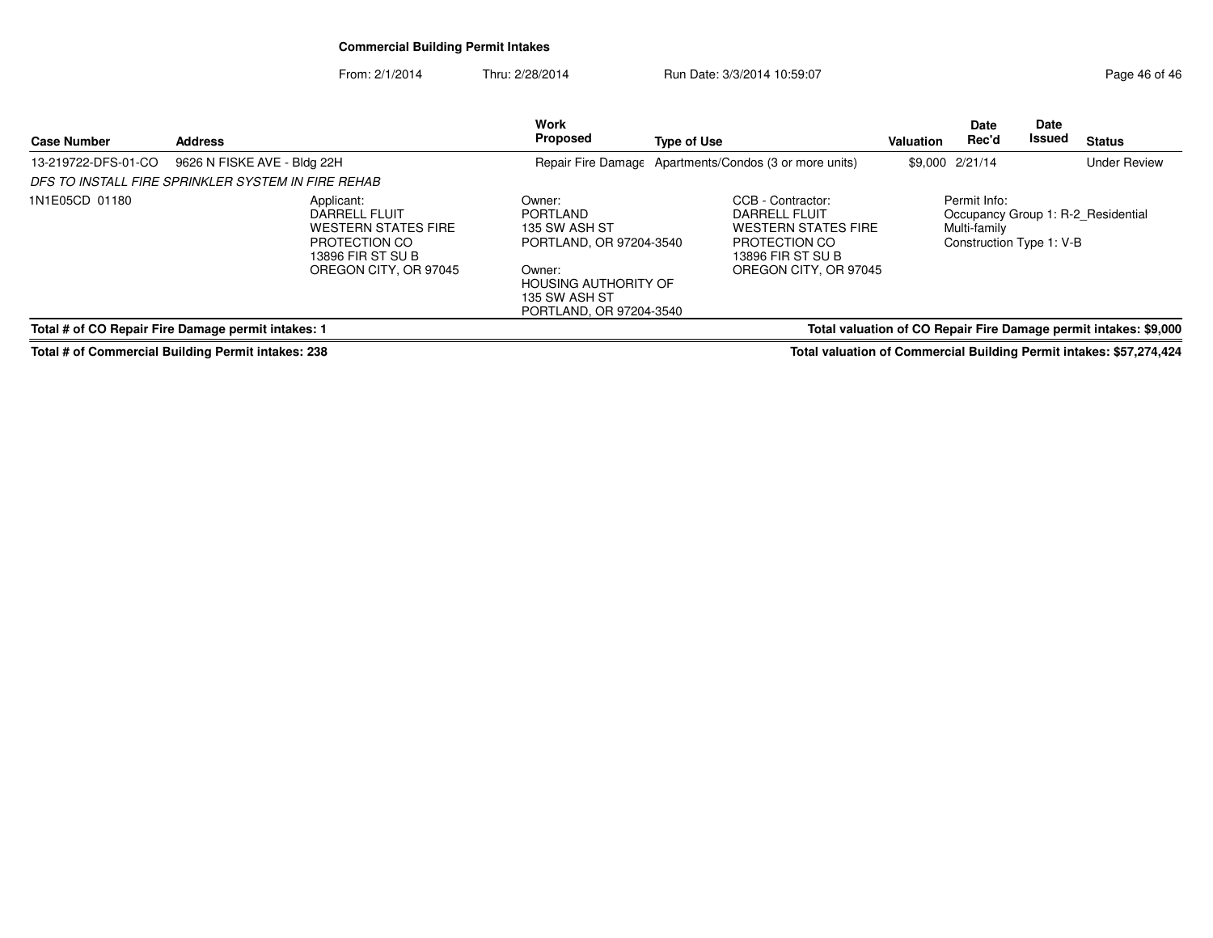**Commercial Building Permit Intakes**

From: 2/1/2014 Thru: 2/28/2014 Run Date: 3/3/2014 10:59:07

| Case Number | Address | Work Proposed | Type of Use | Valuation | Date Rec'd | Date Issued | Status |
|---|---|---|---|---|---|---|---|
| 13-219722-DFS-01-CO | 9626 N FISKE AVE - Bldg 22H | Repair Fire Damage | Apartments/Condos (3 or more units) | $9,000 | 2/21/14 | | Under Review |

*DFS TO INSTALL FIRE SPRINKLER SYSTEM IN FIRE REHAB*

1N1E05CD 01180

Applicant:
DARRELL FLUIT
WESTERN STATES FIRE PROTECTION CO
13896 FIR ST SU B
OREGON CITY, OR 97045

Owner:
PORTLAND
135 SW ASH ST
PORTLAND, OR 97204-3540

Owner:
HOUSING AUTHORITY OF
135 SW ASH ST
PORTLAND, OR 97204-3540

CCB - Contractor:
DARRELL FLUIT
WESTERN STATES FIRE PROTECTION CO
13896 FIR ST SU B
OREGON CITY, OR 97045

Permit Info:
Occupancy Group 1: R-2_Residential Multi-family
Construction Type 1: V-B

**Total # of CO Repair Fire Damage permit intakes: 1**

**Total valuation of CO Repair Fire Damage permit intakes: $9,000**

**Total # of Commercial Building Permit intakes: 238**

**Total valuation of Commercial Building Permit intakes: $57,274,424**